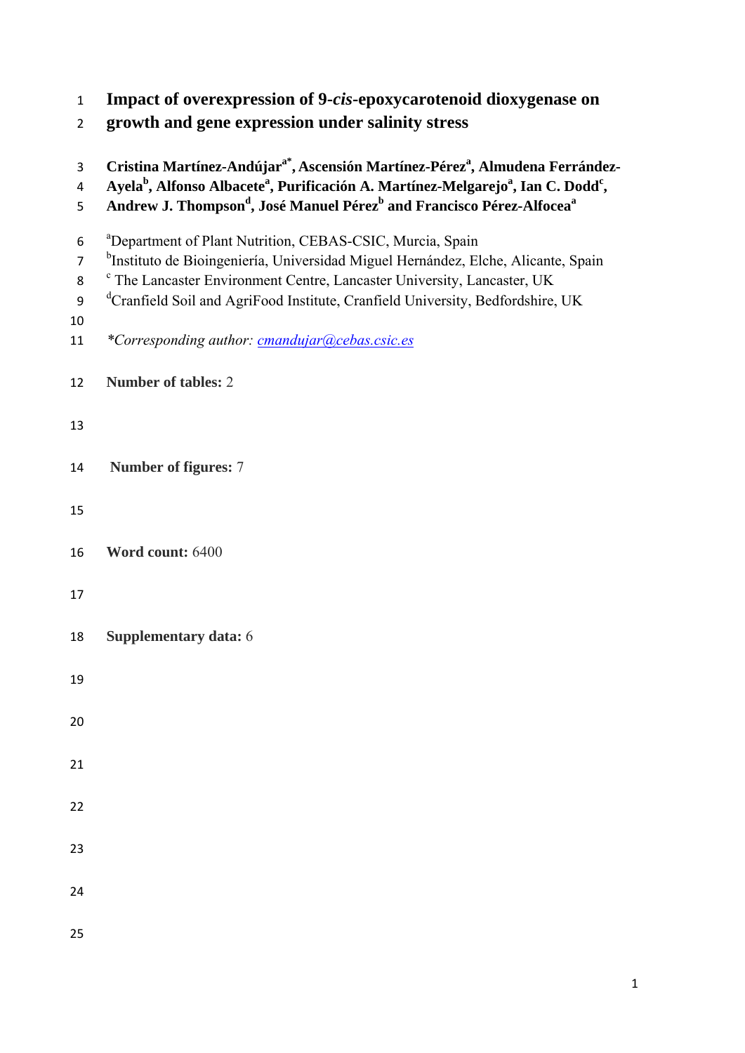# Impact of overexpression of 9-*cis*-epoxycarotenoid dioxygenase on growth and gene expression under salinity stress

**Cristina Martínez-Andújar[a*], Ascensión Martínez-Pérez[a], Almudena Ferrández-Ayela[b], Alfonso Albacete[a], Purificación A. Martínez-Melgarejo[a], Ian C. Dodd[c], Andrew J. Thompson[d], José Manuel Pérez[b] and Francisco Pérez-Alfocea[a]**

[a]Department of Plant Nutrition, CEBAS-CSIC, Murcia, Spain

[b]Instituto de Bioingeniería, Universidad Miguel Hernández, Elche, Alicante, Spain

[c] The Lancaster Environment Centre, Lancaster University, Lancaster, UK

[d]Cranfield Soil and AgriFood Institute, Cranfield University, Bedfordshire, UK

*\*Corresponding author:* cmandujar@cebas.csic.es

**Number of tables:** 2

**Number of figures:** 7

**Word count:** 6400

**Supplementary data:** 6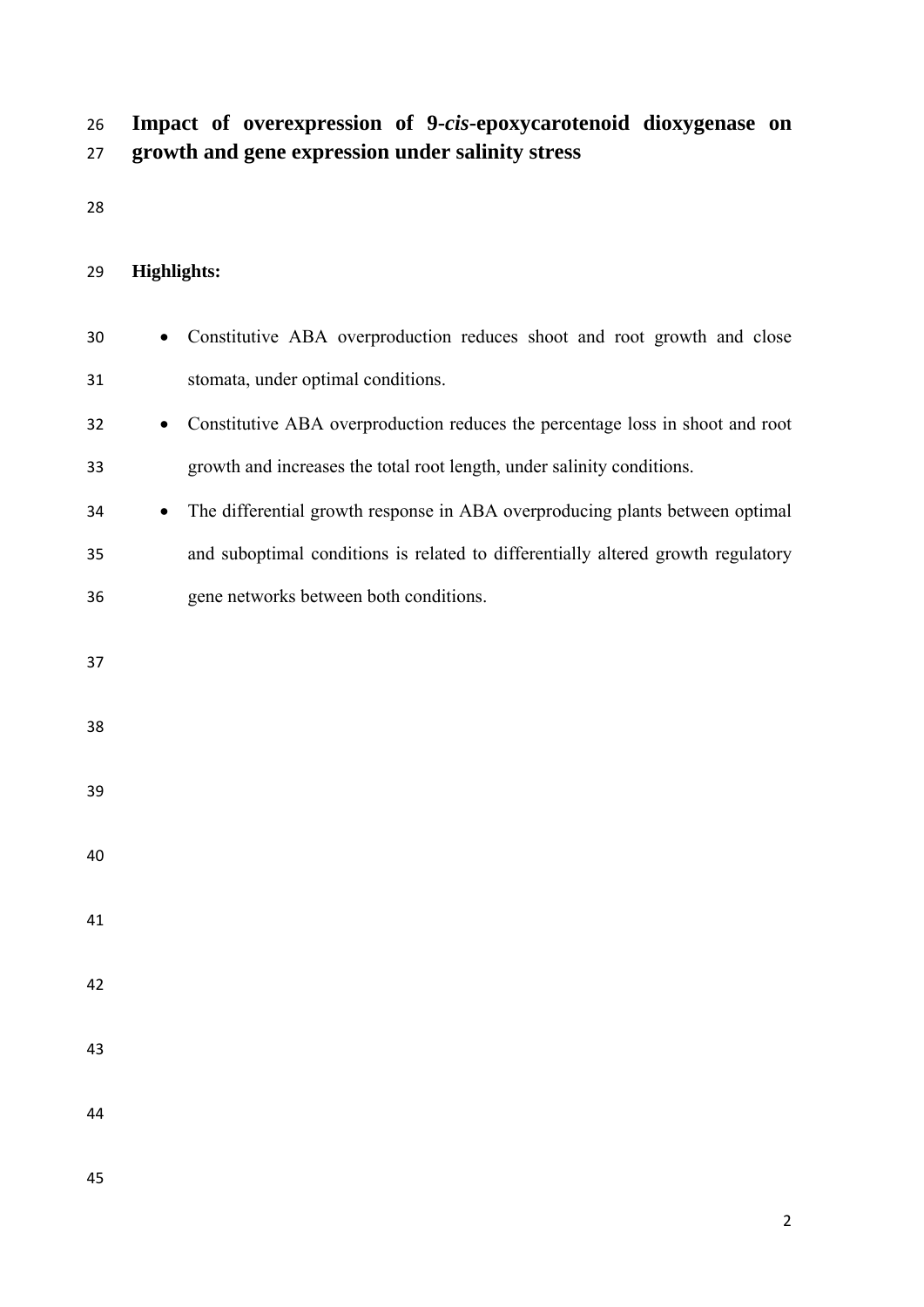# Impact of overexpression of 9-*cis*-epoxycarotenoid dioxygenase on growth and gene expression under salinity stress

**Highlights:**

- Constitutive ABA overproduction reduces shoot and root growth and close stomata, under optimal conditions.
- Constitutive ABA overproduction reduces the percentage loss in shoot and root growth and increases the total root length, under salinity conditions.
- The differential growth response in ABA overproducing plants between optimal and suboptimal conditions is related to differentially altered growth regulatory gene networks between both conditions.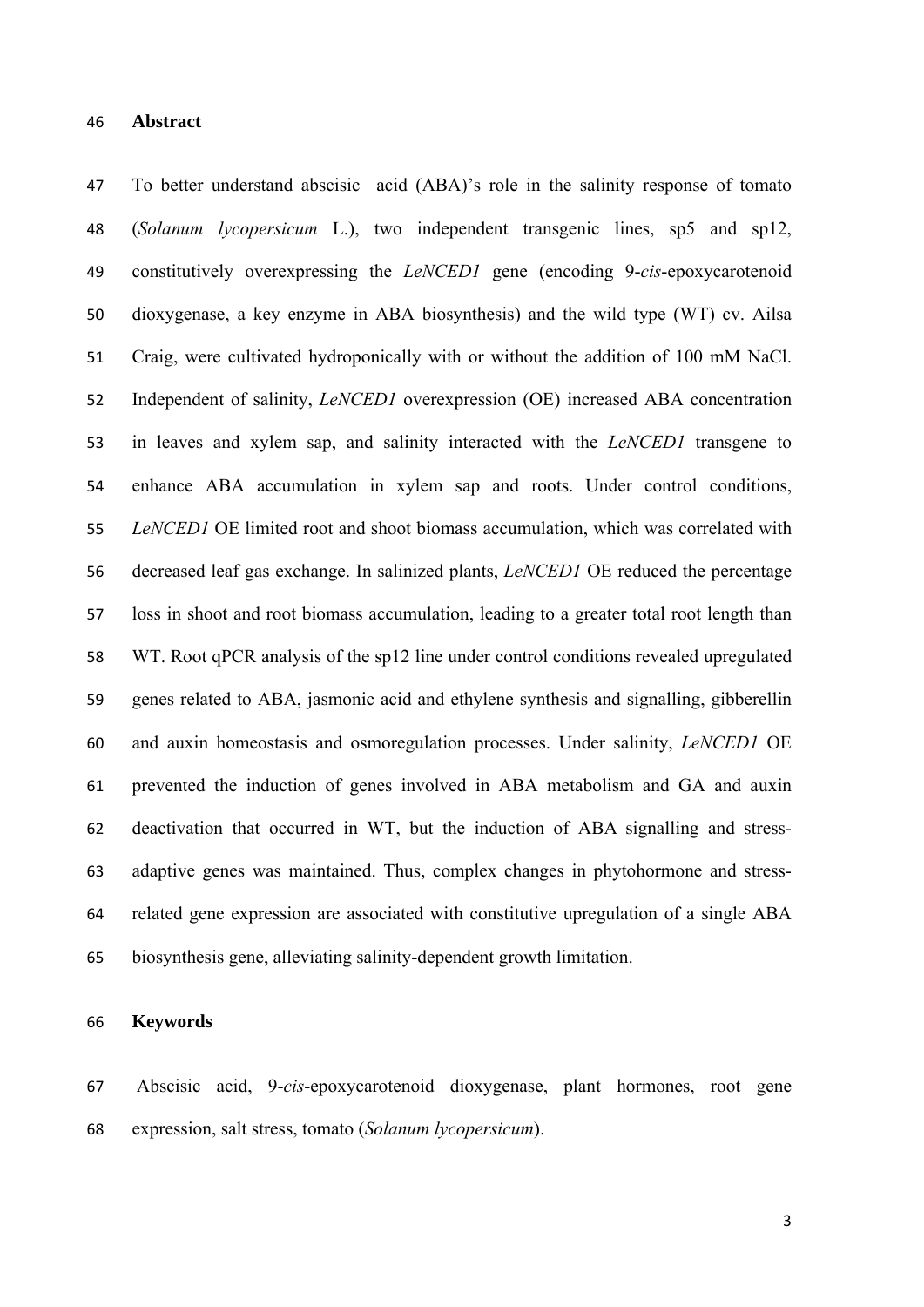## Abstract

To better understand abscisic acid (ABA)'s role in the salinity response of tomato (*Solanum lycopersicum* L.), two independent transgenic lines, sp5 and sp12, constitutively overexpressing the *LeNCED1* gene (encoding 9-*cis*-epoxycarotenoid dioxygenase, a key enzyme in ABA biosynthesis) and the wild type (WT) cv. Ailsa Craig, were cultivated hydroponically with or without the addition of 100 mM NaCl. Independent of salinity, *LeNCED1* overexpression (OE) increased ABA concentration in leaves and xylem sap, and salinity interacted with the *LeNCED1* transgene to enhance ABA accumulation in xylem sap and roots. Under control conditions, *LeNCED1* OE limited root and shoot biomass accumulation, which was correlated with decreased leaf gas exchange. In salinized plants, *LeNCED1* OE reduced the percentage loss in shoot and root biomass accumulation, leading to a greater total root length than WT. Root qPCR analysis of the sp12 line under control conditions revealed upregulated genes related to ABA, jasmonic acid and ethylene synthesis and signalling, gibberellin and auxin homeostasis and osmoregulation processes. Under salinity, *LeNCED1* OE prevented the induction of genes involved in ABA metabolism and GA and auxin deactivation that occurred in WT, but the induction of ABA signalling and stress-adaptive genes was maintained. Thus, complex changes in phytohormone and stress-related gene expression are associated with constitutive upregulation of a single ABA biosynthesis gene, alleviating salinity-dependent growth limitation.

## Keywords

Abscisic acid, 9-*cis*-epoxycarotenoid dioxygenase, plant hormones, root gene expression, salt stress, tomato (*Solanum lycopersicum*).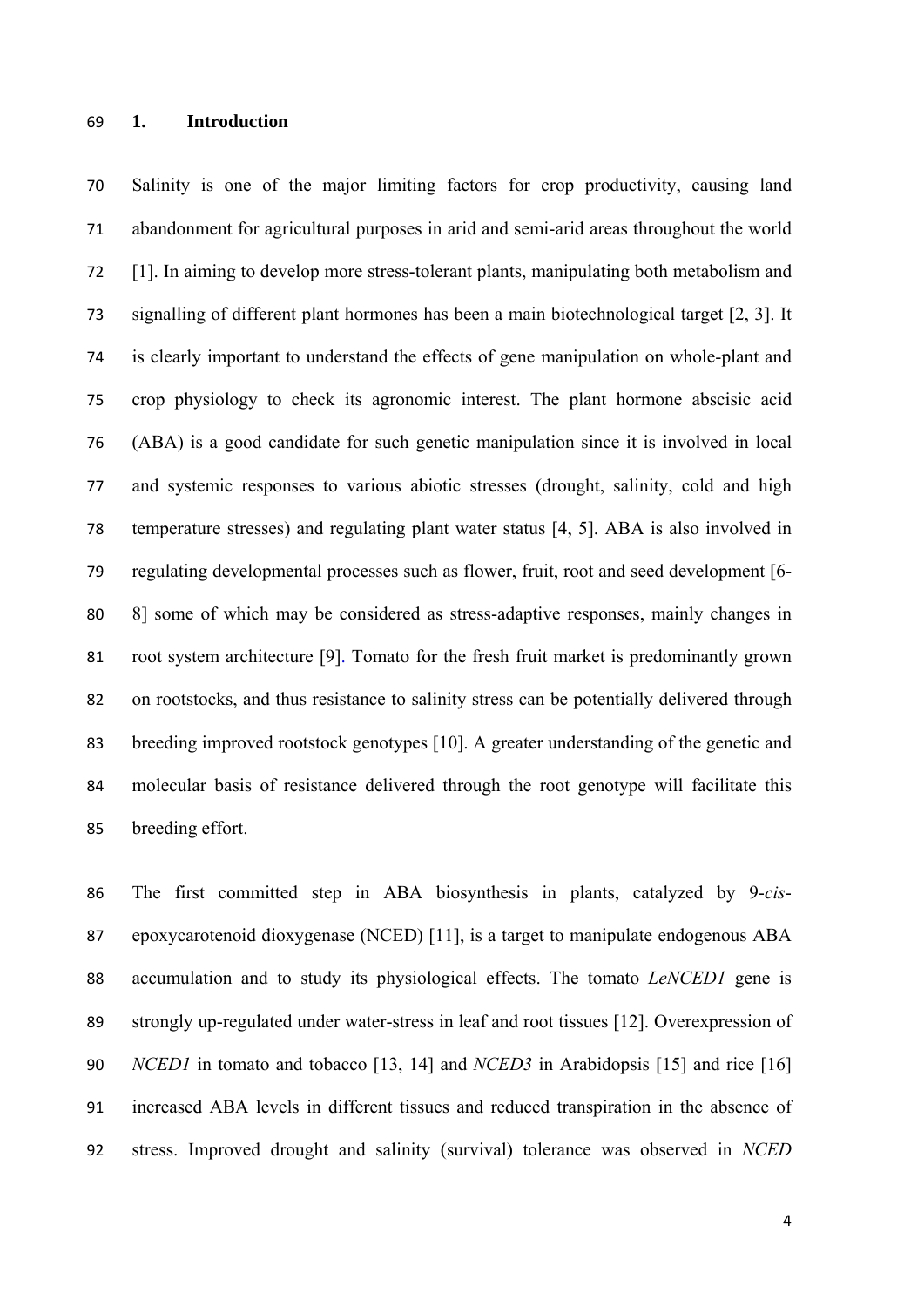## 1. Introduction

Salinity is one of the major limiting factors for crop productivity, causing land abandonment for agricultural purposes in arid and semi-arid areas throughout the world [1]. In aiming to develop more stress-tolerant plants, manipulating both metabolism and signalling of different plant hormones has been a main biotechnological target [2, 3]. It is clearly important to understand the effects of gene manipulation on whole-plant and crop physiology to check its agronomic interest. The plant hormone abscisic acid (ABA) is a good candidate for such genetic manipulation since it is involved in local and systemic responses to various abiotic stresses (drought, salinity, cold and high temperature stresses) and regulating plant water status [4, 5]. ABA is also involved in regulating developmental processes such as flower, fruit, root and seed development [6-8] some of which may be considered as stress-adaptive responses, mainly changes in root system architecture [9]. Tomato for the fresh fruit market is predominantly grown on rootstocks, and thus resistance to salinity stress can be potentially delivered through breeding improved rootstock genotypes [10]. A greater understanding of the genetic and molecular basis of resistance delivered through the root genotype will facilitate this breeding effort.

The first committed step in ABA biosynthesis in plants, catalyzed by 9-*cis*-epoxycarotenoid dioxygenase (NCED) [11], is a target to manipulate endogenous ABA accumulation and to study its physiological effects. The tomato *LeNCED1* gene is strongly up-regulated under water-stress in leaf and root tissues [12]. Overexpression of *NCED1* in tomato and tobacco [13, 14] and *NCED3* in Arabidopsis [15] and rice [16] increased ABA levels in different tissues and reduced transpiration in the absence of stress. Improved drought and salinity (survival) tolerance was observed in *NCED*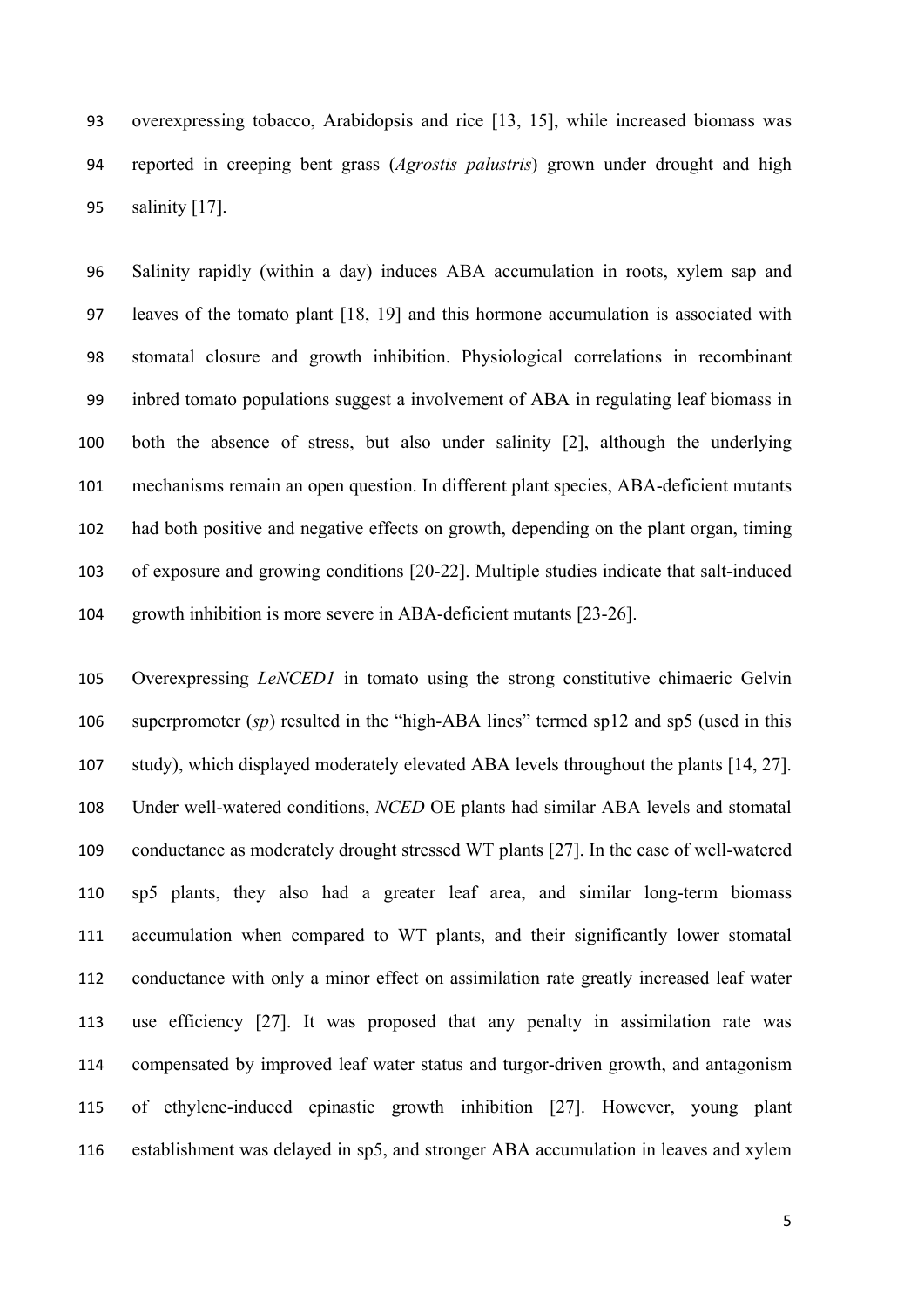overexpressing tobacco, Arabidopsis and rice [13, 15], while increased biomass was reported in creeping bent grass (*Agrostis palustris*) grown under drought and high salinity [17].

Salinity rapidly (within a day) induces ABA accumulation in roots, xylem sap and leaves of the tomato plant [18, 19] and this hormone accumulation is associated with stomatal closure and growth inhibition. Physiological correlations in recombinant inbred tomato populations suggest a involvement of ABA in regulating leaf biomass in both the absence of stress, but also under salinity [2], although the underlying mechanisms remain an open question. In different plant species, ABA-deficient mutants had both positive and negative effects on growth, depending on the plant organ, timing of exposure and growing conditions [20-22]. Multiple studies indicate that salt-induced growth inhibition is more severe in ABA-deficient mutants [23-26].

Overexpressing *LeNCED1* in tomato using the strong constitutive chimaeric Gelvin superpromoter (*sp*) resulted in the "high-ABA lines" termed sp12 and sp5 (used in this study), which displayed moderately elevated ABA levels throughout the plants [14, 27]. Under well-watered conditions, *NCED* OE plants had similar ABA levels and stomatal conductance as moderately drought stressed WT plants [27]. In the case of well-watered sp5 plants, they also had a greater leaf area, and similar long-term biomass accumulation when compared to WT plants, and their significantly lower stomatal conductance with only a minor effect on assimilation rate greatly increased leaf water use efficiency [27]. It was proposed that any penalty in assimilation rate was compensated by improved leaf water status and turgor-driven growth, and antagonism of ethylene-induced epinastic growth inhibition [27]. However, young plant establishment was delayed in sp5, and stronger ABA accumulation in leaves and xylem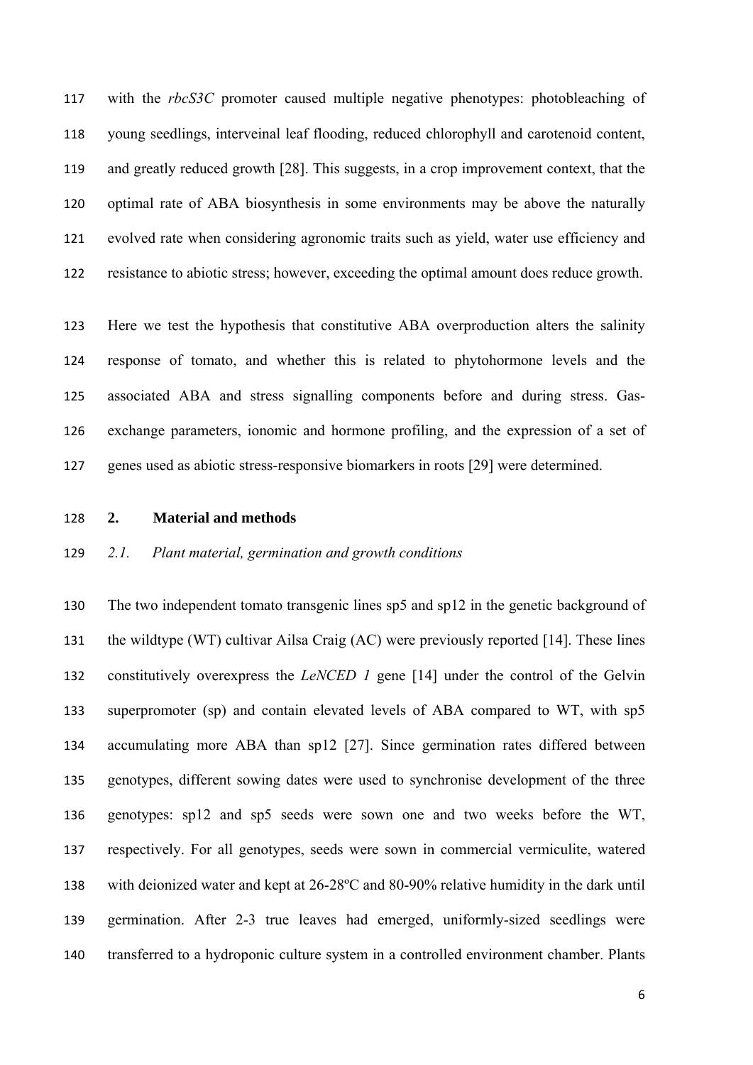with the *rbcS3C* promoter caused multiple negative phenotypes: photobleaching of young seedlings, interveinal leaf flooding, reduced chlorophyll and carotenoid content, and greatly reduced growth [28]. This suggests, in a crop improvement context, that the optimal rate of ABA biosynthesis in some environments may be above the naturally evolved rate when considering agronomic traits such as yield, water use efficiency and resistance to abiotic stress; however, exceeding the optimal amount does reduce growth.

Here we test the hypothesis that constitutive ABA overproduction alters the salinity response of tomato, and whether this is related to phytohormone levels and the associated ABA and stress signalling components before and during stress. Gas-exchange parameters, ionomic and hormone profiling, and the expression of a set of genes used as abiotic stress-responsive biomarkers in roots [29] were determined.

## 2. Material and methods

### *2.1. Plant material, germination and growth conditions*

The two independent tomato transgenic lines sp5 and sp12 in the genetic background of the wildtype (WT) cultivar Ailsa Craig (AC) were previously reported [14]. These lines constitutively overexpress the *LeNCED 1* gene [14] under the control of the Gelvin superpromoter (sp) and contain elevated levels of ABA compared to WT, with sp5 accumulating more ABA than sp12 [27]. Since germination rates differed between genotypes, different sowing dates were used to synchronise development of the three genotypes: sp12 and sp5 seeds were sown one and two weeks before the WT, respectively. For all genotypes, seeds were sown in commercial vermiculite, watered with deionized water and kept at 26-28ºC and 80-90% relative humidity in the dark until germination. After 2-3 true leaves had emerged, uniformly-sized seedlings were transferred to a hydroponic culture system in a controlled environment chamber. Plants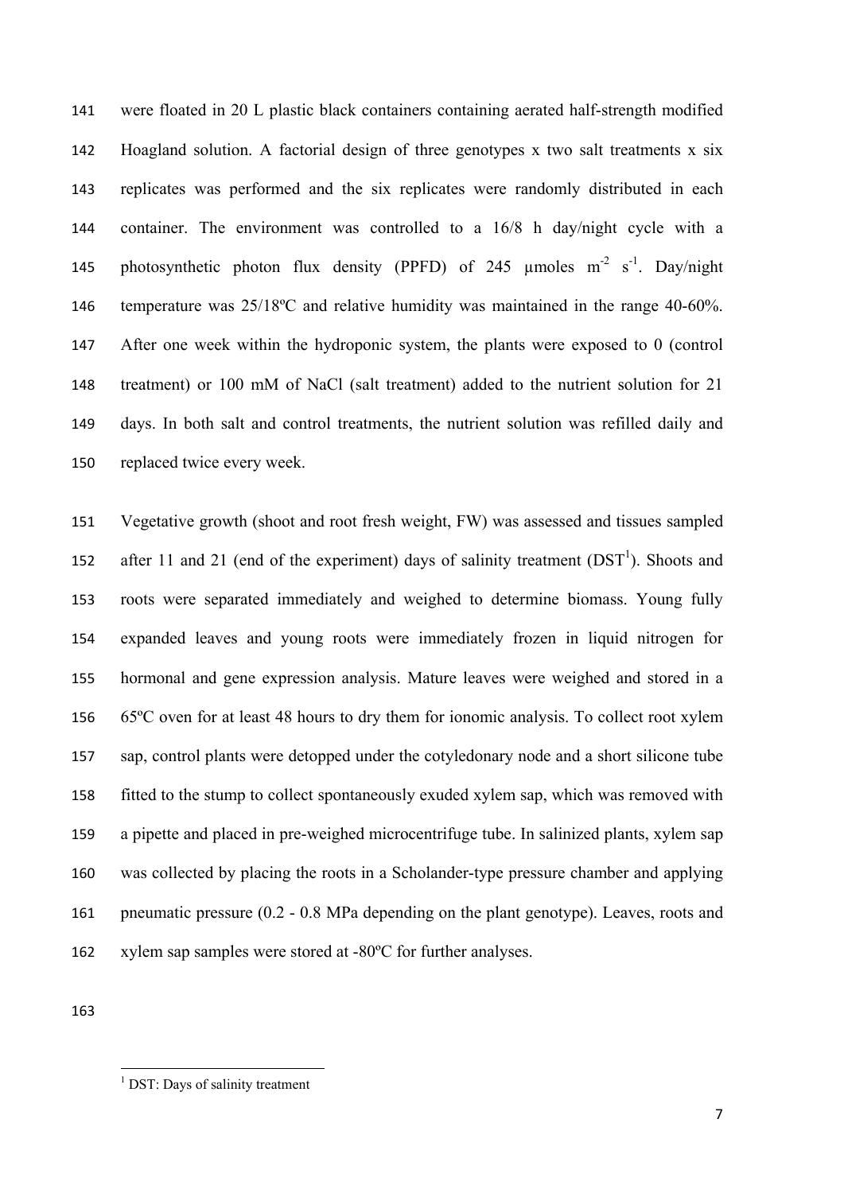were floated in 20 L plastic black containers containing aerated half-strength modified Hoagland solution. A factorial design of three genotypes x two salt treatments x six replicates was performed and the six replicates were randomly distributed in each container. The environment was controlled to a 16/8 h day/night cycle with a photosynthetic photon flux density (PPFD) of 245 µmoles $m^{-2}$ $s^{-1}$. Day/night temperature was 25/18ºC and relative humidity was maintained in the range 40-60%. After one week within the hydroponic system, the plants were exposed to 0 (control treatment) or 100 mM of NaCl (salt treatment) added to the nutrient solution for 21 days. In both salt and control treatments, the nutrient solution was refilled daily and replaced twice every week.

Vegetative growth (shoot and root fresh weight, FW) was assessed and tissues sampled after 11 and 21 (end of the experiment) days of salinity treatment (DST[1]). Shoots and roots were separated immediately and weighed to determine biomass. Young fully expanded leaves and young roots were immediately frozen in liquid nitrogen for hormonal and gene expression analysis. Mature leaves were weighed and stored in a 65ºC oven for at least 48 hours to dry them for ionomic analysis. To collect root xylem sap, control plants were detopped under the cotyledonary node and a short silicone tube fitted to the stump to collect spontaneously exuded xylem sap, which was removed with a pipette and placed in pre-weighed microcentrifuge tube. In salinized plants, xylem sap was collected by placing the roots in a Scholander-type pressure chamber and applying pneumatic pressure (0.2 - 0.8 MPa depending on the plant genotype). Leaves, roots and xylem sap samples were stored at -80ºC for further analyses.

[1] DST: Days of salinity treatment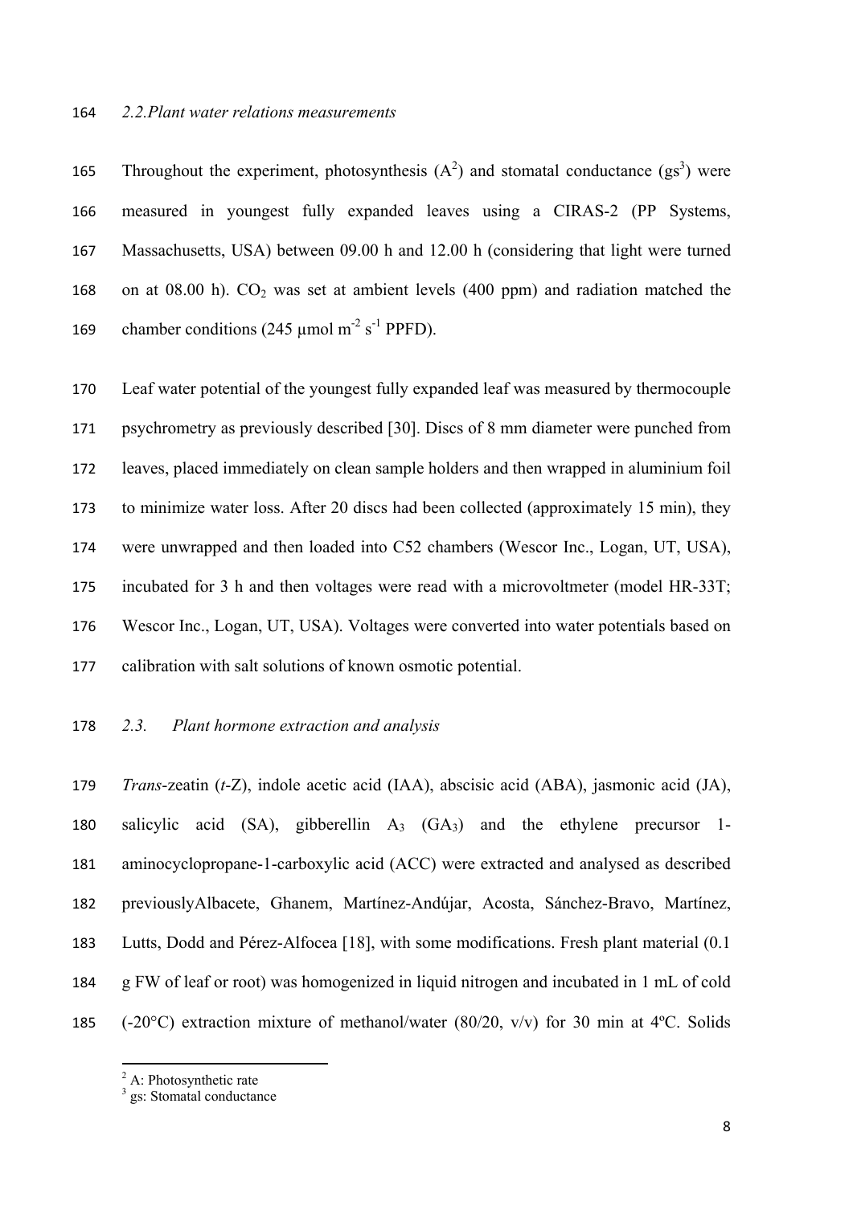### 2.2. Plant water relations measurements

Throughout the experiment, photosynthesis (A[2]) and stomatal conductance (gs[3]) were measured in youngest fully expanded leaves using a CIRAS-2 (PP Systems, Massachusetts, USA) between 09.00 h and 12.00 h (considering that light were turned on at 08.00 h). $CO_2$ was set at ambient levels (400 ppm) and radiation matched the chamber conditions (245 µmol $m^{-2}$ $s^{-1}$ PPFD).

Leaf water potential of the youngest fully expanded leaf was measured by thermocouple psychrometry as previously described [30]. Discs of 8 mm diameter were punched from leaves, placed immediately on clean sample holders and then wrapped in aluminium foil to minimize water loss. After 20 discs had been collected (approximately 15 min), they were unwrapped and then loaded into C52 chambers (Wescor Inc., Logan, UT, USA), incubated for 3 h and then voltages were read with a microvoltmeter (model HR-33T; Wescor Inc., Logan, UT, USA). Voltages were converted into water potentials based on calibration with salt solutions of known osmotic potential.

### 2.3. Plant hormone extraction and analysis

*Trans*-zeatin (*t*-Z), indole acetic acid (IAA), abscisic acid (ABA), jasmonic acid (JA), salicylic acid (SA), gibberellin $A_3$ ($GA_3$) and the ethylene precursor 1-aminocyclopropane-1-carboxylic acid (ACC) were extracted and analysed as described previouslyAlbacete, Ghanem, Martínez-Andújar, Acosta, Sánchez-Bravo, Martínez, Lutts, Dodd and Pérez-Alfocea [18], with some modifications. Fresh plant material (0.1 g FW of leaf or root) was homogenized in liquid nitrogen and incubated in 1 mL of cold (-20°C) extraction mixture of methanol/water (80/20, v/v) for 30 min at 4ºC. Solids

---

[2] A: Photosynthetic rate

[3] gs: Stomatal conductance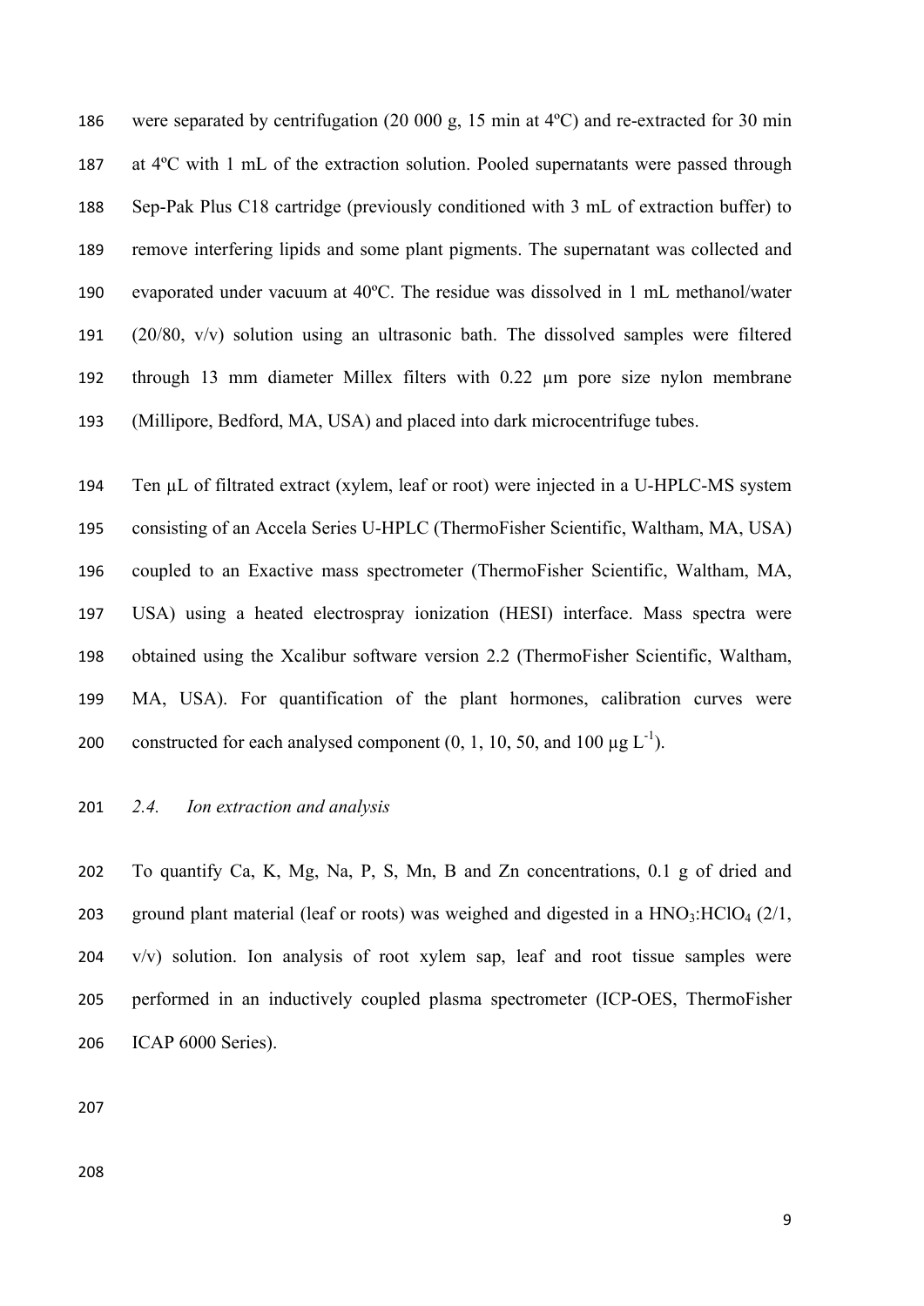were separated by centrifugation (20 000 g, 15 min at 4ºC) and re-extracted for 30 min at 4ºC with 1 mL of the extraction solution. Pooled supernatants were passed through Sep-Pak Plus C18 cartridge (previously conditioned with 3 mL of extraction buffer) to remove interfering lipids and some plant pigments. The supernatant was collected and evaporated under vacuum at 40ºC. The residue was dissolved in 1 mL methanol/water (20/80, v/v) solution using an ultrasonic bath. The dissolved samples were filtered through 13 mm diameter Millex filters with 0.22 μm pore size nylon membrane (Millipore, Bedford, MA, USA) and placed into dark microcentrifuge tubes.

Ten μL of filtrated extract (xylem, leaf or root) were injected in a U-HPLC-MS system consisting of an Accela Series U-HPLC (ThermoFisher Scientific, Waltham, MA, USA) coupled to an Exactive mass spectrometer (ThermoFisher Scientific, Waltham, MA, USA) using a heated electrospray ionization (HESI) interface. Mass spectra were obtained using the Xcalibur software version 2.2 (ThermoFisher Scientific, Waltham, MA, USA). For quantification of the plant hormones, calibration curves were constructed for each analysed component (0, 1, 10, 50, and 100 μg $L^{-1}$).

## *2.4. Ion extraction and analysis*

To quantify Ca, K, Mg, Na, P, S, Mn, B and Zn concentrations, 0.1 g of dried and ground plant material (leaf or roots) was weighed and digested in a $HNO_3$:$HClO_4$ (2/1, v/v) solution. Ion analysis of root xylem sap, leaf and root tissue samples were performed in an inductively coupled plasma spectrometer (ICP-OES, ThermoFisher ICAP 6000 Series).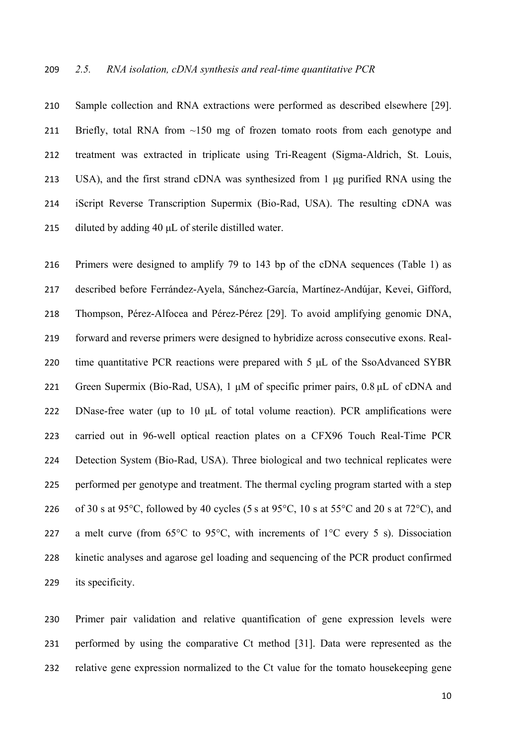### *2.5. RNA isolation, cDNA synthesis and real-time quantitative PCR*

Sample collection and RNA extractions were performed as described elsewhere [29]. Briefly, total RNA from ~150 mg of frozen tomato roots from each genotype and treatment was extracted in triplicate using Tri-Reagent (Sigma-Aldrich, St. Louis, USA), and the first strand cDNA was synthesized from 1 μg purified RNA using the iScript Reverse Transcription Supermix (Bio-Rad, USA). The resulting cDNA was diluted by adding 40 μL of sterile distilled water.

Primers were designed to amplify 79 to 143 bp of the cDNA sequences (Table 1) as described before Ferrández-Ayela, Sánchez-García, Martínez-Andújar, Kevei, Gifford, Thompson, Pérez-Alfocea and Pérez-Pérez [29]. To avoid amplifying genomic DNA, forward and reverse primers were designed to hybridize across consecutive exons. Real-time quantitative PCR reactions were prepared with 5 μL of the SsoAdvanced SYBR Green Supermix (Bio-Rad, USA), 1 μM of specific primer pairs, 0.8 μL of cDNA and DNase-free water (up to 10 μL of total volume reaction). PCR amplifications were carried out in 96-well optical reaction plates on a CFX96 Touch Real-Time PCR Detection System (Bio-Rad, USA). Three biological and two technical replicates were performed per genotype and treatment. The thermal cycling program started with a step of 30 s at 95°C, followed by 40 cycles (5 s at 95°C, 10 s at 55°C and 20 s at 72°C), and a melt curve (from 65°C to 95°C, with increments of 1°C every 5 s). Dissociation kinetic analyses and agarose gel loading and sequencing of the PCR product confirmed its specificity.

Primer pair validation and relative quantification of gene expression levels were performed by using the comparative Ct method [31]. Data were represented as the relative gene expression normalized to the Ct value for the tomato housekeeping gene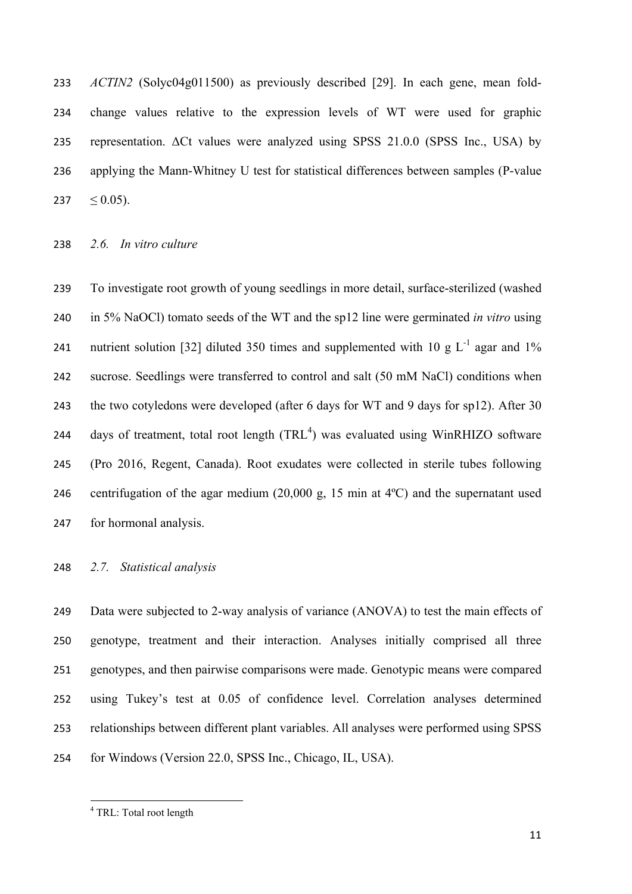*ACTIN2* (Solyc04g011500) as previously described [29]. In each gene, mean fold-change values relative to the expression levels of WT were used for graphic representation. ΔCt values were analyzed using SPSS 21.0.0 (SPSS Inc., USA) by applying the Mann-Whitney U test for statistical differences between samples (P-value ≤ 0.05).

### *2.6. In vitro culture*

To investigate root growth of young seedlings in more detail, surface-sterilized (washed in 5% NaOCl) tomato seeds of the WT and the sp12 line were germinated *in vitro* using nutrient solution [32] diluted 350 times and supplemented with 10 g $L^{-1}$ agar and 1% sucrose. Seedlings were transferred to control and salt (50 mM NaCl) conditions when the two cotyledons were developed (after 6 days for WT and 9 days for sp12). After 30 days of treatment, total root length (TRL[4]) was evaluated using WinRHIZO software (Pro 2016, Regent, Canada). Root exudates were collected in sterile tubes following centrifugation of the agar medium (20,000 g, 15 min at 4ºC) and the supernatant used for hormonal analysis.

### *2.7. Statistical analysis*

Data were subjected to 2-way analysis of variance (ANOVA) to test the main effects of genotype, treatment and their interaction. Analyses initially comprised all three genotypes, and then pairwise comparisons were made. Genotypic means were compared using Tukey's test at 0.05 of confidence level. Correlation analyses determined relationships between different plant variables. All analyses were performed using SPSS for Windows (Version 22.0, SPSS Inc., Chicago, IL, USA).

[4] TRL: Total root length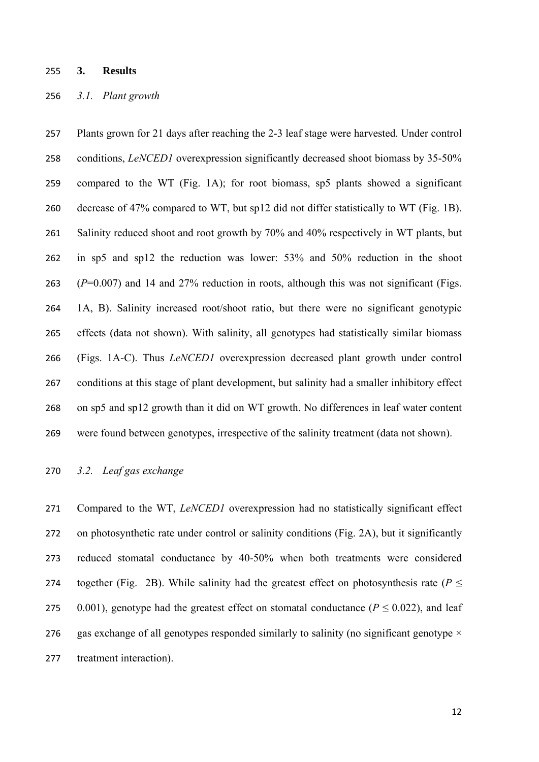# 3. Results

## 3.1. Plant growth

Plants grown for 21 days after reaching the 2-3 leaf stage were harvested. Under control conditions, *LeNCED1* overexpression significantly decreased shoot biomass by 35-50% compared to the WT (Fig. 1A); for root biomass, sp5 plants showed a significant decrease of 47% compared to WT, but sp12 did not differ statistically to WT (Fig. 1B). Salinity reduced shoot and root growth by 70% and 40% respectively in WT plants, but in sp5 and sp12 the reduction was lower: 53% and 50% reduction in the shoot ($P$=0.007) and 14 and 27% reduction in roots, although this was not significant (Figs. 1A, B). Salinity increased root/shoot ratio, but there were no significant genotypic effects (data not shown). With salinity, all genotypes had statistically similar biomass (Figs. 1A-C). Thus *LeNCED1* overexpression decreased plant growth under control conditions at this stage of plant development, but salinity had a smaller inhibitory effect on sp5 and sp12 growth than it did on WT growth. No differences in leaf water content were found between genotypes, irrespective of the salinity treatment (data not shown).

## 3.2. Leaf gas exchange

Compared to the WT, *LeNCED1* overexpression had no statistically significant effect on photosynthetic rate under control or salinity conditions (Fig. 2A), but it significantly reduced stomatal conductance by 40-50% when both treatments were considered together (Fig. 2B). While salinity had the greatest effect on photosynthesis rate ($P \leq 0.001$), genotype had the greatest effect on stomatal conductance ($P \leq 0.022$), and leaf gas exchange of all genotypes responded similarly to salinity (no significant genotype × treatment interaction).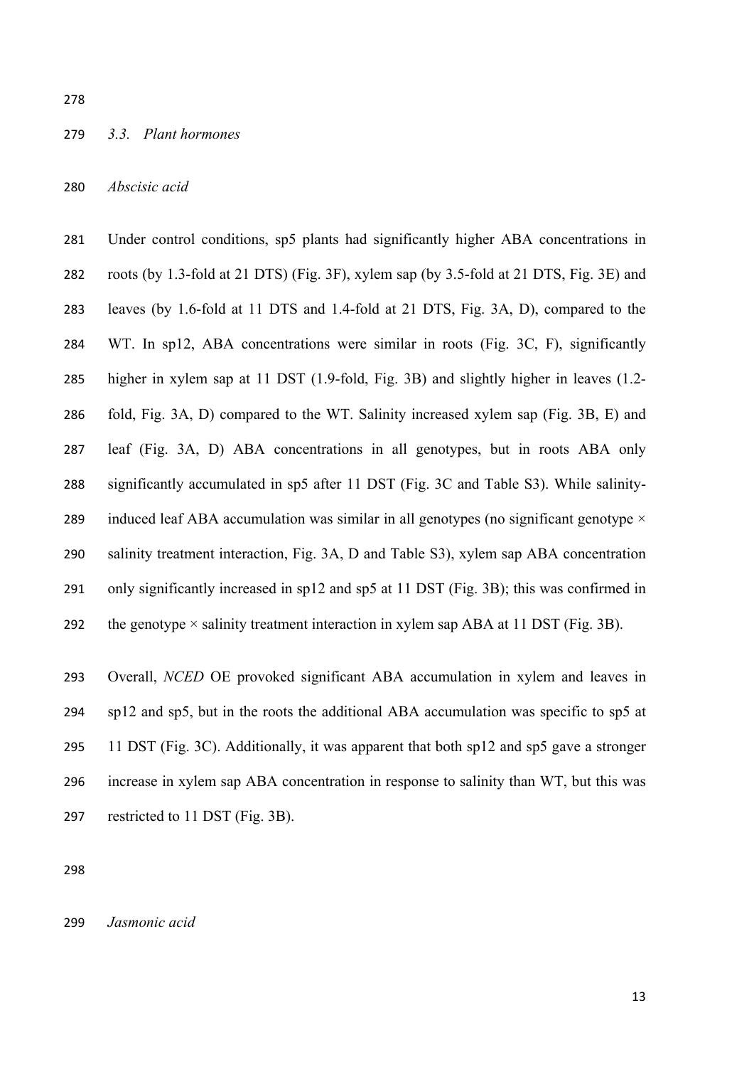### *3.3. Plant hormones*

*Abscisic acid*

Under control conditions, sp5 plants had significantly higher ABA concentrations in roots (by 1.3-fold at 21 DTS) (Fig. 3F), xylem sap (by 3.5-fold at 21 DTS, Fig. 3E) and leaves (by 1.6-fold at 11 DTS and 1.4-fold at 21 DTS, Fig. 3A, D), compared to the WT. In sp12, ABA concentrations were similar in roots (Fig. 3C, F), significantly higher in xylem sap at 11 DST (1.9-fold, Fig. 3B) and slightly higher in leaves (1.2-fold, Fig. 3A, D) compared to the WT. Salinity increased xylem sap (Fig. 3B, E) and leaf (Fig. 3A, D) ABA concentrations in all genotypes, but in roots ABA only significantly accumulated in sp5 after 11 DST (Fig. 3C and Table S3). While salinity-induced leaf ABA accumulation was similar in all genotypes (no significant genotype × salinity treatment interaction, Fig. 3A, D and Table S3), xylem sap ABA concentration only significantly increased in sp12 and sp5 at 11 DST (Fig. 3B); this was confirmed in the genotype × salinity treatment interaction in xylem sap ABA at 11 DST (Fig. 3B).

Overall, *NCED* OE provoked significant ABA accumulation in xylem and leaves in sp12 and sp5, but in the roots the additional ABA accumulation was specific to sp5 at 11 DST (Fig. 3C). Additionally, it was apparent that both sp12 and sp5 gave a stronger increase in xylem sap ABA concentration in response to salinity than WT, but this was restricted to 11 DST (Fig. 3B).

*Jasmonic acid*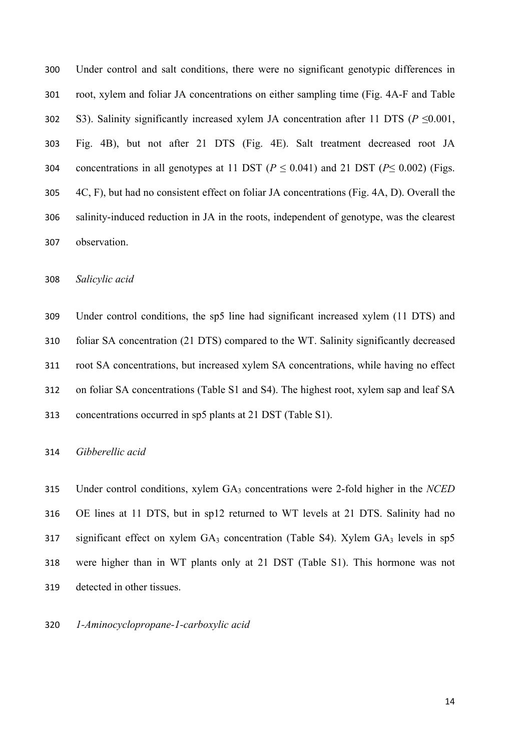Under control and salt conditions, there were no significant genotypic differences in root, xylem and foliar JA concentrations on either sampling time (Fig. 4A-F and Table S3). Salinity significantly increased xylem JA concentration after 11 DTS ($P \leq 0.001$, Fig. 4B), but not after 21 DTS (Fig. 4E). Salt treatment decreased root JA concentrations in all genotypes at 11 DST ($P \leq 0.041$) and 21 DST ($P \leq 0.002$) (Figs. 4C, F), but had no consistent effect on foliar JA concentrations (Fig. 4A, D). Overall the salinity-induced reduction in JA in the roots, independent of genotype, was the clearest observation.

*Salicylic acid*

Under control conditions, the sp5 line had significant increased xylem (11 DTS) and foliar SA concentration (21 DTS) compared to the WT. Salinity significantly decreased root SA concentrations, but increased xylem SA concentrations, while having no effect on foliar SA concentrations (Table S1 and S4). The highest root, xylem sap and leaf SA concentrations occurred in sp5 plants at 21 DST (Table S1).

*Gibberellic acid*

Under control conditions, xylem $GA_3$ concentrations were 2-fold higher in the *NCED* OE lines at 11 DTS, but in sp12 returned to WT levels at 21 DTS. Salinity had no significant effect on xylem $GA_3$ concentration (Table S4). Xylem $GA_3$ levels in sp5 were higher than in WT plants only at 21 DST (Table S1). This hormone was not detected in other tissues.

*1-Aminocyclopropane-1-carboxylic acid*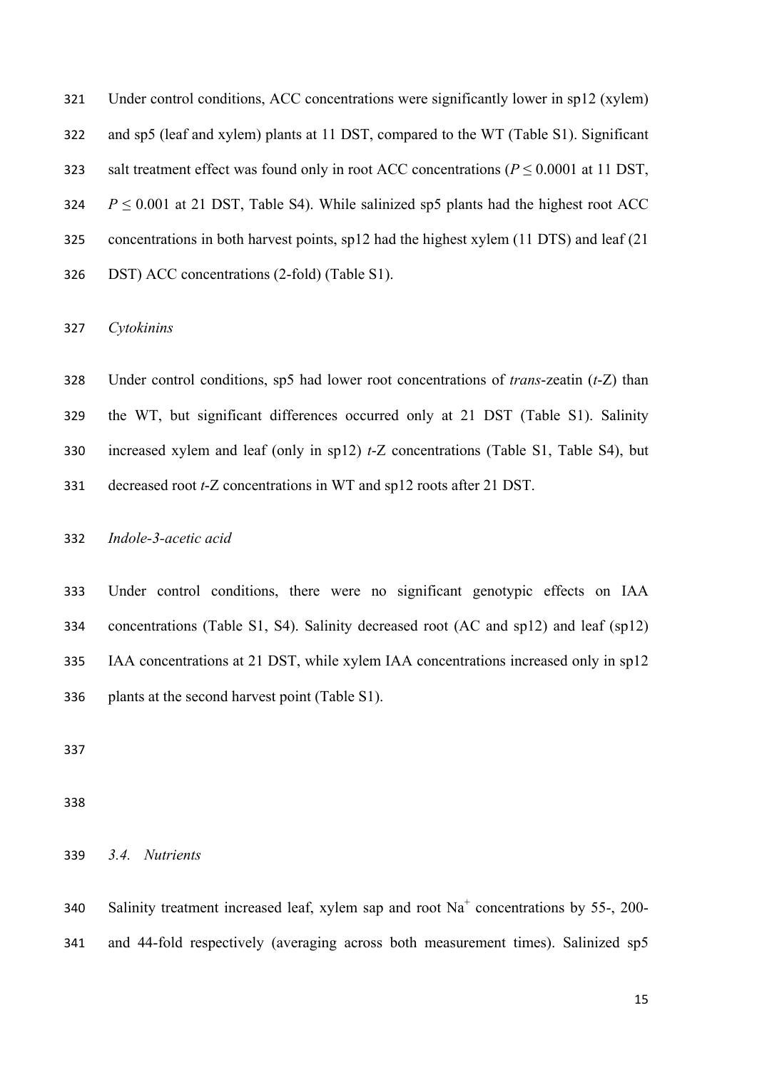Under control conditions, ACC concentrations were significantly lower in sp12 (xylem) and sp5 (leaf and xylem) plants at 11 DST, compared to the WT (Table S1). Significant salt treatment effect was found only in root ACC concentrations ($P \leq 0.0001$ at 11 DST, $P \leq 0.001$ at 21 DST, Table S4). While salinized sp5 plants had the highest root ACC concentrations in both harvest points, sp12 had the highest xylem (11 DTS) and leaf (21 DST) ACC concentrations (2-fold) (Table S1).

*Cytokinins*

Under control conditions, sp5 had lower root concentrations of *trans*-zeatin (*t*-Z) than the WT, but significant differences occurred only at 21 DST (Table S1). Salinity increased xylem and leaf (only in sp12) *t*-Z concentrations (Table S1, Table S4), but decreased root *t*-Z concentrations in WT and sp12 roots after 21 DST.

*Indole-3-acetic acid*

Under control conditions, there were no significant genotypic effects on IAA concentrations (Table S1, S4). Salinity decreased root (AC and sp12) and leaf (sp12) IAA concentrations at 21 DST, while xylem IAA concentrations increased only in sp12 plants at the second harvest point (Table S1).

### *3.4. Nutrients*

Salinity treatment increased leaf, xylem sap and root $Na^{+}$ concentrations by 55-, 200- and 44-fold respectively (averaging across both measurement times). Salinized sp5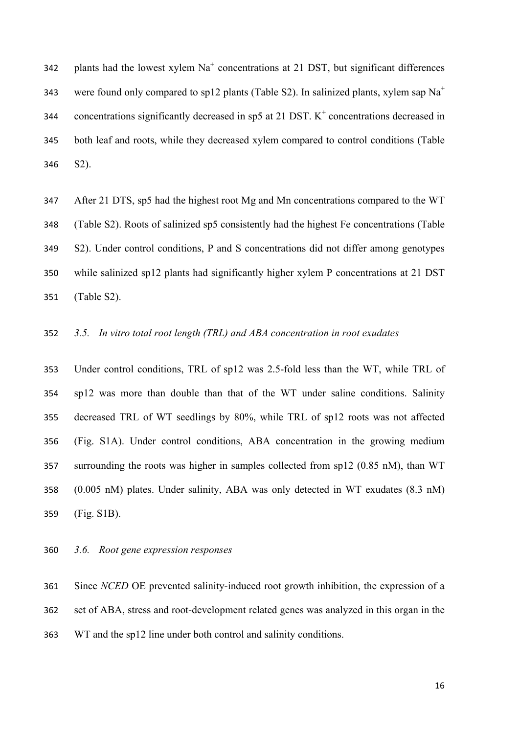plants had the lowest xylem $Na^+$ concentrations at 21 DST, but significant differences were found only compared to sp12 plants (Table S2). In salinized plants, xylem sap $Na^+$ concentrations significantly decreased in sp5 at 21 DST. $K^+$ concentrations decreased in both leaf and roots, while they decreased xylem compared to control conditions (Table S2).

After 21 DTS, sp5 had the highest root Mg and Mn concentrations compared to the WT (Table S2). Roots of salinized sp5 consistently had the highest Fe concentrations (Table S2). Under control conditions, P and S concentrations did not differ among genotypes while salinized sp12 plants had significantly higher xylem P concentrations at 21 DST (Table S2).

### *3.5. In vitro total root length (TRL) and ABA concentration in root exudates*

Under control conditions, TRL of sp12 was 2.5-fold less than the WT, while TRL of sp12 was more than double than that of the WT under saline conditions. Salinity decreased TRL of WT seedlings by 80%, while TRL of sp12 roots was not affected (Fig. S1A). Under control conditions, ABA concentration in the growing medium surrounding the roots was higher in samples collected from sp12 (0.85 nM), than WT (0.005 nM) plates. Under salinity, ABA was only detected in WT exudates (8.3 nM) (Fig. S1B).

### *3.6. Root gene expression responses*

Since *NCED* OE prevented salinity-induced root growth inhibition, the expression of a set of ABA, stress and root-development related genes was analyzed in this organ in the WT and the sp12 line under both control and salinity conditions.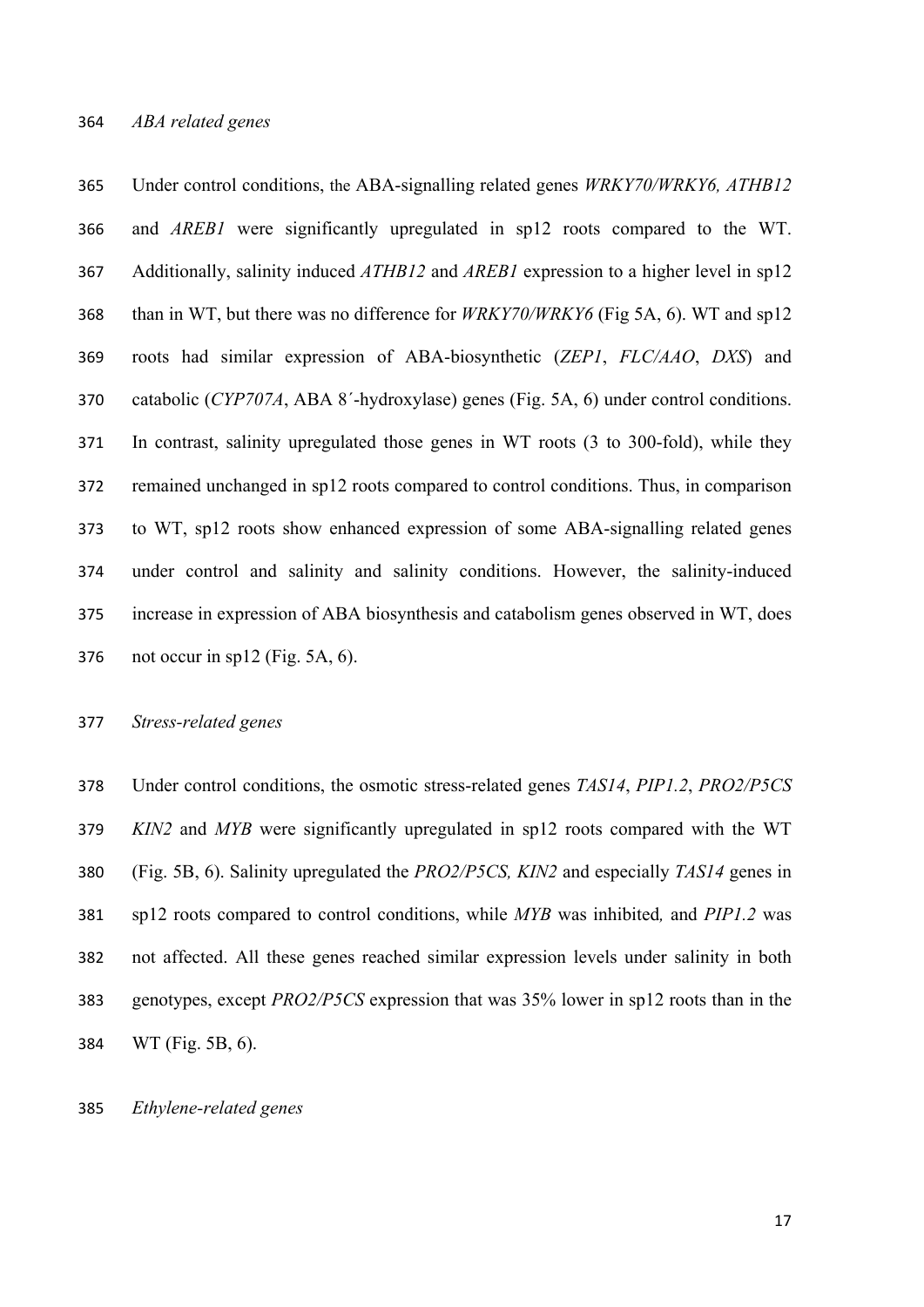*ABA related genes*

Under control conditions, the ABA-signalling related genes *WRKY70/WRKY6, ATHB12* and *AREB1* were significantly upregulated in sp12 roots compared to the WT. Additionally, salinity induced *ATHB12* and *AREB1* expression to a higher level in sp12 than in WT, but there was no difference for *WRKY70/WRKY6* (Fig 5A, 6). WT and sp12 roots had similar expression of ABA-biosynthetic (*ZEP1*, *FLC/AAO*, *DXS*) and catabolic (*CYP707A*, ABA 8´-hydroxylase) genes (Fig. 5A, 6) under control conditions. In contrast, salinity upregulated those genes in WT roots (3 to 300-fold), while they remained unchanged in sp12 roots compared to control conditions. Thus, in comparison to WT, sp12 roots show enhanced expression of some ABA-signalling related genes under control and salinity and salinity conditions. However, the salinity-induced increase in expression of ABA biosynthesis and catabolism genes observed in WT, does not occur in sp12 (Fig. 5A, 6).

*Stress-related genes*

Under control conditions, the osmotic stress-related genes *TAS14*, *PIP1.2*, *PRO2/P5CS* *KIN2* and *MYB* were significantly upregulated in sp12 roots compared with the WT (Fig. 5B, 6). Salinity upregulated the *PRO2/P5CS, KIN2* and especially *TAS14* genes in sp12 roots compared to control conditions, while *MYB* was inhibited*,* and *PIP1.2* was not affected. All these genes reached similar expression levels under salinity in both genotypes, except *PRO2/P5CS* expression that was 35% lower in sp12 roots than in the WT (Fig. 5B, 6).

*Ethylene-related genes*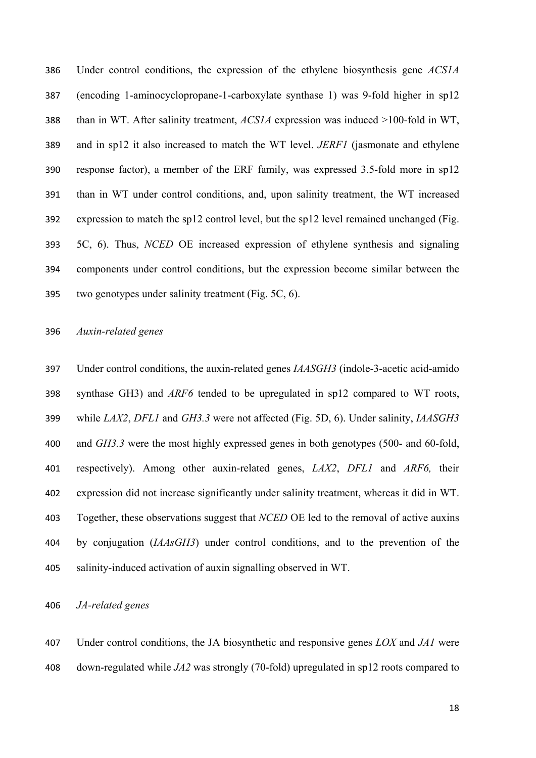Under control conditions, the expression of the ethylene biosynthesis gene *ACS1A* (encoding 1-aminocyclopropane-1-carboxylate synthase 1) was 9-fold higher in sp12 than in WT. After salinity treatment, *ACS1A* expression was induced >100-fold in WT, and in sp12 it also increased to match the WT level. *JERF1* (jasmonate and ethylene response factor), a member of the ERF family, was expressed 3.5-fold more in sp12 than in WT under control conditions, and, upon salinity treatment, the WT increased expression to match the sp12 control level, but the sp12 level remained unchanged (Fig. 5C, 6). Thus, *NCED* OE increased expression of ethylene synthesis and signaling components under control conditions, but the expression become similar between the two genotypes under salinity treatment (Fig. 5C, 6).

*Auxin-related genes*

Under control conditions, the auxin-related genes *IAASGH3* (indole-3-acetic acid-amido synthase GH3) and *ARF6* tended to be upregulated in sp12 compared to WT roots, while *LAX2*, *DFL1* and *GH3.3* were not affected (Fig. 5D, 6). Under salinity, *IAASGH3* and *GH3.3* were the most highly expressed genes in both genotypes (500- and 60-fold, respectively). Among other auxin-related genes, *LAX2*, *DFL1* and *ARF6,* their expression did not increase significantly under salinity treatment, whereas it did in WT. Together, these observations suggest that *NCED* OE led to the removal of active auxins by conjugation (*IAAsGH3*) under control conditions, and to the prevention of the salinity-induced activation of auxin signalling observed in WT.

*JA-related genes*

Under control conditions, the JA biosynthetic and responsive genes *LOX* and *JA1* were down-regulated while *JA2* was strongly (70-fold) upregulated in sp12 roots compared to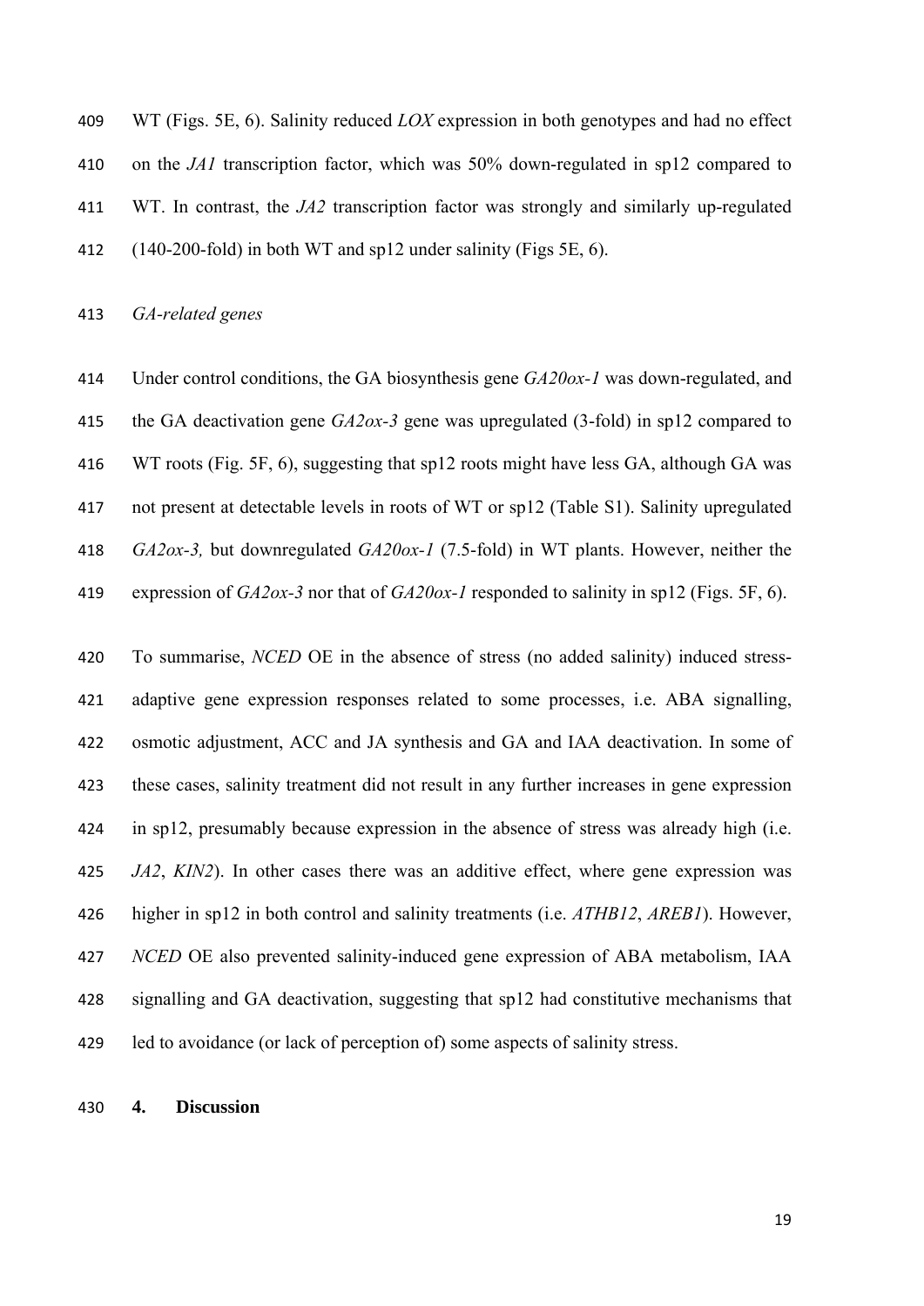WT (Figs. 5E, 6). Salinity reduced *LOX* expression in both genotypes and had no effect on the *JA1* transcription factor, which was 50% down-regulated in sp12 compared to WT. In contrast, the *JA2* transcription factor was strongly and similarly up-regulated (140-200-fold) in both WT and sp12 under salinity (Figs 5E, 6).

*GA-related genes*

Under control conditions, the GA biosynthesis gene *GA20ox-1* was down-regulated, and the GA deactivation gene *GA2ox-3* gene was upregulated (3-fold) in sp12 compared to WT roots (Fig. 5F, 6), suggesting that sp12 roots might have less GA, although GA was not present at detectable levels in roots of WT or sp12 (Table S1). Salinity upregulated *GA2ox-3,* but downregulated *GA20ox-1* (7.5-fold) in WT plants. However, neither the expression of *GA2ox-3* nor that of *GA20ox-1* responded to salinity in sp12 (Figs. 5F, 6).

To summarise, *NCED* OE in the absence of stress (no added salinity) induced stress-adaptive gene expression responses related to some processes, i.e. ABA signalling, osmotic adjustment, ACC and JA synthesis and GA and IAA deactivation. In some of these cases, salinity treatment did not result in any further increases in gene expression in sp12, presumably because expression in the absence of stress was already high (i.e. *JA2*, *KIN2*). In other cases there was an additive effect, where gene expression was higher in sp12 in both control and salinity treatments (i.e. *ATHB12*, *AREB1*). However, *NCED* OE also prevented salinity-induced gene expression of ABA metabolism, IAA signalling and GA deactivation, suggesting that sp12 had constitutive mechanisms that led to avoidance (or lack of perception of) some aspects of salinity stress.

## 4. Discussion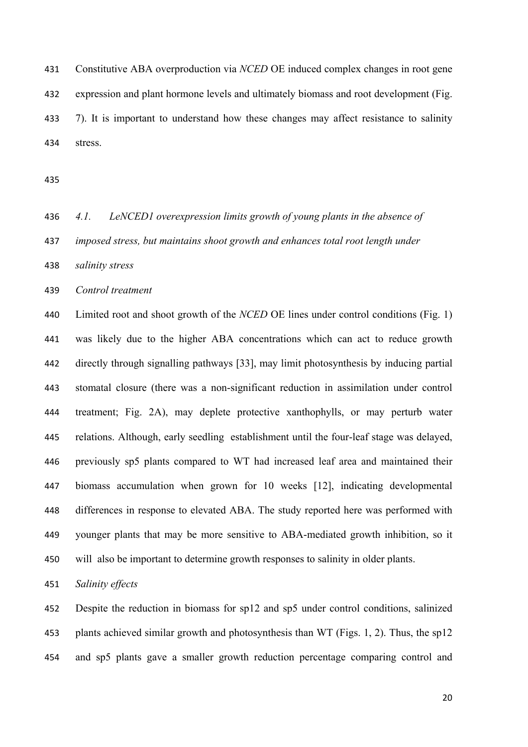Constitutive ABA overproduction via *NCED* OE induced complex changes in root gene expression and plant hormone levels and ultimately biomass and root development (Fig. 7). It is important to understand how these changes may affect resistance to salinity stress.

### *4.1. LeNCED1 overexpression limits growth of young plants in the absence of imposed stress, but maintains shoot growth and enhances total root length under salinity stress*

*Control treatment*

Limited root and shoot growth of the *NCED* OE lines under control conditions (Fig. 1) was likely due to the higher ABA concentrations which can act to reduce growth directly through signalling pathways [33], may limit photosynthesis by inducing partial stomatal closure (there was a non-significant reduction in assimilation under control treatment; Fig. 2A), may deplete protective xanthophylls, or may perturb water relations. Although, early seedling establishment until the four-leaf stage was delayed, previously sp5 plants compared to WT had increased leaf area and maintained their biomass accumulation when grown for 10 weeks [12], indicating developmental differences in response to elevated ABA. The study reported here was performed with younger plants that may be more sensitive to ABA-mediated growth inhibition, so it will also be important to determine growth responses to salinity in older plants.

*Salinity effects*

Despite the reduction in biomass for sp12 and sp5 under control conditions, salinized plants achieved similar growth and photosynthesis than WT (Figs. 1, 2). Thus, the sp12 and sp5 plants gave a smaller growth reduction percentage comparing control and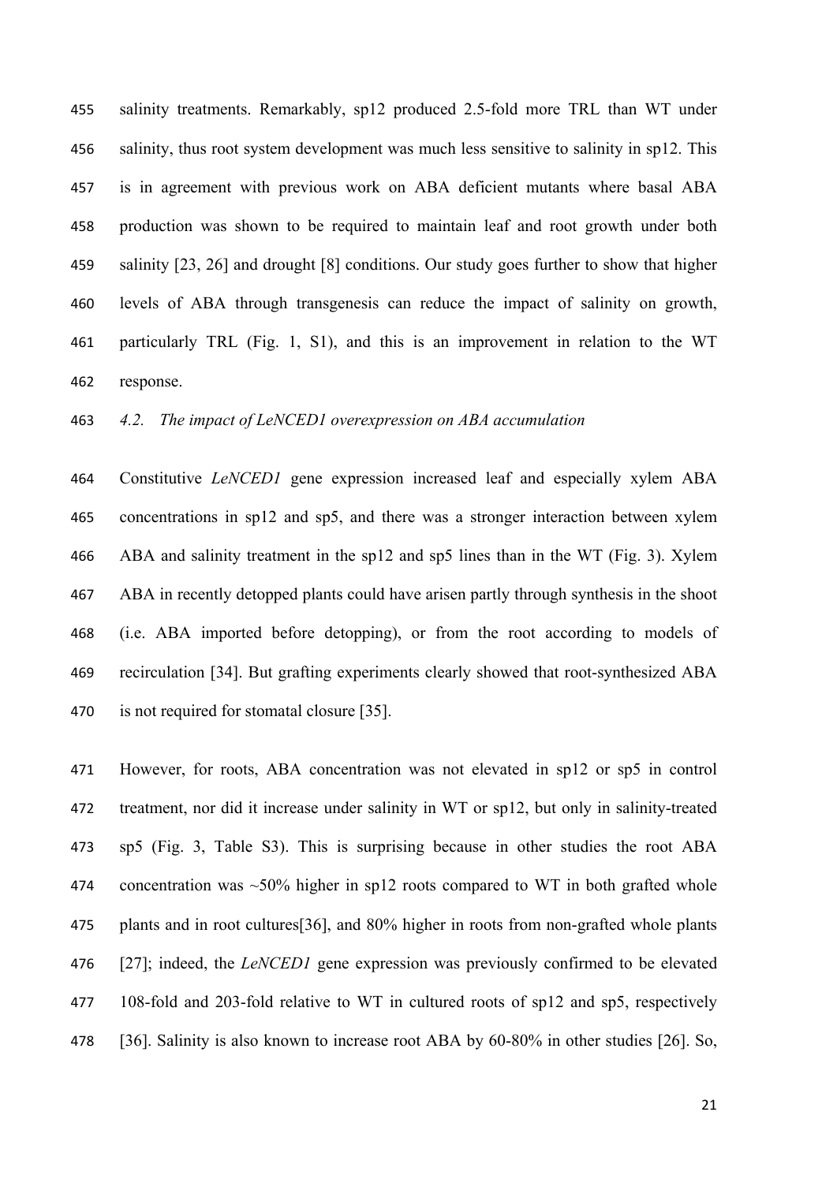salinity treatments. Remarkably, sp12 produced 2.5-fold more TRL than WT under salinity, thus root system development was much less sensitive to salinity in sp12. This is in agreement with previous work on ABA deficient mutants where basal ABA production was shown to be required to maintain leaf and root growth under both salinity [23, 26] and drought [8] conditions. Our study goes further to show that higher levels of ABA through transgenesis can reduce the impact of salinity on growth, particularly TRL (Fig. 1, S1), and this is an improvement in relation to the WT response.

### *4.2. The impact of LeNCED1 overexpression on ABA accumulation*

Constitutive *LeNCED1* gene expression increased leaf and especially xylem ABA concentrations in sp12 and sp5, and there was a stronger interaction between xylem ABA and salinity treatment in the sp12 and sp5 lines than in the WT (Fig. 3). Xylem ABA in recently detopped plants could have arisen partly through synthesis in the shoot (i.e. ABA imported before detopping), or from the root according to models of recirculation [34]. But grafting experiments clearly showed that root-synthesized ABA is not required for stomatal closure [35].

However, for roots, ABA concentration was not elevated in sp12 or sp5 in control treatment, nor did it increase under salinity in WT or sp12, but only in salinity-treated sp5 (Fig. 3, Table S3). This is surprising because in other studies the root ABA concentration was ~50% higher in sp12 roots compared to WT in both grafted whole plants and in root cultures[36], and 80% higher in roots from non-grafted whole plants [27]; indeed, the *LeNCED1* gene expression was previously confirmed to be elevated 108-fold and 203-fold relative to WT in cultured roots of sp12 and sp5, respectively [36]. Salinity is also known to increase root ABA by 60-80% in other studies [26]. So,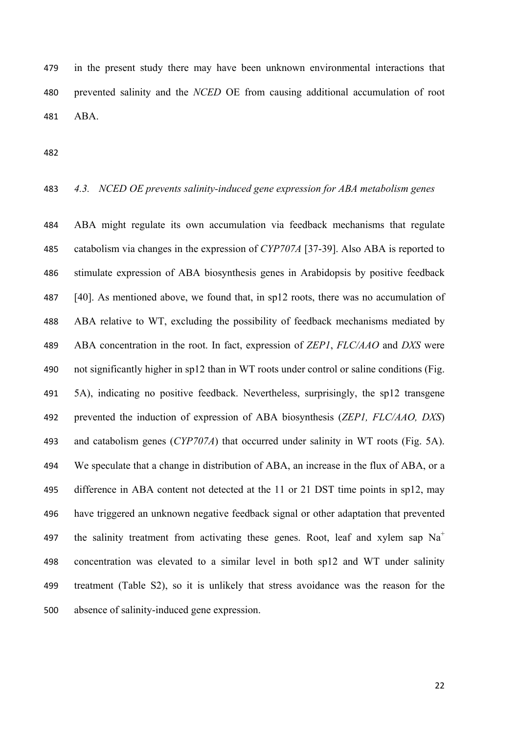in the present study there may have been unknown environmental interactions that prevented salinity and the *NCED* OE from causing additional accumulation of root ABA.

### *4.3. NCED OE prevents salinity-induced gene expression for ABA metabolism genes*

ABA might regulate its own accumulation via feedback mechanisms that regulate catabolism via changes in the expression of *CYP707A* [37-39]. Also ABA is reported to stimulate expression of ABA biosynthesis genes in Arabidopsis by positive feedback [40]. As mentioned above, we found that, in sp12 roots, there was no accumulation of ABA relative to WT, excluding the possibility of feedback mechanisms mediated by ABA concentration in the root. In fact, expression of *ZEP1*, *FLC/AAO* and *DXS* were not significantly higher in sp12 than in WT roots under control or saline conditions (Fig. 5A), indicating no positive feedback. Nevertheless, surprisingly, the sp12 transgene prevented the induction of expression of ABA biosynthesis (*ZEP1, FLC/AAO, DXS*) and catabolism genes (*CYP707A*) that occurred under salinity in WT roots (Fig. 5A). We speculate that a change in distribution of ABA, an increase in the flux of ABA, or a difference in ABA content not detected at the 11 or 21 DST time points in sp12, may have triggered an unknown negative feedback signal or other adaptation that prevented the salinity treatment from activating these genes. Root, leaf and xylem sap $Na^+$ concentration was elevated to a similar level in both sp12 and WT under salinity treatment (Table S2), so it is unlikely that stress avoidance was the reason for the absence of salinity-induced gene expression.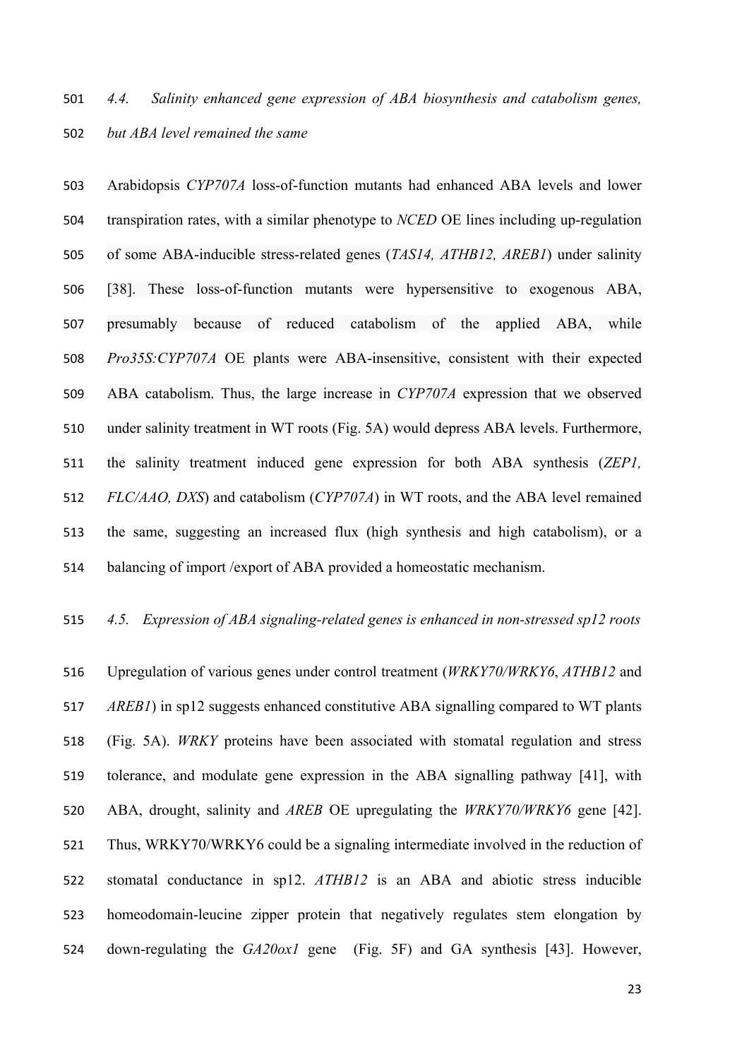### *4.4. Salinity enhanced gene expression of ABA biosynthesis and catabolism genes, but ABA level remained the same*

Arabidopsis *CYP707A* loss-of-function mutants had enhanced ABA levels and lower transpiration rates, with a similar phenotype to *NCED* OE lines including up-regulation of some ABA-inducible stress-related genes (*TAS14, ATHB12, AREB1*) under salinity [38]. These loss-of-function mutants were hypersensitive to exogenous ABA, presumably because of reduced catabolism of the applied ABA, while *Pro35S:CYP707A* OE plants were ABA-insensitive, consistent with their expected ABA catabolism. Thus, the large increase in *CYP707A* expression that we observed under salinity treatment in WT roots (Fig. 5A) would depress ABA levels. Furthermore, the salinity treatment induced gene expression for both ABA synthesis (*ZEP1, FLC/AAO, DXS*) and catabolism (*CYP707A*) in WT roots, and the ABA level remained the same, suggesting an increased flux (high synthesis and high catabolism), or a balancing of import /export of ABA provided a homeostatic mechanism.

### *4.5. Expression of ABA signaling-related genes is enhanced in non-stressed sp12 roots*

Upregulation of various genes under control treatment (*WRKY70/WRKY6*, *ATHB12* and *AREB1*) in sp12 suggests enhanced constitutive ABA signalling compared to WT plants (Fig. 5A). *WRKY* proteins have been associated with stomatal regulation and stress tolerance, and modulate gene expression in the ABA signalling pathway [41], with ABA, drought, salinity and *AREB* OE upregulating the *WRKY70/WRKY6* gene [42]. Thus, WRKY70/WRKY6 could be a signaling intermediate involved in the reduction of stomatal conductance in sp12. *ATHB12* is an ABA and abiotic stress inducible homeodomain-leucine zipper protein that negatively regulates stem elongation by down-regulating the *GA20ox1* gene (Fig. 5F) and GA synthesis [43]. However,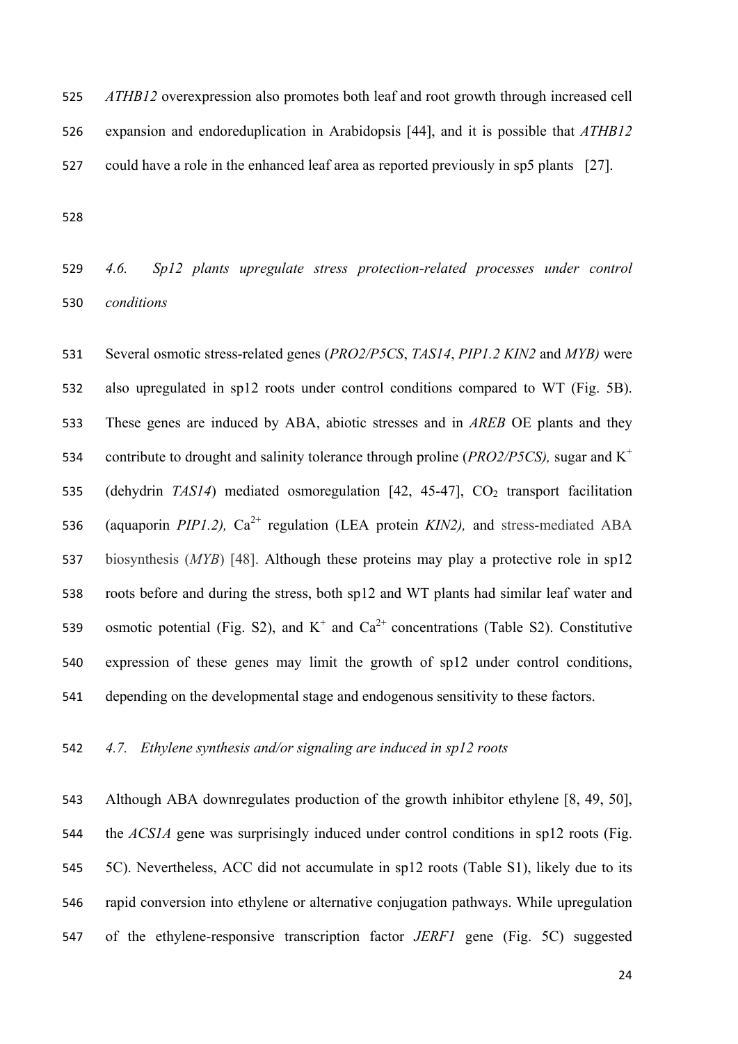*ATHB12* overexpression also promotes both leaf and root growth through increased cell expansion and endoreduplication in Arabidopsis [44], and it is possible that *ATHB12* could have a role in the enhanced leaf area as reported previously in sp5 plants [27].

### *4.6. Sp12 plants upregulate stress protection-related processes under control conditions*

Several osmotic stress-related genes (*PRO2/P5CS*, *TAS14*, *PIP1.2 KIN2* and *MYB)* were also upregulated in sp12 roots under control conditions compared to WT (Fig. 5B). These genes are induced by ABA, abiotic stresses and in *AREB* OE plants and they contribute to drought and salinity tolerance through proline (*PRO2/P5CS),* sugar and $K^+$ (dehydrin *TAS14*) mediated osmoregulation [42, 45-47], $CO_2$ transport facilitation (aquaporin *PIP1.2),* $Ca^{2+}$ regulation (LEA protein *KIN2),* and stress-mediated ABA biosynthesis (*MYB*) [48]. Although these proteins may play a protective role in sp12 roots before and during the stress, both sp12 and WT plants had similar leaf water and osmotic potential (Fig. S2), and $K^+$ and $Ca^{2+}$ concentrations (Table S2). Constitutive expression of these genes may limit the growth of sp12 under control conditions, depending on the developmental stage and endogenous sensitivity to these factors.

### *4.7. Ethylene synthesis and/or signaling are induced in sp12 roots*

Although ABA downregulates production of the growth inhibitor ethylene [8, 49, 50], the *ACS1A* gene was surprisingly induced under control conditions in sp12 roots (Fig. 5C). Nevertheless, ACC did not accumulate in sp12 roots (Table S1), likely due to its rapid conversion into ethylene or alternative conjugation pathways. While upregulation of the ethylene-responsive transcription factor *JERF1* gene (Fig. 5C) suggested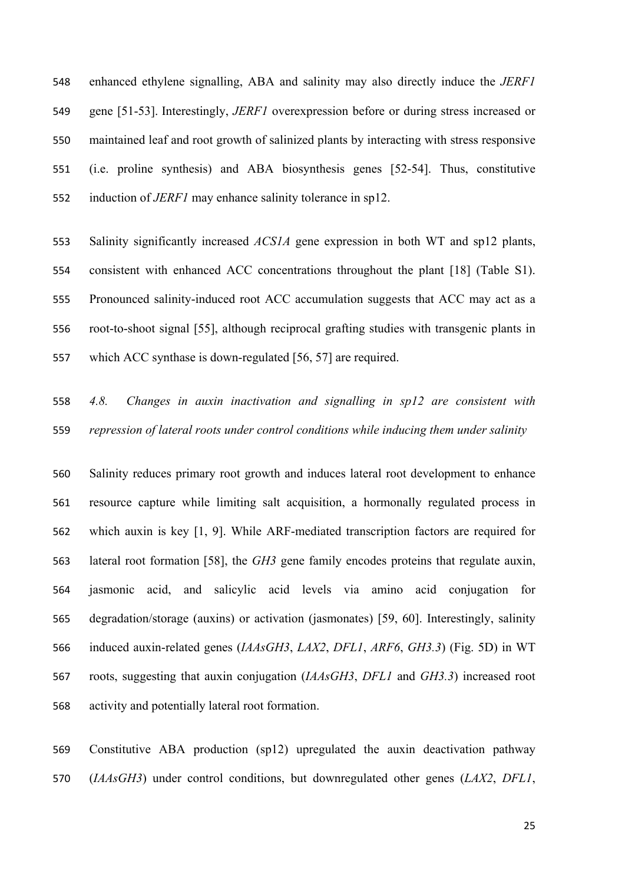enhanced ethylene signalling, ABA and salinity may also directly induce the *JERF1* gene [51-53]. Interestingly, *JERF1* overexpression before or during stress increased or maintained leaf and root growth of salinized plants by interacting with stress responsive (i.e. proline synthesis) and ABA biosynthesis genes [52-54]. Thus, constitutive induction of *JERF1* may enhance salinity tolerance in sp12.

Salinity significantly increased *ACS1A* gene expression in both WT and sp12 plants, consistent with enhanced ACC concentrations throughout the plant [18] (Table S1). Pronounced salinity-induced root ACC accumulation suggests that ACC may act as a root-to-shoot signal [55], although reciprocal grafting studies with transgenic plants in which ACC synthase is down-regulated [56, 57] are required.

*4.8. Changes in auxin inactivation and signalling in sp12 are consistent with repression of lateral roots under control conditions while inducing them under salinity*

Salinity reduces primary root growth and induces lateral root development to enhance resource capture while limiting salt acquisition, a hormonally regulated process in which auxin is key [1, 9]. While ARF-mediated transcription factors are required for lateral root formation [58], the *GH3* gene family encodes proteins that regulate auxin, jasmonic acid, and salicylic acid levels via amino acid conjugation for degradation/storage (auxins) or activation (jasmonates) [59, 60]. Interestingly, salinity induced auxin-related genes (*IAAsGH3*, *LAX2*, *DFL1*, *ARF6*, *GH3.3*) (Fig. 5D) in WT roots, suggesting that auxin conjugation (*IAAsGH3*, *DFL1* and *GH3.3*) increased root activity and potentially lateral root formation.

Constitutive ABA production (sp12) upregulated the auxin deactivation pathway (*IAAsGH3*) under control conditions, but downregulated other genes (*LAX2*, *DFL1*,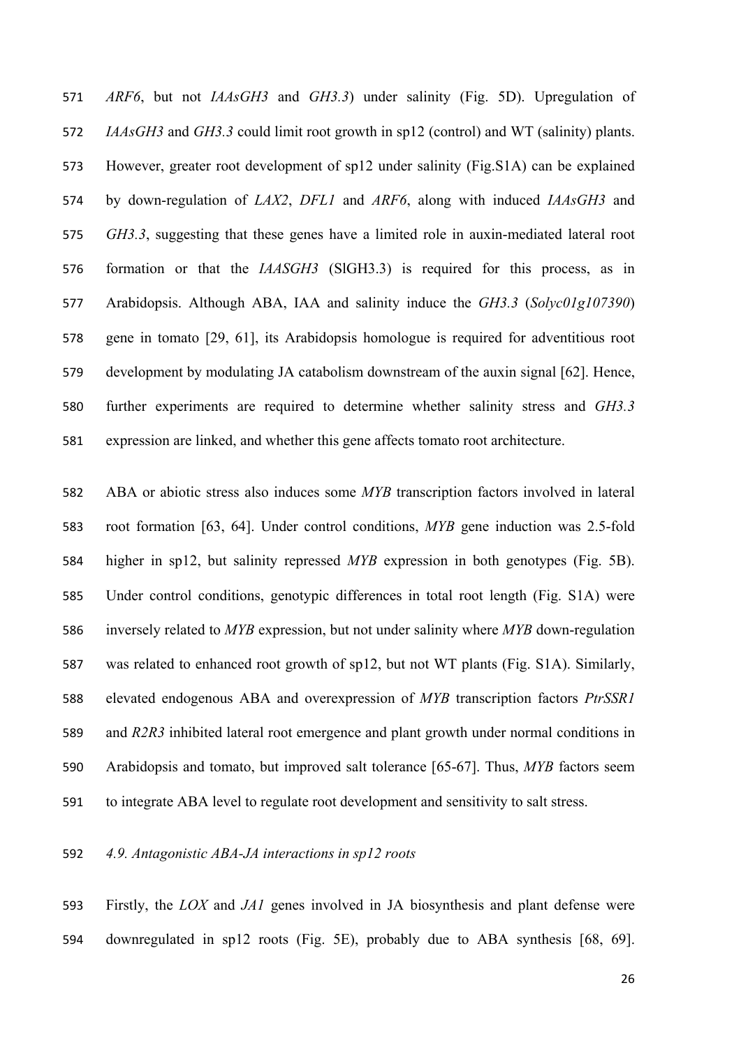*ARF6*, but not *IAAsGH3* and *GH3.3*) under salinity (Fig. 5D). Upregulation of *IAAsGH3* and *GH3.3* could limit root growth in sp12 (control) and WT (salinity) plants. However, greater root development of sp12 under salinity (Fig.S1A) can be explained by down-regulation of *LAX2*, *DFL1* and *ARF6*, along with induced *IAAsGH3* and *GH3.3*, suggesting that these genes have a limited role in auxin-mediated lateral root formation or that the *IAASGH3* (SlGH3.3) is required for this process, as in Arabidopsis. Although ABA, IAA and salinity induce the *GH3.3* (*Solyc01g107390*) gene in tomato [29, 61], its Arabidopsis homologue is required for adventitious root development by modulating JA catabolism downstream of the auxin signal [62]. Hence, further experiments are required to determine whether salinity stress and *GH3.3* expression are linked, and whether this gene affects tomato root architecture.

ABA or abiotic stress also induces some *MYB* transcription factors involved in lateral root formation [63, 64]. Under control conditions, *MYB* gene induction was 2.5-fold higher in sp12, but salinity repressed *MYB* expression in both genotypes (Fig. 5B). Under control conditions, genotypic differences in total root length (Fig. S1A) were inversely related to *MYB* expression, but not under salinity where *MYB* down-regulation was related to enhanced root growth of sp12, but not WT plants (Fig. S1A). Similarly, elevated endogenous ABA and overexpression of *MYB* transcription factors *PtrSSR1* and *R2R3* inhibited lateral root emergence and plant growth under normal conditions in Arabidopsis and tomato, but improved salt tolerance [65-67]. Thus, *MYB* factors seem to integrate ABA level to regulate root development and sensitivity to salt stress.

### *4.9. Antagonistic ABA-JA interactions in sp12 roots*

Firstly, the *LOX* and *JA1* genes involved in JA biosynthesis and plant defense were downregulated in sp12 roots (Fig. 5E), probably due to ABA synthesis [68, 69].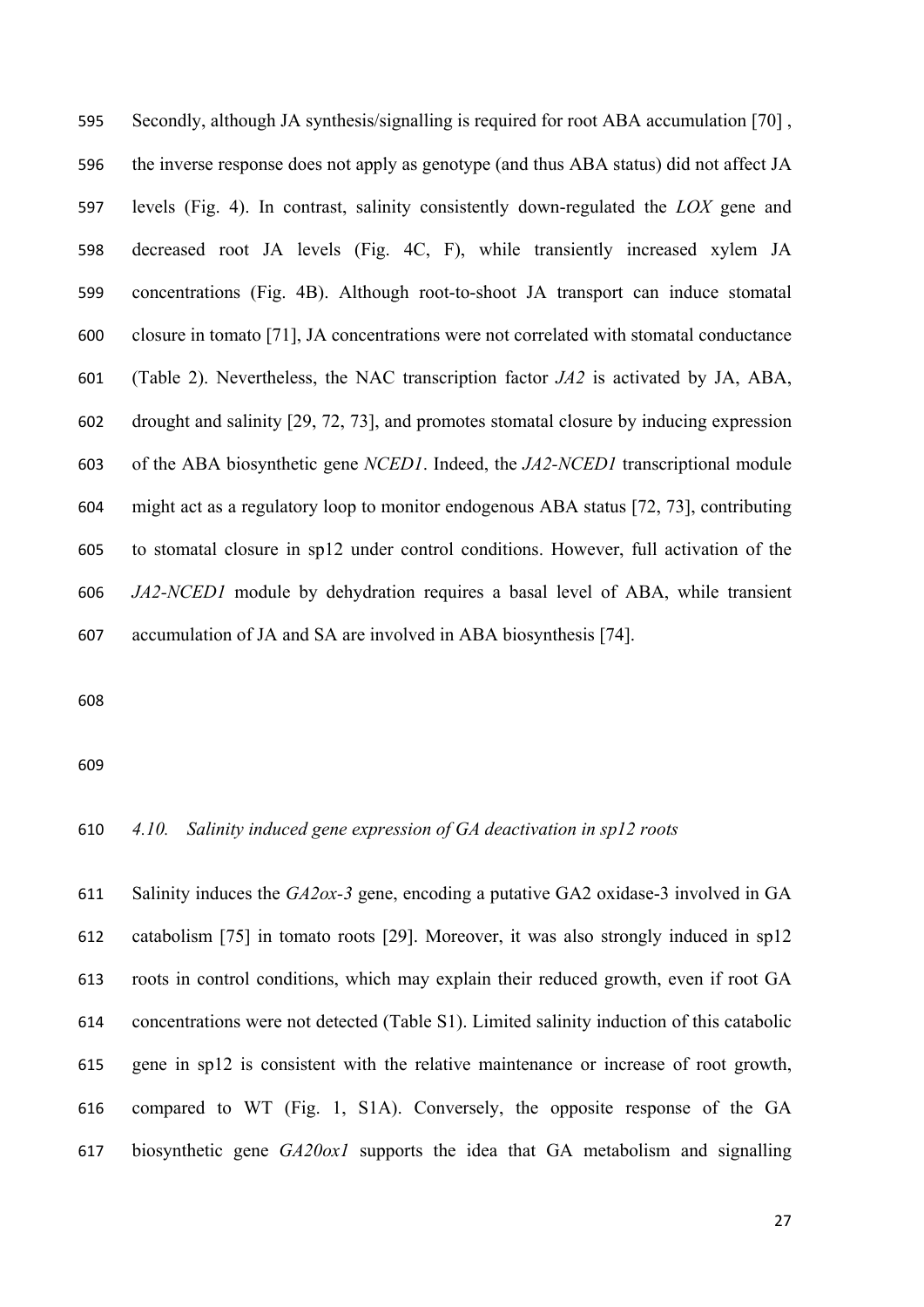Secondly, although JA synthesis/signalling is required for root ABA accumulation [70] , the inverse response does not apply as genotype (and thus ABA status) did not affect JA levels (Fig. 4). In contrast, salinity consistently down-regulated the *LOX* gene and decreased root JA levels (Fig. 4C, F), while transiently increased xylem JA concentrations (Fig. 4B). Although root-to-shoot JA transport can induce stomatal closure in tomato [71], JA concentrations were not correlated with stomatal conductance (Table 2). Nevertheless, the NAC transcription factor *JA2* is activated by JA, ABA, drought and salinity [29, 72, 73], and promotes stomatal closure by inducing expression of the ABA biosynthetic gene *NCED1*. Indeed, the *JA2-NCED1* transcriptional module might act as a regulatory loop to monitor endogenous ABA status [72, 73], contributing to stomatal closure in sp12 under control conditions. However, full activation of the *JA2-NCED1* module by dehydration requires a basal level of ABA, while transient accumulation of JA and SA are involved in ABA biosynthesis [74].

### *4.10. Salinity induced gene expression of GA deactivation in sp12 roots*

Salinity induces the *GA2ox-3* gene, encoding a putative GA2 oxidase-3 involved in GA catabolism [75] in tomato roots [29]. Moreover, it was also strongly induced in sp12 roots in control conditions, which may explain their reduced growth, even if root GA concentrations were not detected (Table S1). Limited salinity induction of this catabolic gene in sp12 is consistent with the relative maintenance or increase of root growth, compared to WT (Fig. 1, S1A). Conversely, the opposite response of the GA biosynthetic gene *GA20ox1* supports the idea that GA metabolism and signalling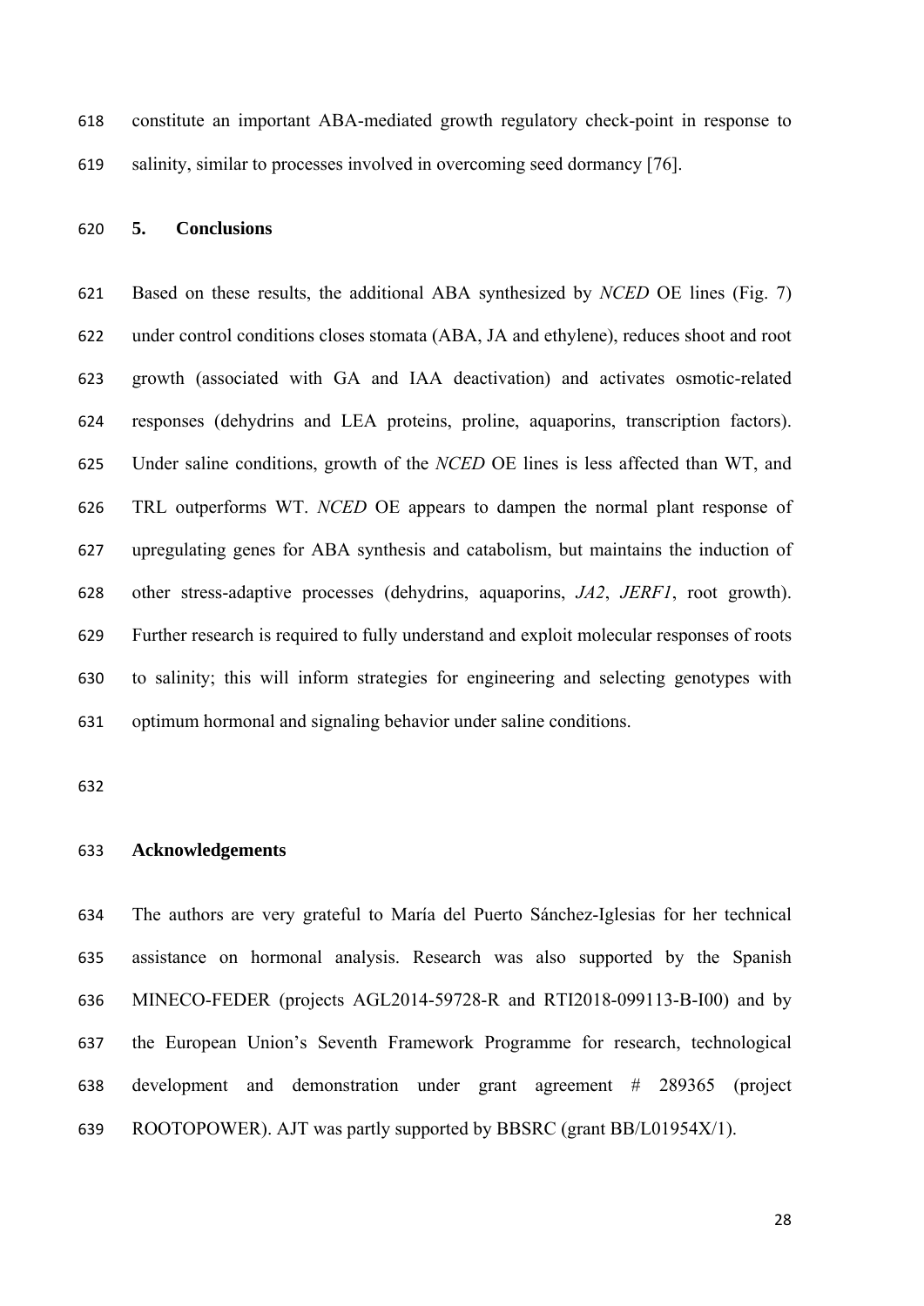constitute an important ABA-mediated growth regulatory check-point in response to salinity, similar to processes involved in overcoming seed dormancy [76].

## 5. Conclusions

Based on these results, the additional ABA synthesized by *NCED* OE lines (Fig. 7) under control conditions closes stomata (ABA, JA and ethylene), reduces shoot and root growth (associated with GA and IAA deactivation) and activates osmotic-related responses (dehydrins and LEA proteins, proline, aquaporins, transcription factors). Under saline conditions, growth of the *NCED* OE lines is less affected than WT, and TRL outperforms WT. *NCED* OE appears to dampen the normal plant response of upregulating genes for ABA synthesis and catabolism, but maintains the induction of other stress-adaptive processes (dehydrins, aquaporins, *JA2*, *JERF1*, root growth). Further research is required to fully understand and exploit molecular responses of roots to salinity; this will inform strategies for engineering and selecting genotypes with optimum hormonal and signaling behavior under saline conditions.

## Acknowledgements

The authors are very grateful to María del Puerto Sánchez-Iglesias for her technical assistance on hormonal analysis. Research was also supported by the Spanish MINECO-FEDER (projects AGL2014-59728-R and RTI2018-099113-B-I00) and by the European Union's Seventh Framework Programme for research, technological development and demonstration under grant agreement # 289365 (project ROOTOPOWER). AJT was partly supported by BBSRC (grant BB/L01954X/1).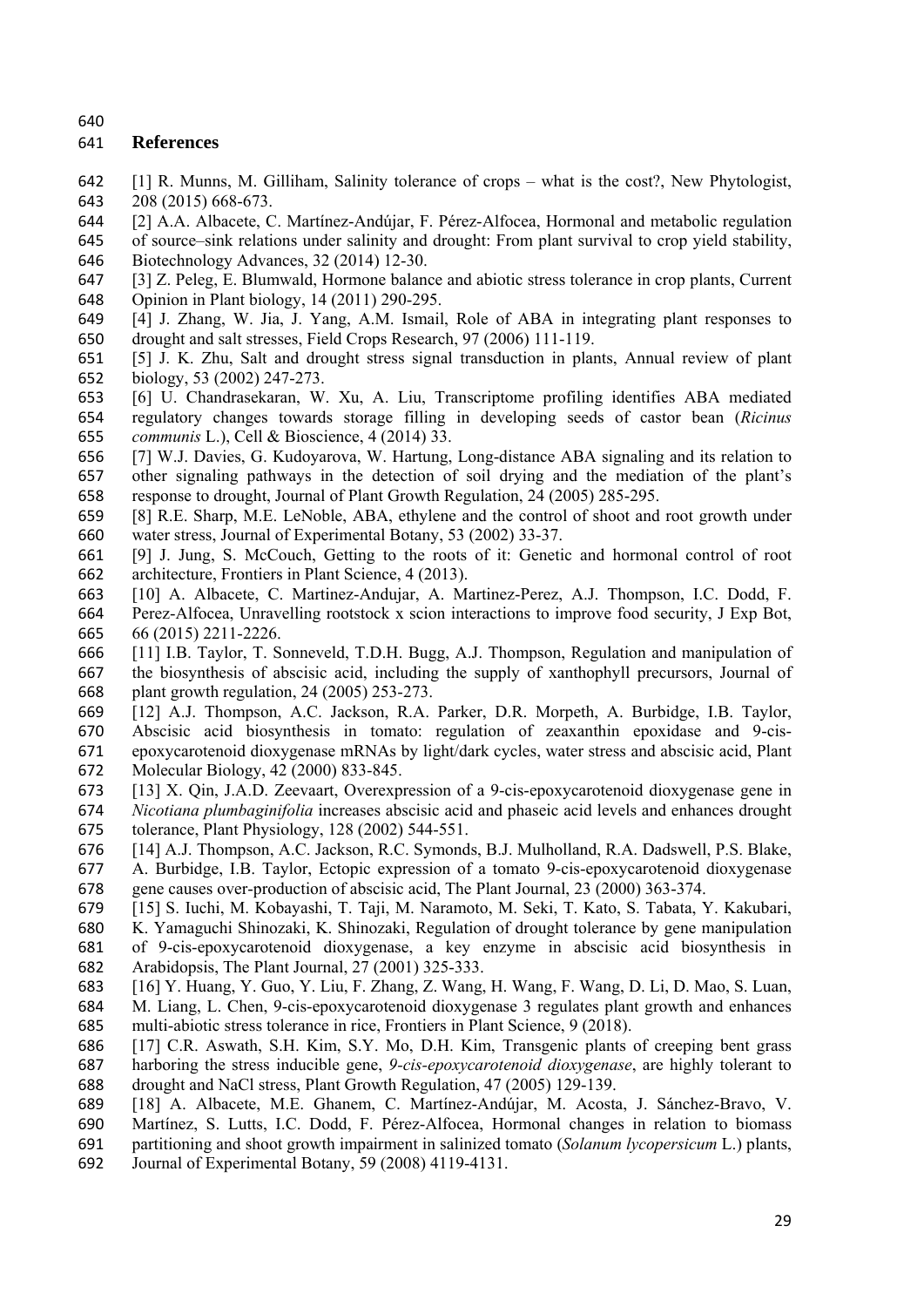## References

[1] R. Munns, M. Gilliham, Salinity tolerance of crops – what is the cost?, New Phytologist, 208 (2015) 668-673.

[2] A.A. Albacete, C. Martínez-Andújar, F. Pérez-Alfocea, Hormonal and metabolic regulation of source–sink relations under salinity and drought: From plant survival to crop yield stability, Biotechnology Advances, 32 (2014) 12-30.

[3] Z. Peleg, E. Blumwald, Hormone balance and abiotic stress tolerance in crop plants, Current Opinion in Plant biology, 14 (2011) 290-295.

[4] J. Zhang, W. Jia, J. Yang, A.M. Ismail, Role of ABA in integrating plant responses to drought and salt stresses, Field Crops Research, 97 (2006) 111-119.

[5] J. K. Zhu, Salt and drought stress signal transduction in plants, Annual review of plant biology, 53 (2002) 247-273.

[6] U. Chandrasekaran, W. Xu, A. Liu, Transcriptome profiling identifies ABA mediated regulatory changes towards storage filling in developing seeds of castor bean (*Ricinus communis* L.), Cell & Bioscience, 4 (2014) 33.

[7] W.J. Davies, G. Kudoyarova, W. Hartung, Long-distance ABA signaling and its relation to other signaling pathways in the detection of soil drying and the mediation of the plant's response to drought, Journal of Plant Growth Regulation, 24 (2005) 285-295.

[8] R.E. Sharp, M.E. LeNoble, ABA, ethylene and the control of shoot and root growth under water stress, Journal of Experimental Botany, 53 (2002) 33-37.

[9] J. Jung, S. McCouch, Getting to the roots of it: Genetic and hormonal control of root architecture, Frontiers in Plant Science, 4 (2013).

[10] A. Albacete, C. Martinez-Andujar, A. Martinez-Perez, A.J. Thompson, I.C. Dodd, F. Perez-Alfocea, Unravelling rootstock x scion interactions to improve food security, J Exp Bot, 66 (2015) 2211-2226.

[11] I.B. Taylor, T. Sonneveld, T.D.H. Bugg, A.J. Thompson, Regulation and manipulation of the biosynthesis of abscisic acid, including the supply of xanthophyll precursors, Journal of plant growth regulation, 24 (2005) 253-273.

[12] A.J. Thompson, A.C. Jackson, R.A. Parker, D.R. Morpeth, A. Burbidge, I.B. Taylor, Abscisic acid biosynthesis in tomato: regulation of zeaxanthin epoxidase and 9-cis-epoxycarotenoid dioxygenase mRNAs by light/dark cycles, water stress and abscisic acid, Plant Molecular Biology, 42 (2000) 833-845.

[13] X. Qin, J.A.D. Zeevaart, Overexpression of a 9-cis-epoxycarotenoid dioxygenase gene in *Nicotiana plumbaginifolia* increases abscisic acid and phaseic acid levels and enhances drought tolerance, Plant Physiology, 128 (2002) 544-551.

[14] A.J. Thompson, A.C. Jackson, R.C. Symonds, B.J. Mulholland, R.A. Dadswell, P.S. Blake, A. Burbidge, I.B. Taylor, Ectopic expression of a tomato 9-cis-epoxycarotenoid dioxygenase gene causes over-production of abscisic acid, The Plant Journal, 23 (2000) 363-374.

[15] S. Iuchi, M. Kobayashi, T. Taji, M. Naramoto, M. Seki, T. Kato, S. Tabata, Y. Kakubari, K. Yamaguchi Shinozaki, K. Shinozaki, Regulation of drought tolerance by gene manipulation of 9-cis-epoxycarotenoid dioxygenase, a key enzyme in abscisic acid biosynthesis in Arabidopsis, The Plant Journal, 27 (2001) 325-333.

[16] Y. Huang, Y. Guo, Y. Liu, F. Zhang, Z. Wang, H. Wang, F. Wang, D. Li, D. Mao, S. Luan, M. Liang, L. Chen, 9-cis-epoxycarotenoid dioxygenase 3 regulates plant growth and enhances multi-abiotic stress tolerance in rice, Frontiers in Plant Science, 9 (2018).

[17] C.R. Aswath, S.H. Kim, S.Y. Mo, D.H. Kim, Transgenic plants of creeping bent grass harboring the stress inducible gene, *9-cis-epoxycarotenoid dioxygenase*, are highly tolerant to drought and NaCl stress, Plant Growth Regulation, 47 (2005) 129-139.

[18] A. Albacete, M.E. Ghanem, C. Martínez-Andújar, M. Acosta, J. Sánchez-Bravo, V. Martínez, S. Lutts, I.C. Dodd, F. Pérez-Alfocea, Hormonal changes in relation to biomass partitioning and shoot growth impairment in salinized tomato (*Solanum lycopersicum* L.) plants, Journal of Experimental Botany, 59 (2008) 4119-4131.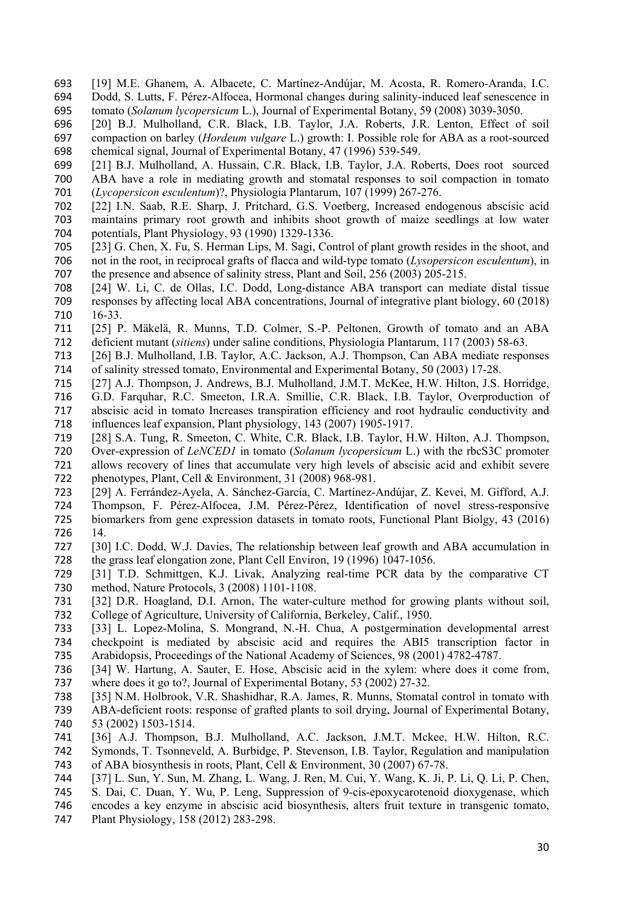[19] M.E. Ghanem, A. Albacete, C. Martínez-Andújar, M. Acosta, R. Romero-Aranda, I.C. Dodd, S. Lutts, F. Pérez-Alfocea, Hormonal changes during salinity-induced leaf senescence in tomato (*Solanum lycopersicum* L.), Journal of Experimental Botany, 59 (2008) 3039-3050.

[20] B.J. Mulholland, C.R. Black, I.B. Taylor, J.A. Roberts, J.R. Lenton, Effect of soil compaction on barley (*Hordeum vulgare* L.) growth: I. Possible role for ABA as a root-sourced chemical signal, Journal of Experimental Botany, 47 (1996) 539-549.

[21] B.J. Mulholland, A. Hussain, C.R. Black, I.B. Taylor, J.A. Roberts, Does root sourced ABA have a role in mediating growth and stomatal responses to soil compaction in tomato (*Lycopersicon esculentum*)?, Physiologia Plantarum, 107 (1999) 267-276.

[22] I.N. Saab, R.E. Sharp, J. Pritchard, G.S. Voetberg, Increased endogenous abscisic acid maintains primary root growth and inhibits shoot growth of maize seedlings at low water potentials, Plant Physiology, 93 (1990) 1329-1336.

[23] G. Chen, X. Fu, S. Herman Lips, M. Sagi, Control of plant growth resides in the shoot, and not in the root, in reciprocal grafts of flacca and wild-type tomato (*Lysopersicon esculentum*), in the presence and absence of salinity stress, Plant and Soil, 256 (2003) 205-215.

[24] W. Li, C. de Ollas, I.C. Dodd, Long-distance ABA transport can mediate distal tissue responses by affecting local ABA concentrations, Journal of integrative plant biology, 60 (2018) 16-33.

[25] P. Mäkelä, R. Munns, T.D. Colmer, S.-P. Peltonen, Growth of tomato and an ABA deficient mutant (*sitiens*) under saline conditions, Physiologia Plantarum, 117 (2003) 58-63.

[26] B.J. Mulholland, I.B. Taylor, A.C. Jackson, A.J. Thompson, Can ABA mediate responses of salinity stressed tomato, Environmental and Experimental Botany, 50 (2003) 17-28.

[27] A.J. Thompson, J. Andrews, B.J. Mulholland, J.M.T. McKee, H.W. Hilton, J.S. Horridge, G.D. Farquhar, R.C. Smeeton, I.R.A. Smillie, C.R. Black, I.B. Taylor, Overproduction of abscisic acid in tomato Increases transpiration efficiency and root hydraulic conductivity and influences leaf expansion, Plant physiology, 143 (2007) 1905-1917.

[28] S.A. Tung, R. Smeeton, C. White, C.R. Black, I.B. Taylor, H.W. Hilton, A.J. Thompson, Over-expression of *LeNCED1* in tomato (*Solanum lycopersicum* L.) with the rbcS3C promoter allows recovery of lines that accumulate very high levels of abscisic acid and exhibit severe phenotypes, Plant, Cell & Environment, 31 (2008) 968-981.

[29] A. Ferrández-Ayela, A. Sánchez-García, C. Martínez-Andújar, Z. Kevei, M. Gifford, A.J. Thompson, F. Pérez-Alfocea, J.M. Pérez-Pérez, Identification of novel stress-responsive biomarkers from gene expression datasets in tomato roots, Functional Plant Biolgy, 43 (2016) 14.

[30] I.C. Dodd, W.J. Davies, The relationship between leaf growth and ABA accumulation in the grass leaf elongation zone, Plant Cell Environ, 19 (1996) 1047-1056.

[31] T.D. Schmittgen, K.J. Livak, Analyzing real-time PCR data by the comparative CT method, Nature Protocols, 3 (2008) 1101-1108.

[32] D.R. Hoagland, D.I. Arnon, The water-culture method for growing plants without soil, College of Agriculture, University of California, Berkeley, Calif., 1950.

[33] L. Lopez-Molina, S. Mongrand, N.-H. Chua, A postgermination developmental arrest checkpoint is mediated by abscisic acid and requires the ABI5 transcription factor in Arabidopsis, Proceedings of the National Academy of Sciences, 98 (2001) 4782-4787.

[34] W. Hartung, A. Sauter, E. Hose, Abscisic acid in the xylem: where does it come from, where does it go to?, Journal of Experimental Botany, 53 (2002) 27-32.

[35] N.M. Holbrook, V.R. Shashidhar, R.A. James, R. Munns, Stomatal control in tomato with ABA-deficient roots: response of grafted plants to soil drying, Journal of Experimental Botany, 53 (2002) 1503-1514.

[36] A.J. Thompson, B.J. Mulholland, A.C. Jackson, J.M.T. Mckee, H.W. Hilton, R.C. Symonds, T. Tsonneveld, A. Burbidge, P. Stevenson, I.B. Taylor, Regulation and manipulation of ABA biosynthesis in roots, Plant, Cell & Environment, 30 (2007) 67-78.

[37] L. Sun, Y. Sun, M. Zhang, L. Wang, J. Ren, M. Cui, Y. Wang, K. Ji, P. Li, Q. Li, P. Chen, S. Dai, C. Duan, Y. Wu, P. Leng, Suppression of 9-cis-epoxycarotenoid dioxygenase, which encodes a key enzyme in abscisic acid biosynthesis, alters fruit texture in transgenic tomato, Plant Physiology, 158 (2012) 283-298.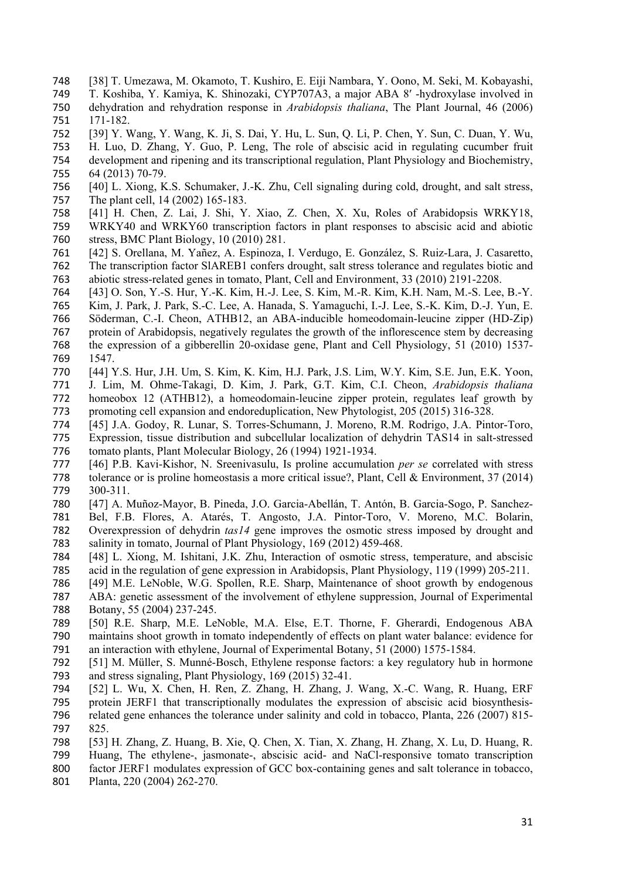[38] T. Umezawa, M. Okamoto, T. Kushiro, E. Eiji Nambara, Y. Oono, M. Seki, M. Kobayashi, T. Koshiba, Y. Kamiya, K. Shinozaki, CYP707A3, a major ABA 8′ -hydroxylase involved in dehydration and rehydration response in *Arabidopsis thaliana*, The Plant Journal, 46 (2006) 171-182.

[39] Y. Wang, Y. Wang, K. Ji, S. Dai, Y. Hu, L. Sun, Q. Li, P. Chen, Y. Sun, C. Duan, Y. Wu, H. Luo, D. Zhang, Y. Guo, P. Leng, The role of abscisic acid in regulating cucumber fruit development and ripening and its transcriptional regulation, Plant Physiology and Biochemistry, 64 (2013) 70-79.

[40] L. Xiong, K.S. Schumaker, J.-K. Zhu, Cell signaling during cold, drought, and salt stress, The plant cell, 14 (2002) 165-183.

[41] H. Chen, Z. Lai, J. Shi, Y. Xiao, Z. Chen, X. Xu, Roles of Arabidopsis WRKY18, WRKY40 and WRKY60 transcription factors in plant responses to abscisic acid and abiotic stress, BMC Plant Biology, 10 (2010) 281.

[42] S. Orellana, M. Yañez, A. Espinoza, I. Verdugo, E. González, S. Ruiz-Lara, J. Casaretto, The transcription factor SlAREB1 confers drought, salt stress tolerance and regulates biotic and abiotic stress-related genes in tomato, Plant, Cell and Environment, 33 (2010) 2191-2208.

[43] O. Son, Y.-S. Hur, Y.-K. Kim, H.-J. Lee, S. Kim, M.-R. Kim, K.H. Nam, M.-S. Lee, B.-Y. Kim, J. Park, J. Park, S.-C. Lee, A. Hanada, S. Yamaguchi, I.-J. Lee, S.-K. Kim, D.-J. Yun, E. Söderman, C.-I. Cheon, ATHB12, an ABA-inducible homeodomain-leucine zipper (HD-Zip) protein of Arabidopsis, negatively regulates the growth of the inflorescence stem by decreasing the expression of a gibberellin 20-oxidase gene, Plant and Cell Physiology, 51 (2010) 1537-1547.

[44] Y.S. Hur, J.H. Um, S. Kim, K. Kim, H.J. Park, J.S. Lim, W.Y. Kim, S.E. Jun, E.K. Yoon, J. Lim, M. Ohme-Takagi, D. Kim, J. Park, G.T. Kim, C.I. Cheon, *Arabidopsis thaliana* homeobox 12 (ATHB12), a homeodomain-leucine zipper protein, regulates leaf growth by promoting cell expansion and endoreduplication, New Phytologist, 205 (2015) 316-328.

[45] J.A. Godoy, R. Lunar, S. Torres-Schumann, J. Moreno, R.M. Rodrigo, J.A. Pintor-Toro, Expression, tissue distribution and subcellular localization of dehydrin TAS14 in salt-stressed tomato plants, Plant Molecular Biology, 26 (1994) 1921-1934.

[46] P.B. Kavi-Kishor, N. Sreenivasulu, Is proline accumulation *per se* correlated with stress tolerance or is proline homeostasis a more critical issue?, Plant, Cell & Environment, 37 (2014) 300-311.

[47] A. Muñoz-Mayor, B. Pineda, J.O. Garcia-Abellán, T. Antón, B. Garcia-Sogo, P. Sanchez-Bel, F.B. Flores, A. Atarés, T. Angosto, J.A. Pintor-Toro, V. Moreno, M.C. Bolarin, Overexpression of dehydrin *tas14* gene improves the osmotic stress imposed by drought and salinity in tomato, Journal of Plant Physiology, 169 (2012) 459-468.

[48] L. Xiong, M. Ishitani, J.K. Zhu, Interaction of osmotic stress, temperature, and abscisic acid in the regulation of gene expression in Arabidopsis, Plant Physiology, 119 (1999) 205-211.

[49] M.E. LeNoble, W.G. Spollen, R.E. Sharp, Maintenance of shoot growth by endogenous ABA: genetic assessment of the involvement of ethylene suppression, Journal of Experimental Botany, 55 (2004) 237-245.

[50] R.E. Sharp, M.E. LeNoble, M.A. Else, E.T. Thorne, F. Gherardi, Endogenous ABA maintains shoot growth in tomato independently of effects on plant water balance: evidence for an interaction with ethylene, Journal of Experimental Botany, 51 (2000) 1575-1584.

[51] M. Müller, S. Munné-Bosch, Ethylene response factors: a key regulatory hub in hormone and stress signaling, Plant Physiology, 169 (2015) 32-41.

[52] L. Wu, X. Chen, H. Ren, Z. Zhang, H. Zhang, J. Wang, X.-C. Wang, R. Huang, ERF protein JERF1 that transcriptionally modulates the expression of abscisic acid biosynthesis-related gene enhances the tolerance under salinity and cold in tobacco, Planta, 226 (2007) 815-825.

[53] H. Zhang, Z. Huang, B. Xie, Q. Chen, X. Tian, X. Zhang, H. Zhang, X. Lu, D. Huang, R. Huang, The ethylene-, jasmonate-, abscisic acid- and NaCl-responsive tomato transcription factor JERF1 modulates expression of GCC box-containing genes and salt tolerance in tobacco, Planta, 220 (2004) 262-270.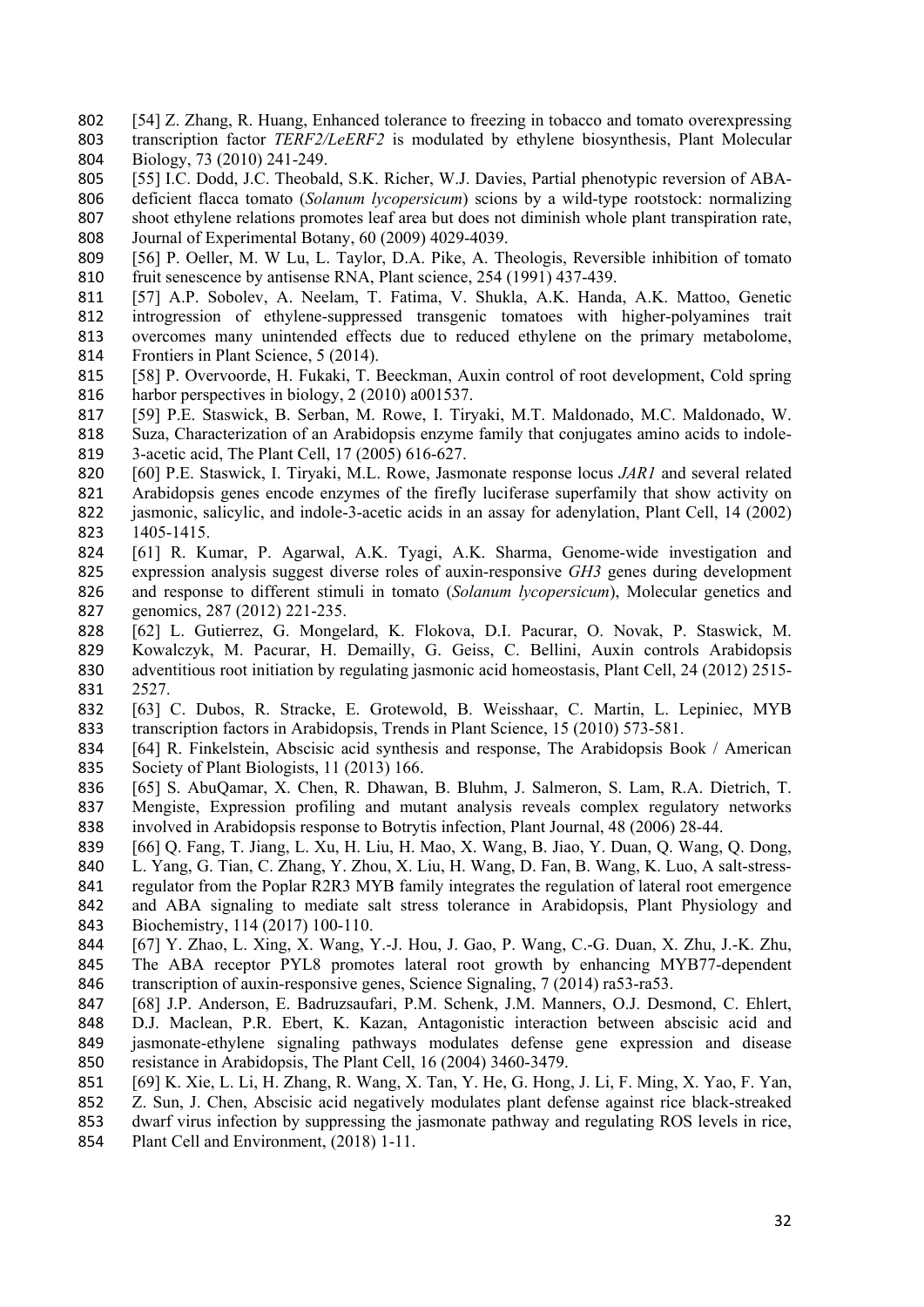[54] Z. Zhang, R. Huang, Enhanced tolerance to freezing in tobacco and tomato overexpressing transcription factor *TERF2/LeERF2* is modulated by ethylene biosynthesis, Plant Molecular Biology, 73 (2010) 241-249.

[55] I.C. Dodd, J.C. Theobald, S.K. Richer, W.J. Davies, Partial phenotypic reversion of ABA-deficient flacca tomato (*Solanum lycopersicum*) scions by a wild-type rootstock: normalizing shoot ethylene relations promotes leaf area but does not diminish whole plant transpiration rate, Journal of Experimental Botany, 60 (2009) 4029-4039.

[56] P. Oeller, M. W Lu, L. Taylor, D.A. Pike, A. Theologis, Reversible inhibition of tomato fruit senescence by antisense RNA, Plant science, 254 (1991) 437-439.

[57] A.P. Sobolev, A. Neelam, T. Fatima, V. Shukla, A.K. Handa, A.K. Mattoo, Genetic introgression of ethylene-suppressed transgenic tomatoes with higher-polyamines trait overcomes many unintended effects due to reduced ethylene on the primary metabolome, Frontiers in Plant Science, 5 (2014).

[58] P. Overvoorde, H. Fukaki, T. Beeckman, Auxin control of root development, Cold spring harbor perspectives in biology, 2 (2010) a001537.

[59] P.E. Staswick, B. Serban, M. Rowe, I. Tiryaki, M.T. Maldonado, M.C. Maldonado, W. Suza, Characterization of an Arabidopsis enzyme family that conjugates amino acids to indole-3-acetic acid, The Plant Cell, 17 (2005) 616-627.

[60] P.E. Staswick, I. Tiryaki, M.L. Rowe, Jasmonate response locus *JAR1* and several related Arabidopsis genes encode enzymes of the firefly luciferase superfamily that show activity on jasmonic, salicylic, and indole-3-acetic acids in an assay for adenylation, Plant Cell, 14 (2002) 1405-1415.

[61] R. Kumar, P. Agarwal, A.K. Tyagi, A.K. Sharma, Genome-wide investigation and expression analysis suggest diverse roles of auxin-responsive *GH3* genes during development and response to different stimuli in tomato (*Solanum lycopersicum*), Molecular genetics and genomics, 287 (2012) 221-235.

[62] L. Gutierrez, G. Mongelard, K. Flokova, D.I. Pacurar, O. Novak, P. Staswick, M. Kowalczyk, M. Pacurar, H. Demailly, G. Geiss, C. Bellini, Auxin controls Arabidopsis adventitious root initiation by regulating jasmonic acid homeostasis, Plant Cell, 24 (2012) 2515-2527.

[63] C. Dubos, R. Stracke, E. Grotewold, B. Weisshaar, C. Martin, L. Lepiniec, MYB transcription factors in Arabidopsis, Trends in Plant Science, 15 (2010) 573-581.

[64] R. Finkelstein, Abscisic acid synthesis and response, The Arabidopsis Book / American Society of Plant Biologists, 11 (2013) 166.

[65] S. AbuQamar, X. Chen, R. Dhawan, B. Bluhm, J. Salmeron, S. Lam, R.A. Dietrich, T. Mengiste, Expression profiling and mutant analysis reveals complex regulatory networks involved in Arabidopsis response to Botrytis infection, Plant Journal, 48 (2006) 28-44.

[66] Q. Fang, T. Jiang, L. Xu, H. Liu, H. Mao, X. Wang, B. Jiao, Y. Duan, Q. Wang, Q. Dong, L. Yang, G. Tian, C. Zhang, Y. Zhou, X. Liu, H. Wang, D. Fan, B. Wang, K. Luo, A salt-stress-regulator from the Poplar R2R3 MYB family integrates the regulation of lateral root emergence and ABA signaling to mediate salt stress tolerance in Arabidopsis, Plant Physiology and Biochemistry, 114 (2017) 100-110.

[67] Y. Zhao, L. Xing, X. Wang, Y.-J. Hou, J. Gao, P. Wang, C.-G. Duan, X. Zhu, J.-K. Zhu, The ABA receptor PYL8 promotes lateral root growth by enhancing MYB77-dependent transcription of auxin-responsive genes, Science Signaling, 7 (2014) ra53-ra53.

[68] J.P. Anderson, E. Badruzsaufari, P.M. Schenk, J.M. Manners, O.J. Desmond, C. Ehlert, D.J. Maclean, P.R. Ebert, K. Kazan, Antagonistic interaction between abscisic acid and jasmonate-ethylene signaling pathways modulates defense gene expression and disease resistance in Arabidopsis, The Plant Cell, 16 (2004) 3460-3479.

[69] K. Xie, L. Li, H. Zhang, R. Wang, X. Tan, Y. He, G. Hong, J. Li, F. Ming, X. Yao, F. Yan, Z. Sun, J. Chen, Abscisic acid negatively modulates plant defense against rice black-streaked dwarf virus infection by suppressing the jasmonate pathway and regulating ROS levels in rice, Plant Cell and Environment, (2018) 1-11.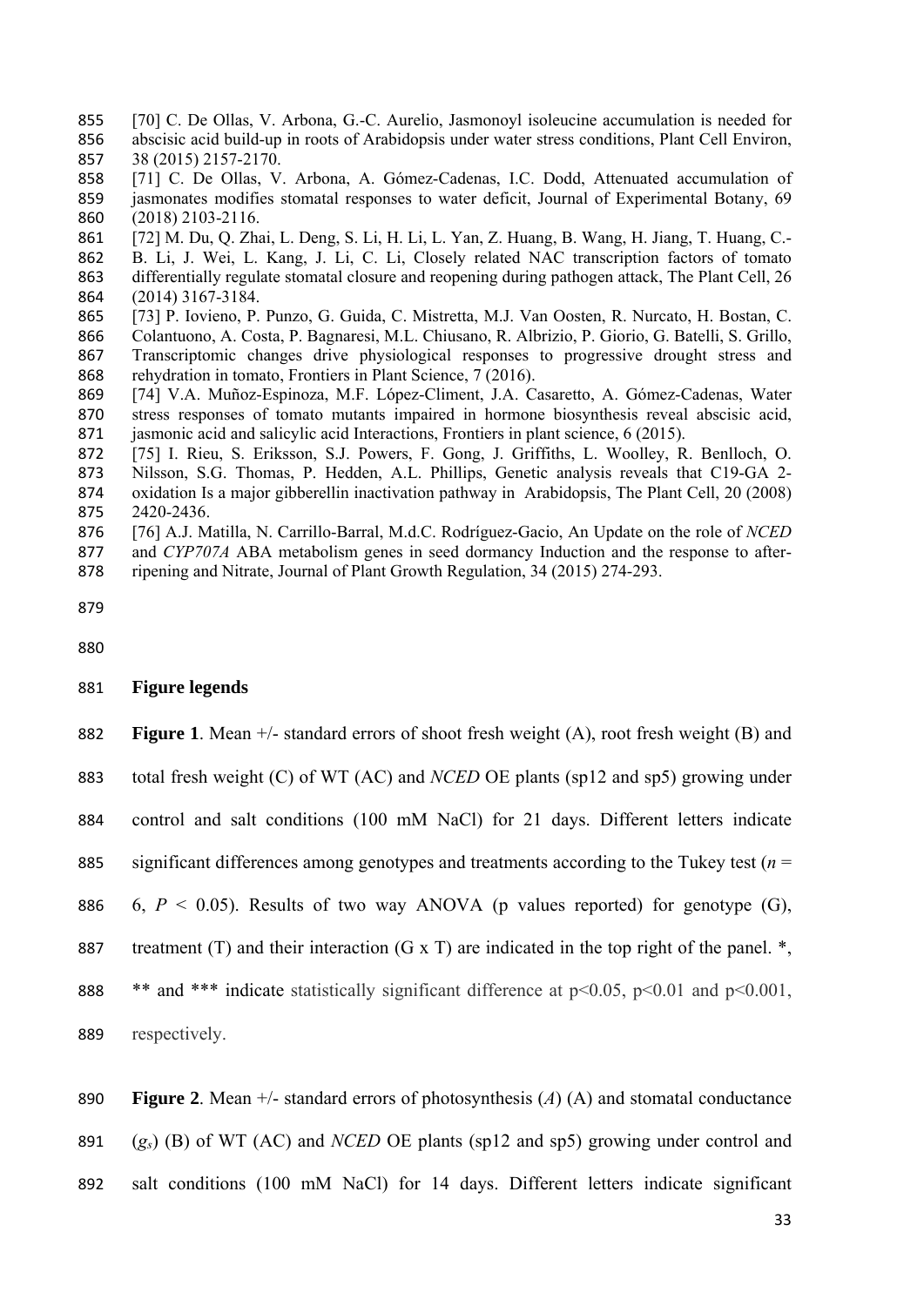[70] C. De Ollas, V. Arbona, G.-C. Aurelio, Jasmonoyl isoleucine accumulation is needed for abscisic acid build-up in roots of Arabidopsis under water stress conditions, Plant Cell Environ, 38 (2015) 2157-2170.

[71] C. De Ollas, V. Arbona, A. Gómez-Cadenas, I.C. Dodd, Attenuated accumulation of jasmonates modifies stomatal responses to water deficit, Journal of Experimental Botany, 69 (2018) 2103-2116.

[72] M. Du, Q. Zhai, L. Deng, S. Li, H. Li, L. Yan, Z. Huang, B. Wang, H. Jiang, T. Huang, C.-B. Li, J. Wei, L. Kang, J. Li, C. Li, Closely related NAC transcription factors of tomato differentially regulate stomatal closure and reopening during pathogen attack, The Plant Cell, 26 (2014) 3167-3184.

[73] P. Iovieno, P. Punzo, G. Guida, C. Mistretta, M.J. Van Oosten, R. Nurcato, H. Bostan, C. Colantuono, A. Costa, P. Bagnaresi, M.L. Chiusano, R. Albrizio, P. Giorio, G. Batelli, S. Grillo, Transcriptomic changes drive physiological responses to progressive drought stress and rehydration in tomato, Frontiers in Plant Science, 7 (2016).

[74] V.A. Muñoz-Espinoza, M.F. López-Climent, J.A. Casaretto, A. Gómez-Cadenas, Water stress responses of tomato mutants impaired in hormone biosynthesis reveal abscisic acid, jasmonic acid and salicylic acid Interactions, Frontiers in plant science, 6 (2015).

[75] I. Rieu, S. Eriksson, S.J. Powers, F. Gong, J. Griffiths, L. Woolley, R. Benlloch, O. Nilsson, S.G. Thomas, P. Hedden, A.L. Phillips, Genetic analysis reveals that C19-GA 2-oxidation Is a major gibberellin inactivation pathway in Arabidopsis, The Plant Cell, 20 (2008) 2420-2436.

[76] A.J. Matilla, N. Carrillo-Barral, M.d.C. Rodríguez-Gacio, An Update on the role of *NCED* and *CYP707A* ABA metabolism genes in seed dormancy Induction and the response to after-ripening and Nitrate, Journal of Plant Growth Regulation, 34 (2015) 274-293.

## Figure legends

**Figure 1**. Mean +/- standard errors of shoot fresh weight (A), root fresh weight (B) and total fresh weight (C) of WT (AC) and *NCED* OE plants (sp12 and sp5) growing under control and salt conditions (100 mM NaCl) for 21 days. Different letters indicate significant differences among genotypes and treatments according to the Tukey test ($n$ = 6, $P < 0.05$). Results of two way ANOVA (p values reported) for genotype (G), treatment (T) and their interaction (G x T) are indicated in the top right of the panel. *, ** and *** indicate statistically significant difference at $p<0.05$, $p<0.01$ and $p<0.001$, respectively.

**Figure 2**. Mean +/- standard errors of photosynthesis ($A$) (A) and stomatal conductance ($g_s$) (B) of WT (AC) and *NCED* OE plants (sp12 and sp5) growing under control and salt conditions (100 mM NaCl) for 14 days. Different letters indicate significant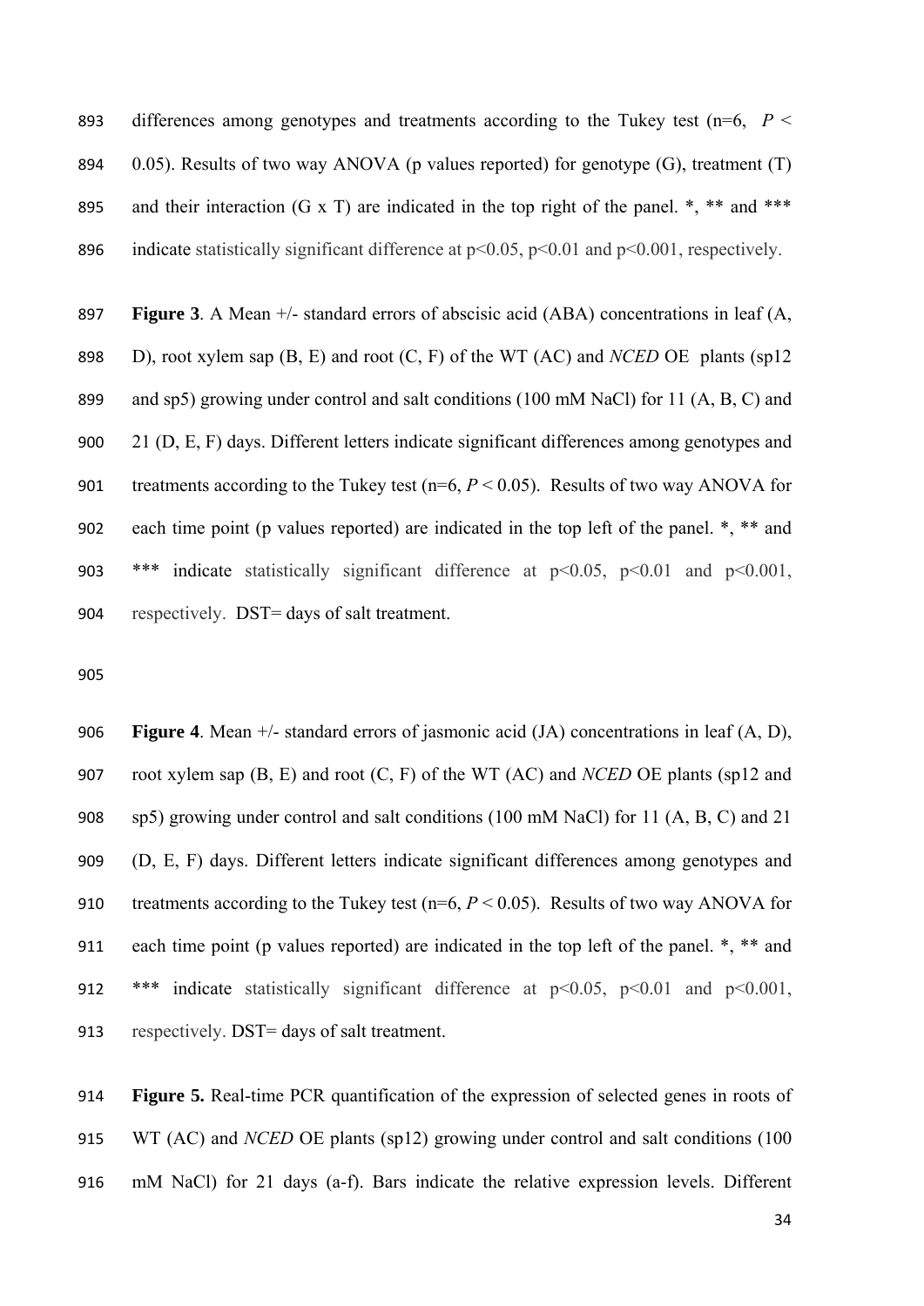differences among genotypes and treatments according to the Tukey test (n=6, $P < 0.05$). Results of two way ANOVA (p values reported) for genotype (G), treatment (T) and their interaction (G x T) are indicated in the top right of the panel. *, ** and *** indicate statistically significant difference at $p<0.05$, $p<0.01$ and $p<0.001$, respectively.

**Figure 3**. A Mean +/- standard errors of abscisic acid (ABA) concentrations in leaf (A, D), root xylem sap (B, E) and root (C, F) of the WT (AC) and *NCED* OE plants (sp12 and sp5) growing under control and salt conditions (100 mM NaCl) for 11 (A, B, C) and 21 (D, E, F) days. Different letters indicate significant differences among genotypes and treatments according to the Tukey test (n=6, $P < 0.05$). Results of two way ANOVA for each time point (p values reported) are indicated in the top left of the panel. *, ** and *** indicate statistically significant difference at $p<0.05$, $p<0.01$ and $p<0.001$, respectively. DST= days of salt treatment.

**Figure 4**. Mean +/- standard errors of jasmonic acid (JA) concentrations in leaf (A, D), root xylem sap (B, E) and root (C, F) of the WT (AC) and *NCED* OE plants (sp12 and sp5) growing under control and salt conditions (100 mM NaCl) for 11 (A, B, C) and 21 (D, E, F) days. Different letters indicate significant differences among genotypes and treatments according to the Tukey test (n=6, $P < 0.05$). Results of two way ANOVA for each time point (p values reported) are indicated in the top left of the panel. *, ** and *** indicate statistically significant difference at $p<0.05$, $p<0.01$ and $p<0.001$, respectively. DST= days of salt treatment.

**Figure 5.** Real-time PCR quantification of the expression of selected genes in roots of WT (AC) and *NCED* OE plants (sp12) growing under control and salt conditions (100 mM NaCl) for 21 days (a-f). Bars indicate the relative expression levels. Different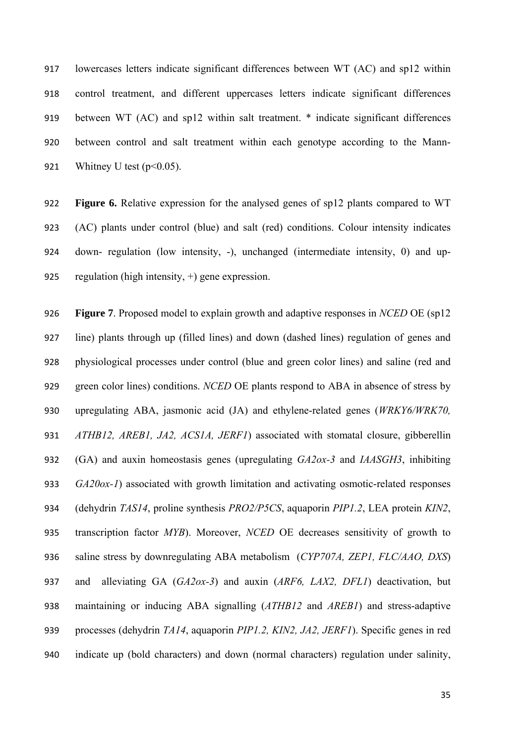lowercases letters indicate significant differences between WT (AC) and sp12 within control treatment, and different uppercases letters indicate significant differences between WT (AC) and sp12 within salt treatment. * indicate significant differences between control and salt treatment within each genotype according to the Mann-Whitney U test ($p<0.05$).

**Figure 6.** Relative expression for the analysed genes of sp12 plants compared to WT (AC) plants under control (blue) and salt (red) conditions. Colour intensity indicates down- regulation (low intensity, -), unchanged (intermediate intensity, 0) and up-regulation (high intensity, +) gene expression.

**Figure 7**. Proposed model to explain growth and adaptive responses in *NCED* OE (sp12 line) plants through up (filled lines) and down (dashed lines) regulation of genes and physiological processes under control (blue and green color lines) and saline (red and green color lines) conditions. *NCED* OE plants respond to ABA in absence of stress by upregulating ABA, jasmonic acid (JA) and ethylene-related genes (*WRKY6/WRK70, ATHB12, AREB1, JA2, ACS1A, JERF1*) associated with stomatal closure, gibberellin (GA) and auxin homeostasis genes (upregulating *GA2ox-3* and *IAASGH3*, inhibiting *GA20ox-1*) associated with growth limitation and activating osmotic-related responses (dehydrin *TAS14*, proline synthesis *PRO2/P5CS*, aquaporin *PIP1.2*, LEA protein *KIN2*, transcription factor *MYB*). Moreover, *NCED* OE decreases sensitivity of growth to saline stress by downregulating ABA metabolism (*CYP707A, ZEP1, FLC/AAO, DXS*) and alleviating GA (*GA2ox-3*) and auxin (*ARF6, LAX2, DFL1*) deactivation, but maintaining or inducing ABA signalling (*ATHB12* and *AREB1*) and stress-adaptive processes (dehydrin *TA14*, aquaporin *PIP1.2, KIN2, JA2, JERF1*). Specific genes in red indicate up (bold characters) and down (normal characters) regulation under salinity,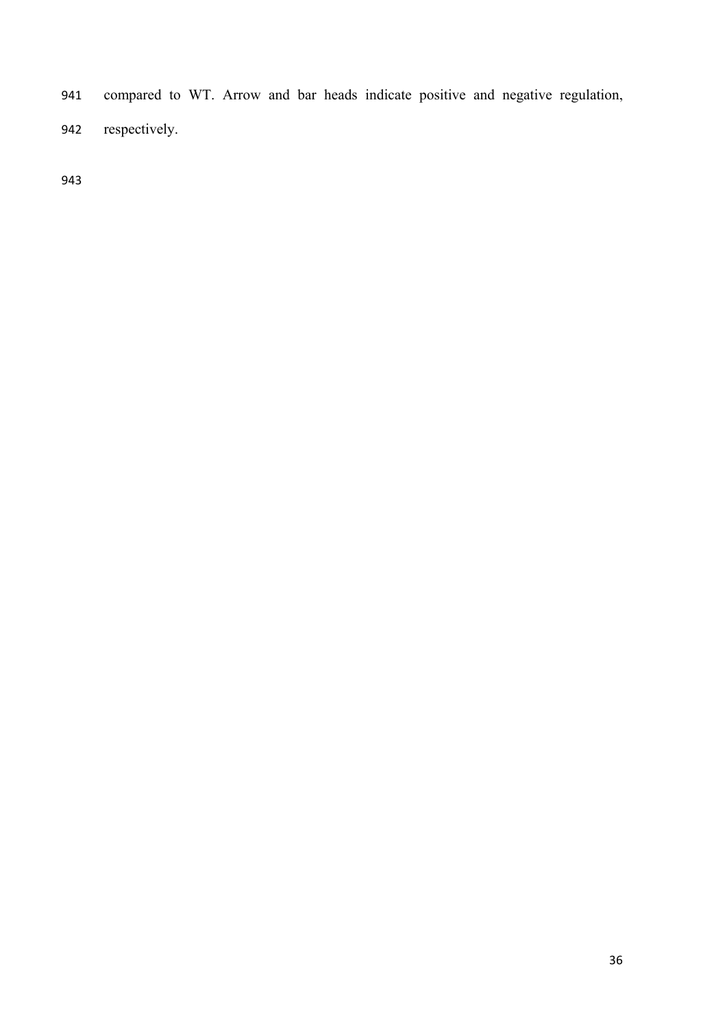compared to WT. Arrow and bar heads indicate positive and negative regulation, respectively.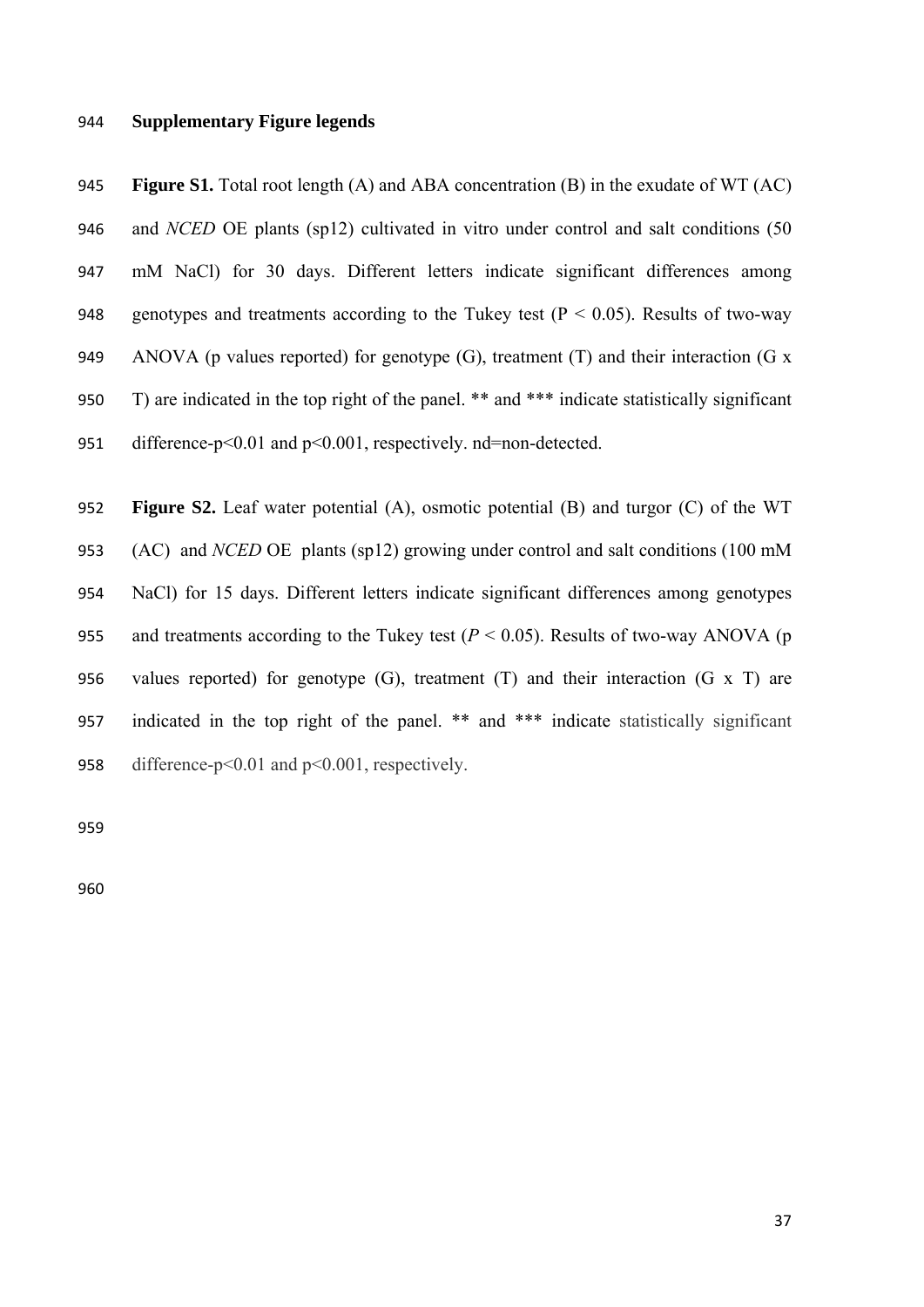## Supplementary Figure legends

**Figure S1.** Total root length (A) and ABA concentration (B) in the exudate of WT (AC) and *NCED* OE plants (sp12) cultivated in vitro under control and salt conditions (50 mM NaCl) for 30 days. Different letters indicate significant differences among genotypes and treatments according to the Tukey test ($P < 0.05$). Results of two-way ANOVA (p values reported) for genotype (G), treatment (T) and their interaction (G x T) are indicated in the top right of the panel. ** and *** indicate statistically significant difference-$p<0.01$ and $p<0.001$, respectively. nd=non-detected.

**Figure S2.** Leaf water potential (A), osmotic potential (B) and turgor (C) of the WT (AC) and *NCED* OE plants (sp12) growing under control and salt conditions (100 mM NaCl) for 15 days. Different letters indicate significant differences among genotypes and treatments according to the Tukey test ($P < 0.05$). Results of two-way ANOVA (p values reported) for genotype (G), treatment (T) and their interaction (G x T) are indicated in the top right of the panel. ** and *** indicate statistically significant difference-$p<0.01$ and $p<0.001$, respectively.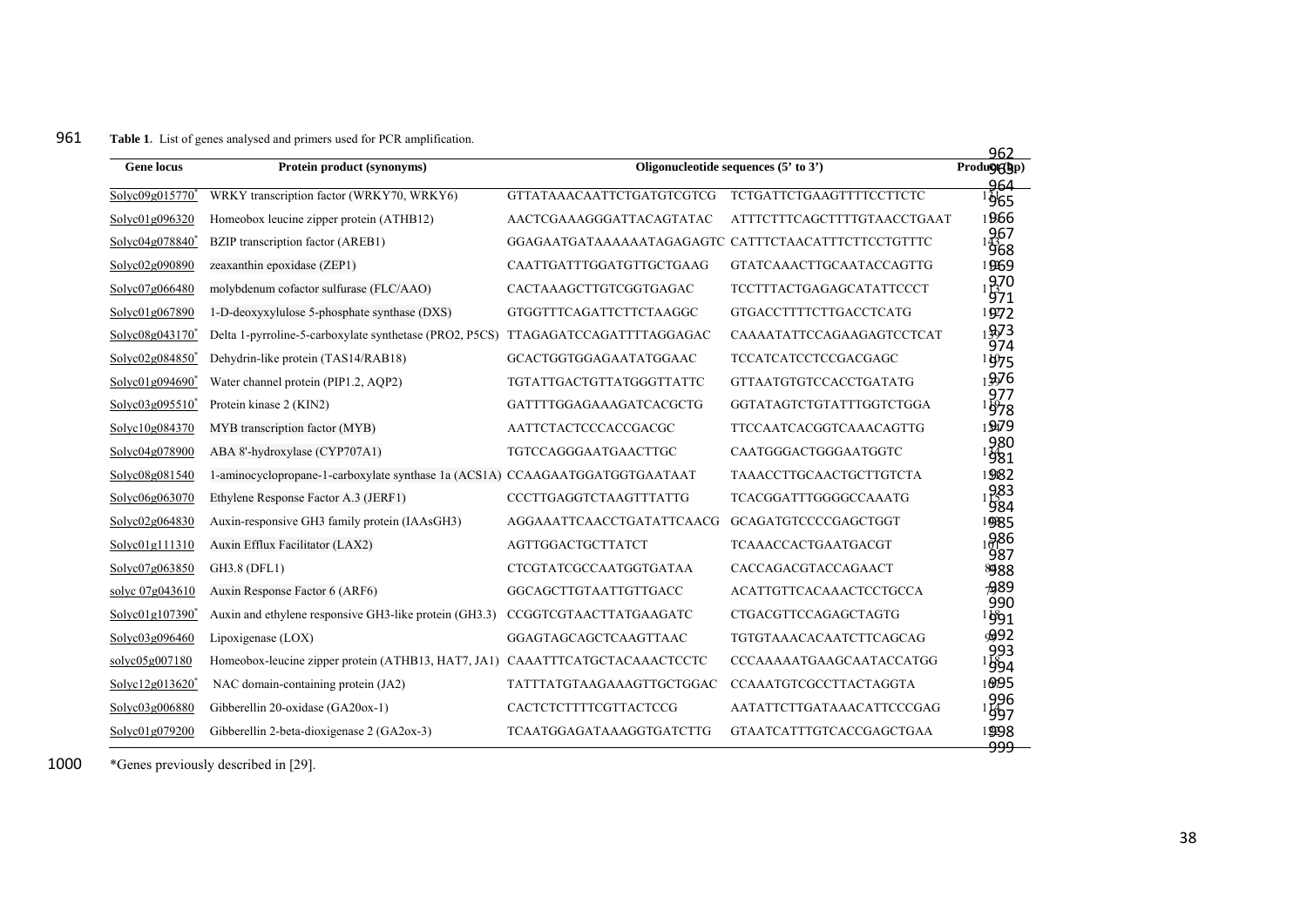**Table 1**. List of genes analysed and primers used for PCR amplification.

| Gene locus | Protein product (synonyms) | Oligonucleotide sequences (5' to 3') | | Product (bp) |
|---|---|---|---|---|
| Solyc09g015770* | WRKY transcription factor (WRKY70, WRKY6) | GTTATAAACAATTCTGATGTCGTCG | TCTGATTCTGAAGTTTTCCTTCTC | |
| Solyc01g096320 | Homeobox leucine zipper protein (ATHB12) | AACTCGAAAGGGATTACAGTATAC | ATTTCTTTCAGCTTTTGTAACCTGAAT | |
| Solyc04g078840* | BZIP transcription factor (AREB1) | GGAGAATGATAAAAAATAGAGAGTC | CATTTCTAACATTTCTTCCTGTTTC | |
| Solyc02g090890 | zeaxanthin epoxidase (ZEP1) | CAATTGATTTGGATGTTGCTGAAG | GTATCAAACTTGCAATACCAGTTG | |
| Solyc07g066480 | molybdenum cofactor sulfurase (FLC/AAO) | CACTAAAGCTTGTCGGTGAGAC | TCCTTTACTGAGAGCATATTCCCT | |
| Solyc01g067890 | 1-D-deoxyxylulose 5-phosphate synthase (DXS) | GTGGTTTCAGATTCTTCTAAGGC | GTGACCTTTTCTTGACCTCATG | |
| Solyc08g043170* | Delta 1-pyrroline-5-carboxylate synthetase (PRO2, P5CS) | TTAGAGATCCAGATTTTAGGAGAC | CAAAATATTCCAGAAGAGTCCTCAT | |
| Solyc02g084850* | Dehydrin-like protein (TAS14/RAB18) | GCACTGGTGGAGAATATGGAAC | TCCATCATCCTCCGACGAGC | |
| Solyc01g094690* | Water channel protein (PIP1.2, AQP2) | TGTATTGACTGTTATGGGTTATTC | GTTAATGTGTCCACCTGATATG | |
| Solyc03g095510* | Protein kinase 2 (KIN2) | GATTTTGGAGAAAGATCACGCTG | GGTATAGTCTGTATTTGGTCTGGA | |
| Solyc10g084370 | MYB transcription factor (MYB) | AATTCTACTCCCACCGACGC | TTCCAATCACGGTCAAACAGTTG | |
| Solyc04g078900 | ABA 8'-hydroxylase (CYP707A1) | TGTCCAGGGAATGAACTTGC | CAATGGGACTGGGAATGGTC | |
| Solyc08g081540 | 1-aminocyclopropane-1-carboxylate synthase 1a (ACS1A) | CCAAGAATGGATGGTGAATAAT | TAAACCTTGCAACTGCTTGTCTA | |
| Solyc06g063070 | Ethylene Response Factor A.3 (JERF1) | CCCTTGAGGTCTAAGTTTATTG | TCACGGATTTGGGGCCAAATG | |
| Solyc02g064830 | Auxin-responsive GH3 family protein (IAAsGH3) | AGGAAATTCAACCTGATATTCAACG | GCAGATGTCCCCGAGCTGGT | |
| Solyc01g111310 | Auxin Efflux Facilitator (LAX2) | AGTTGGACTGCTTATCT | TCAAACCACTGAATGACGT | |
| Solyc07g063850 | GH3.8 (DFL1) | CTCGTATCGCCAATGGTGATAA | CACCAGACGTACCAGAACT | |
| solyc 07g043610 | Auxin Response Factor 6 (ARF6) | GGCAGCTTGTAATTGTTGACC | ACATTGTTCACAAACTCCTGCCA | |
| Solyc01g107390* | Auxin and ethylene responsive GH3-like protein (GH3.3) | CCGGTCGTAACTTATGAAGATC | CTGACGTTCCAGAGCTAGTG | |
| Solyc03g096460 | Lipoxigenase (LOX) | GGAGTAGCAGCTCAAGTTAAC | TGTGTAAACACAATCTTCAGCAG | |
| solyc05g007180 | Homeobox-leucine zipper protein (ATHB13, HAT7, JA1) | CAAATTTCATGCTACAAACTCCTC | CCCAAAAATGAAGCAATACCATGG | |
| Solyc12g013620* | NAC domain-containing protein (JA2) | TATTTATGTAAGAAAGTTGCTGGAC | CCAAATGTCGCCTTACTAGGTA | |
| Solyc03g006880 | Gibberellin 20-oxidase (GA20ox-1) | CACTCTCTTTTCGTTACTCCG | AATATTCTTGATAAACATTCCCGAG | |
| Solyc01g079200 | Gibberellin 2-beta-dioxigenase 2 (GA2ox-3) | TCAATGGAGATAAAGGTGATCTTG | GTAATCATTTGTCACCGAGCTGAA | |

*Genes previously described in [29].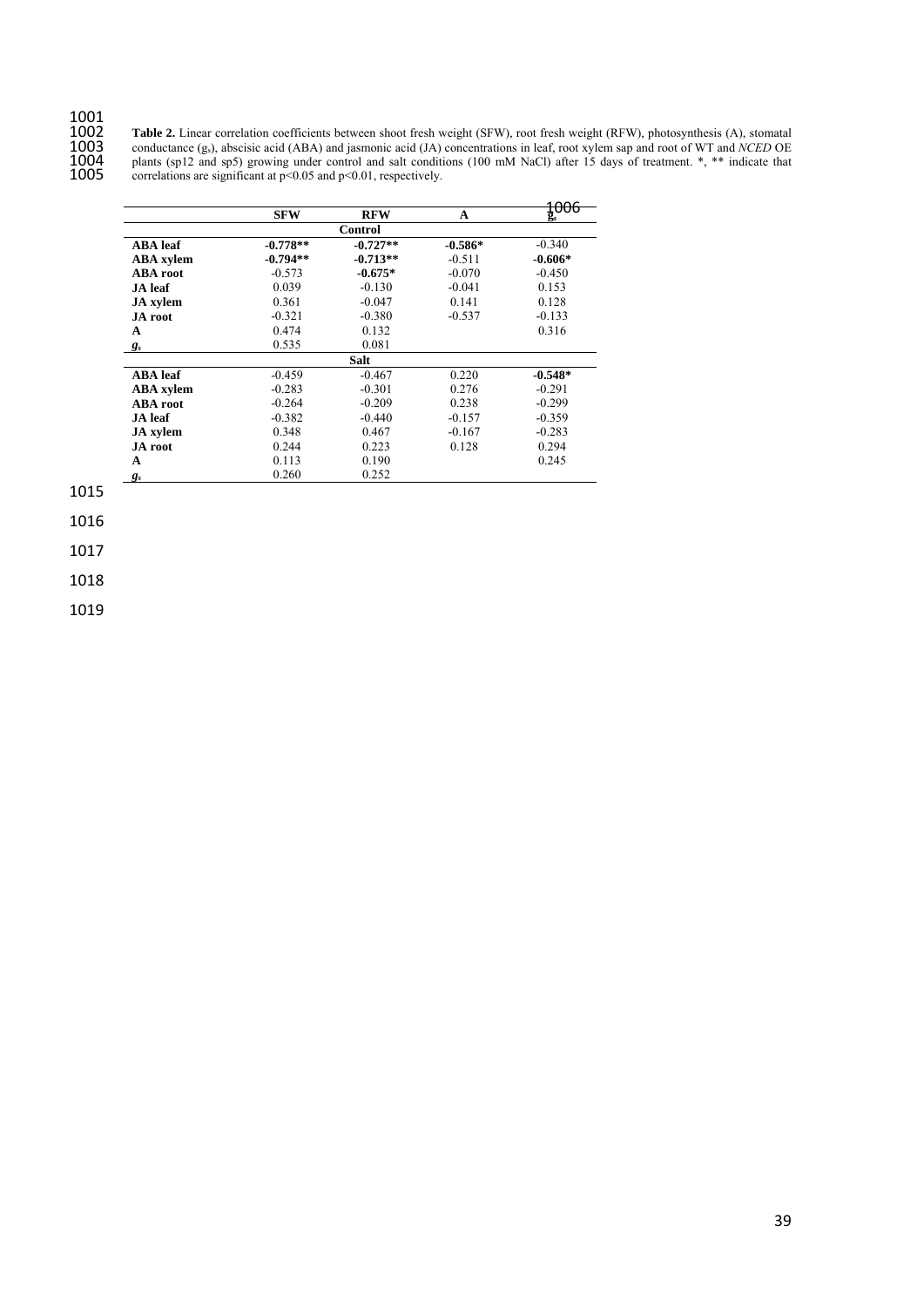**Table 2.** Linear correlation coefficients between shoot fresh weight (SFW), root fresh weight (RFW), photosynthesis (A), stomatal conductance ($g_s$), abscisic acid (ABA) and jasmonic acid (JA) concentrations in leaf, root xylem sap and root of WT and *NCED* OE plants (sp12 and sp5) growing under control and salt conditions (100 mM NaCl) after 15 days of treatment. *, ** indicate that correlations are significant at $p<0.05$ and $p<0.01$, respectively.

| | SFW | RFW | A | $g_s$ |
|---|---|---|---|---|
| | | **Control** | | |
| **ABA leaf** | **-0.778**** | **-0.727**** | **-0.586*** | -0.340 |
| **ABA xylem** | **-0.794**** | **-0.713**** | -0.511 | **-0.606*** |
| **ABA root** | -0.573 | **-0.675*** | -0.070 | -0.450 |
| **JA leaf** | 0.039 | -0.130 | -0.041 | 0.153 |
| **JA xylem** | 0.361 | -0.047 | 0.141 | 0.128 |
| **JA root** | -0.321 | -0.380 | -0.537 | -0.133 |
| **A** | 0.474 | 0.132 | | 0.316 |
| $g_s$ | 0.535 | 0.081 | | |
| | | **Salt** | | |
| **ABA leaf** | -0.459 | -0.467 | 0.220 | **-0.548*** |
| **ABA xylem** | -0.283 | -0.301 | 0.276 | -0.291 |
| **ABA root** | -0.264 | -0.209 | 0.238 | -0.299 |
| **JA leaf** | -0.382 | -0.440 | -0.157 | -0.359 |
| **JA xylem** | 0.348 | 0.467 | -0.167 | -0.283 |
| **JA root** | 0.244 | 0.223 | 0.128 | 0.294 |
| **A** | 0.113 | 0.190 | | 0.245 |
| $g_s$ | 0.260 | 0.252 | | |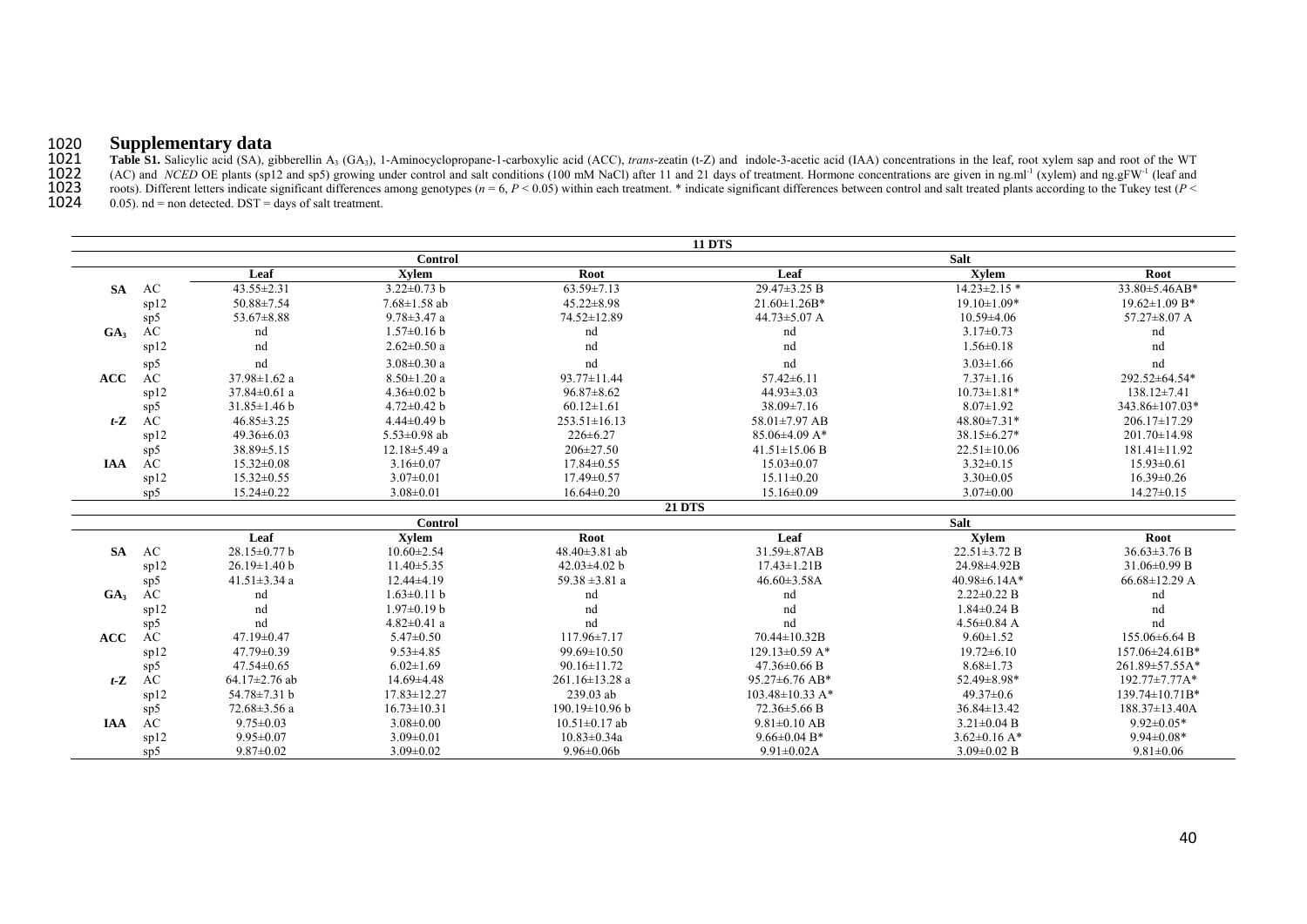## Supplementary data

**Table S1.** Salicylic acid (SA), gibberellin $A_3$ ($GA_3$), 1-Aminocyclopropane-1-carboxylic acid (ACC), *trans*-zeatin (t-Z) and indole-3-acetic acid (IAA) concentrations in the leaf, root xylem sap and root of the WT (AC) and *NCED* OE plants (sp12 and sp5) growing under control and salt conditions (100 mM NaCl) after 11 and 21 days of treatment. Hormone concentrations are given in ng.ml$^{-1}$ (xylem) and ng.gFW$^{-1}$ (leaf and roots). Different letters indicate significant differences among genotypes ($n = 6$, $P < 0.05$) within each treatment. * indicate significant differences between control and salt treated plants according to the Tukey test ($P < 0.05$). nd = non detected. DST = days of salt treatment.

| | | **11 DTS** | | | | | |
|---|---|---|---|---|---|---|---|
| | | **Control** | | | **Salt** | | |
| | | **Leaf** | **Xylem** | **Root** | **Leaf** | **Xylem** | **Root** |
| **SA** | AC | 43.55±2.31 | 3.22±0.73 b | 63.59±7.13 | 29.47±3.25 B | 14.23±2.15 * | 33.80±5.46AB* |
| | sp12 | 50.88±7.54 | 7.68±1.58 ab | 45.22±8.98 | 21.60±1.26B* | 19.10±1.09* | 19.62±1.09 B* |
| | sp5 | 53.67±8.88 | 9.78±3.47 a | 74.52±12.89 | 44.73±5.07 A | 10.59±4.06 | 57.27±8.07 A |
| **GA$_3$** | AC | nd | 1.57±0.16 b | nd | nd | 3.17±0.73 | nd |
| | sp12 | nd | 2.62±0.50 a | nd | nd | 1.56±0.18 | nd |
| | sp5 | nd | 3.08±0.30 a | nd | nd | 3.03±1.66 | nd |
| **ACC** | AC | 37.98±1.62 a | 8.50±1.20 a | 93.77±11.44 | 57.42±6.11 | 7.37±1.16 | 292.52±64.54* |
| | sp12 | 37.84±0.61 a | 4.36±0.02 b | 96.87±8.62 | 44.93±3.03 | 10.73±1.81* | 138.12±7.41 |
| | sp5 | 31.85±1.46 b | 4.72±0.42 b | 60.12±1.61 | 38.09±7.16 | 8.07±1.92 | 343.86±107.03* |
| ***t*-Z** | AC | 46.85±3.25 | 4.44±0.49 b | 253.51±16.13 | 58.01±7.97 AB | 48.80±7.31* | 206.17±17.29 |
| | sp12 | 49.36±6.03 | 5.53±0.98 ab | 226±6.27 | 85.06±4.09 A* | 38.15±6.27* | 201.70±14.98 |
| | sp5 | 38.89±5.15 | 12.18±5.49 a | 206±27.50 | 41.51±15.06 B | 22.51±10.06 | 181.41±11.92 |
| **IAA** | AC | 15.32±0.08 | 3.16±0.07 | 17.84±0.55 | 15.03±0.07 | 3.32±0.15 | 15.93±0.61 |
| | sp12 | 15.32±0.55 | 3.07±0.01 | 17.49±0.57 | 15.11±0.20 | 3.30±0.05 | 16.39±0.26 |
| | sp5 | 15.24±0.22 | 3.08±0.01 | 16.64±0.20 | 15.16±0.09 | 3.07±0.00 | 14.27±0.15 |
| | | **21 DTS** | | | | | |
| | | **Control** | | | **Salt** | | |
| | | **Leaf** | **Xylem** | **Root** | **Leaf** | **Xylem** | **Root** |
| **SA** | AC | 28.15±0.77 b | 10.60±2.54 | 48.40±3.81 ab | 31.59±.87AB | 22.51±3.72 B | 36.63±3.76 B |
| | sp12 | 26.19±1.40 b | 11.40±5.35 | 42.03±4.02 b | 17.43±1.21B | 24.98±4.92B | 31.06±0.99 B |
| | sp5 | 41.51±3.34 a | 12.44±4.19 | 59.38 ±3.81 a | 46.60±3.58A | 40.98±6.14A* | 66.68±12.29 A |
| **GA$_3$** | AC | nd | 1.63±0.11 b | nd | nd | 2.22±0.22 B | nd |
| | sp12 | nd | 1.97±0.19 b | nd | nd | 1.84±0.24 B | nd |
| | sp5 | nd | 4.82±0.41 a | nd | nd | 4.56±0.84 A | nd |
| **ACC** | AC | 47.19±0.47 | 5.47±0.50 | 117.96±7.17 | 70.44±10.32B | 9.60±1.52 | 155.06±6.64 B |
| | sp12 | 47.79±0.39 | 9.53±4.85 | 99.69±10.50 | 129.13±0.59 A* | 19.72±6.10 | 157.06±24.61B* |
| | sp5 | 47.54±0.65 | 6.02±1.69 | 90.16±11.72 | 47.36±0.66 B | 8.68±1.73 | 261.89±57.55A* |
| ***t*-Z** | AC | 64.17±2.76 ab | 14.69±4.48 | 261.16±13.28 a | 95.27±6.76 AB* | 52.49±8.98* | 192.77±7.77A* |
| | sp12 | 54.78±7.31 b | 17.83±12.27 | 239.03 ab | 103.48±10.33 A* | 49.37±0.6 | 139.74±10.71B* |
| | sp5 | 72.68±3.56 a | 16.73±10.31 | 190.19±10.96 b | 72.36±5.66 B | 36.84±13.42 | 188.37±13.40A |
| **IAA** | AC | 9.75±0.03 | 3.08±0.00 | 10.51±0.17 ab | 9.81±0.10 AB | 3.21±0.04 B | 9.92±0.05* |
| | sp12 | 9.95±0.07 | 3.09±0.01 | 10.83±0.34a | 9.66±0.04 B* | 3.62±0.16 A* | 9.94±0.08* |
| | sp5 | 9.87±0.02 | 3.09±0.02 | 9.96±0.06b | 9.91±0.02A | 3.09±0.02 B | 9.81±0.06 |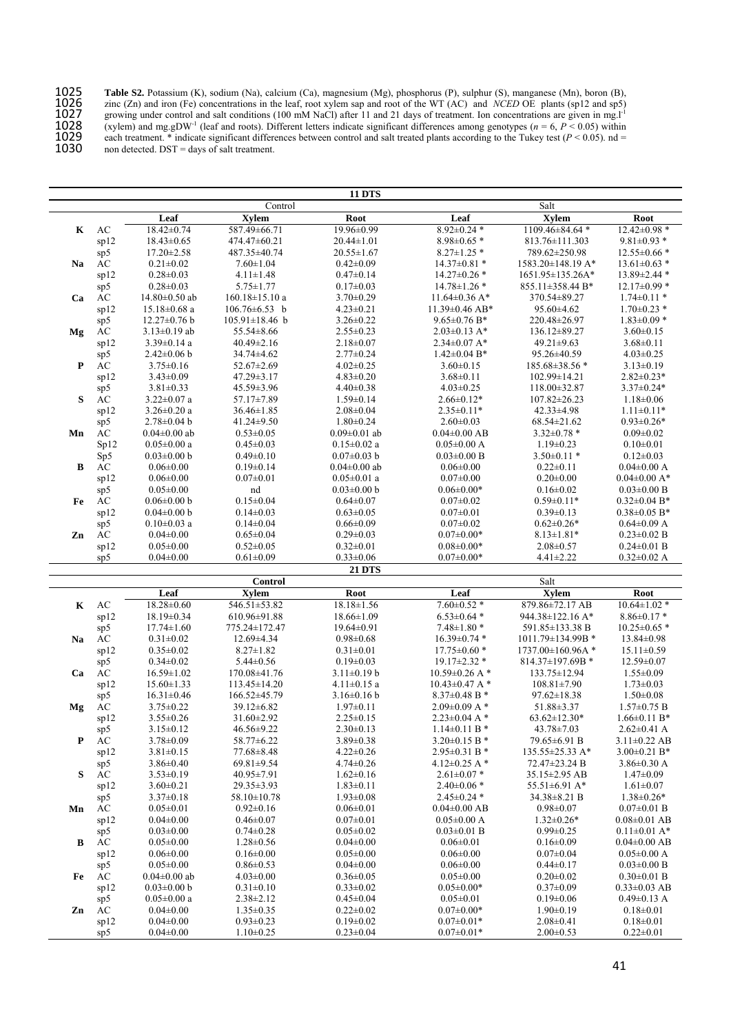1025 **Table S2.** Potassium (K), sodium (Na), calcium (Ca), magnesium (Mg), phosphorus (P), sulphur (S), manganese (Mn), boron (B),
1026 zinc (Zn) and iron (Fe) concentrations in the leaf, root xylem sap and root of the WT (AC) and *NCED* OE plants (sp12 and sp5)
1027 growing under control and salt conditions (100 mM NaCl) after 11 and 21 days of treatment. Ion concentrations are given in mg.l$^{-1}$
1028 (xylem) and mg.gDW$^{-1}$ (leaf and roots). Different letters indicate significant differences among genotypes ($n$ = 6, $P$ < 0.05) within
1029 each treatment. * indicate significant differences between control and salt treated plants according to the Tukey test ($P$ < 0.05). nd =
1030 non detected. DST = days of salt treatment.

| | | **11 DTS** | | | | | |
|---|---|---|---|---|---|---|---|
| | | Control | | | Salt | | |
| | | **Leaf** | **Xylem** | **Root** | **Leaf** | **Xylem** | **Root** |
| **K** | AC | 18.42±0.74 | 587.49±66.71 | 19.96±0.99 | 8.92±0.24 * | 1109.46±84.64 * | 12.42±0.98 * |
| | sp12 | 18.43±0.65 | 474.47±60.21 | 20.44±1.01 | 8.98±0.65 * | 813.76±111.303 | 9.81±0.93 * |
| | sp5 | 17.20±2.58 | 487.35±40.74 | 20.55±1.67 | 8.27±1.25 * | 789.62±250.98 | 12.55±0.66 * |
| **Na** | AC | 0.21±0.02 | 7.60±1.04 | 0.42±0.09 | 14.37±0.81 * | 1583.20±148.19 A* | 13.61±0.63 * |
| | sp12 | 0.28±0.03 | 4.11±1.48 | 0.47±0.14 | 14.27±0.26 * | 1651.95±135.26A* | 13.89±2.44 * |
| | sp5 | 0.28±0.03 | 5.75±1.77 | 0.17±0.03 | 14.78±1.26 * | 855.11±358.44 B* | 12.17±0.99 * |
| **Ca** | AC | 14.80±0.50 ab | 160.18±15.10 a | 3.70±0.29 | 11.64±0.36 A* | 370.54±89.27 | 1.74±0.11 * |
| | sp12 | 15.18±0.68 a | 106.76±6.53 b | 4.23±0.21 | 11.39±0.46 AB* | 95.60±4.62 | 1.70±0.23 * |
| | sp5 | 12.27±0.76 b | 105.91±18.46 b | 3.26±0.22 | 9.65±0.76 B* | 220.48±26.97 | 1.83±0.09 * |
| **Mg** | AC | 3.13±0.19 ab | 55.54±8.66 | 2.55±0.23 | 2.03±0.13 A* | 136.12±89.27 | 3.60±0.15 |
| | sp12 | 3.39±0.14 a | 40.49±2.16 | 2.18±0.07 | 2.34±0.07 A* | 49.21±9.63 | 3.68±0.11 |
| | sp5 | 2.42±0.06 b | 34.74±4.62 | 2.77±0.24 | 1.42±0.04 B* | 95.26±40.59 | 4.03±0.25 |
| **P** | AC | 3.75±0.16 | 52.67±2.69 | 4.02±0.25 | 3.60±0.15 | 185.68±38.56 * | 3.13±0.19 |
| | sp12 | 3.43±0.09 | 47.29±3.17 | 4.83±0.20 | 3.68±0.11 | 102.99±14.21 | 2.82±0.23* |
| | sp5 | 3.81±0.33 | 45.59±3.96 | 4.40±0.38 | 4.03±0.25 | 118.00±32.87 | 3.37±0.24* |
| **S** | AC | 3.22±0.07 a | 57.17±7.89 | 1.59±0.14 | 2.66±0.12* | 107.82±26.23 | 1.18±0.06 |
| | sp12 | 3.26±0.20 a | 36.46±1.85 | 2.08±0.04 | 2.35±0.11* | 42.33±4.98 | 1.11±0.11* |
| | sp5 | 2.78±0.04 b | 41.24±9.50 | 1.80±0.24 | 2.60±0.03 | 68.54±21.62 | 0.93±0.26* |
| **Mn** | AC | 0.04±0.01 ab | 0.53±0.05 | 0.09±0.01 ab | 0.04±0.00 AB | 3.32±0.78 * | 0.09±0.02 |
| | Sp12 | 0.05±0.00 a | 0.45±0.03 | 0.15±0.02 a | 0.05±0.00 A | 1.19±0.23 | 0.10±0.01 |
| | Sp5 | 0.03±0.00 b | 0.49±0.10 | 0.07±0.03 b | 0.03±0.00 B | 3.50±0.11 * | 0.12±0.03 |
| **B** | AC | 0.06±0.00 | 0.19±0.14 | 0.04±0.00 ab | 0.06±0.00 | 0.22±0.11 | 0.04±0.00 A |
| | sp12 | 0.06±0.00 | 0.07±0.01 | 0.05±0.01 a | 0.07±0.00 | 0.20±0.00 | 0.04±0.00 A* |
| | sp5 | 0.05±0.00 | nd | 0.03±0.00 b | 0.06±0.00* | 0.16±0.02 | 0.03±0.00 B |
| **Fe** | AC | 0.06±0.00 b | 0.15±0.04 | 0.64±0.07 | 0.07±0.02 | 0.59±0.11* | 0.32±0.04 B* |
| | sp12 | 0.04±0.00 b | 0.14±0.03 | 0.63±0.05 | 0.07±0.01 | 0.39±0.13 | 0.38±0.05 B* |
| | sp5 | 0.10±0.03 a | 0.14±0.04 | 0.66±0.09 | 0.07±0.02 | 0.62±0.26* | 0.64±0.09 A |
| **Zn** | AC | 0.04±0.00 | 0.65±0.04 | 0.29±0.03 | 0.07±0.00* | 8.13±1.81* | 0.23±0.02 B |
| | sp12 | 0.05±0.00 | 0.52±0.05 | 0.32±0.01 | 0.08±0.00* | 2.08±0.57 | 0.24±0.01 B |
| | sp5 | 0.04±0.00 | 0.61±0.09 | 0.33±0.06 | 0.07±0.00* | 4.41±2.22 | 0.32±0.02 A |
| | | **21 DTS** | | | | | |
| | | **Control** | | | Salt | | |
| | | **Leaf** | **Xylem** | **Root** | **Leaf** | **Xylem** | **Root** |
| **K** | AC | 18.28±0.60 | 546.51±53.82 | 18.18±1.56 | 7.60±0.52 * | 879.86±72.17 AB | 10.64±1.02 * |
| | sp12 | 18.19±0.34 | 610.96±91.88 | 18.66±1.09 | 6.53±0.64 * | 944.38±122.16 A* | 8.86±0.17 * |
| | sp5 | 17.74±1.60 | 775.24±172.47 | 19.64±0.91 | 7.48±1.80 * | 591.85±133.38 B | 10.25±0.65 * |
| **Na** | AC | 0.31±0.02 | 12.69±4.34 | 0.98±0.68 | 16.39±0.74 * | 1011.79±134.99B * | 13.84±0.98 |
| | sp12 | 0.35±0.02 | 8.27±1.82 | 0.31±0.01 | 17.75±0.60 * | 1737.00±160.96A * | 15.11±0.59 |
| | sp5 | 0.34±0.02 | 5.44±0.56 | 0.19±0.03 | 19.17±2.32 * | 814.37±197.69B * | 12.59±0.07 |
| **Ca** | AC | 16.59±1.02 | 170.08±41.76 | 3.11±0.19 b | 10.59±0.26 A * | 133.75±12.94 | 1.55±0.09 |
| | sp12 | 15.60±1.33 | 113.45±14.20 | 4.11±0.15 a | 10.43±0.47 A * | 108.81±7.90 | 1.73±0.03 |
| | sp5 | 16.31±0.46 | 166.52±45.79 | 3.16±0.16 b | 8.37±0.48 B * | 97.62±18.38 | 1.50±0.08 |
| **Mg** | AC | 3.75±0.22 | 39.12±6.82 | 1.97±0.11 | 2.09±0.09 A * | 51.88±3.37 | 1.57±0.75 B |
| | sp12 | 3.55±0.26 | 31.60±2.92 | 2.25±0.15 | 2.23±0.04 A * | 63.62±12.30* | 1.66±0.11 B* |
| | sp5 | 3.15±0.12 | 46.56±9.22 | 2.30±0.13 | 1.14±0.11 B * | 43.78±7.03 | 2.62±0.41 A |
| **P** | AC | 3.78±0.09 | 58.77±6.22 | 3.89±0.38 | 3.20±0.15 B * | 79.65±6.91 B | 3.11±0.22 AB |
| | sp12 | 3.81±0.15 | 77.68±8.48 | 4.22±0.26 | 2.95±0.31 B * | 135.55±25.33 A* | 3.00±0.21 B* |
| | sp5 | 3.86±0.40 | 69.81±9.54 | 4.74±0.26 | 4.12±0.25 A * | 72.47±23.24 B | 3.86±0.30 A |
| **S** | AC | 3.53±0.19 | 40.95±7.91 | 1.62±0.16 | 2.61±0.07 * | 35.15±2.95 AB | 1.47±0.09 |
| | sp12 | 3.60±0.21 | 29.35±3.93 | 1.83±0.11 | 2.40±0.06 * | 55.51±6.91 A* | 1.61±0.07 |
| | sp5 | 3.37±0.18 | 58.10±10.78 | 1.93±0.08 | 2.45±0.24 * | 34.38±8.21 B | 1.38±0.26* |
| **Mn** | AC | 0.05±0.01 | 0.92±0.16 | 0.06±0.01 | 0.04±0.00 AB | 0.98±0.07 | 0.07±0.01 B |
| | sp12 | 0.04±0.00 | 0.46±0.07 | 0.07±0.01 | 0.05±0.00 A | 1.32±0.26* | 0.08±0.01 AB |
| | sp5 | 0.03±0.00 | 0.74±0.28 | 0.05±0.02 | 0.03±0.01 B | 0.99±0.25 | 0.11±0.01 A* |
| **B** | AC | 0.05±0.00 | 1.28±0.56 | 0.04±0.00 | 0.06±0.01 | 0.16±0.09 | 0.04±0.00 AB |
| | sp12 | 0.06±0.00 | 0.16±0.00 | 0.05±0.00 | 0.06±0.00 | 0.07±0.04 | 0.05±0.00 A |
| | sp5 | 0.05±0.00 | 0.86±0.53 | 0.04±0.00 | 0.06±0.00 | 0.44±0.17 | 0.03±0.00 B |
| **Fe** | AC | 0.04±0.00 ab | 4.03±0.00 | 0.36±0.05 | 0.05±0.00 | 0.20±0.02 | 0.30±0.01 B |
| | sp12 | 0.03±0.00 b | 0.31±0.10 | 0.33±0.02 | 0.05±0.00* | 0.37±0.09 | 0.33±0.03 AB |
| | sp5 | 0.05±0.00 a | 2.38±2.12 | 0.45±0.04 | 0.05±0.01 | 0.19±0.06 | 0.49±0.13 A |
| **Zn** | AC | 0.04±0.00 | 1.35±0.35 | 0.22±0.02 | 0.07±0.00* | 1.90±0.19 | 0.18±0.01 |
| | sp12 | 0.04±0.00 | 0.93±0.23 | 0.19±0.02 | 0.07±0.01* | 2.08±0.41 | 0.18±0.01 |
| | sp5 | 0.04±0.00 | 1.10±0.25 | 0.23±0.04 | 0.07±0.01* | 2.00±0.53 | 0.22±0.01 |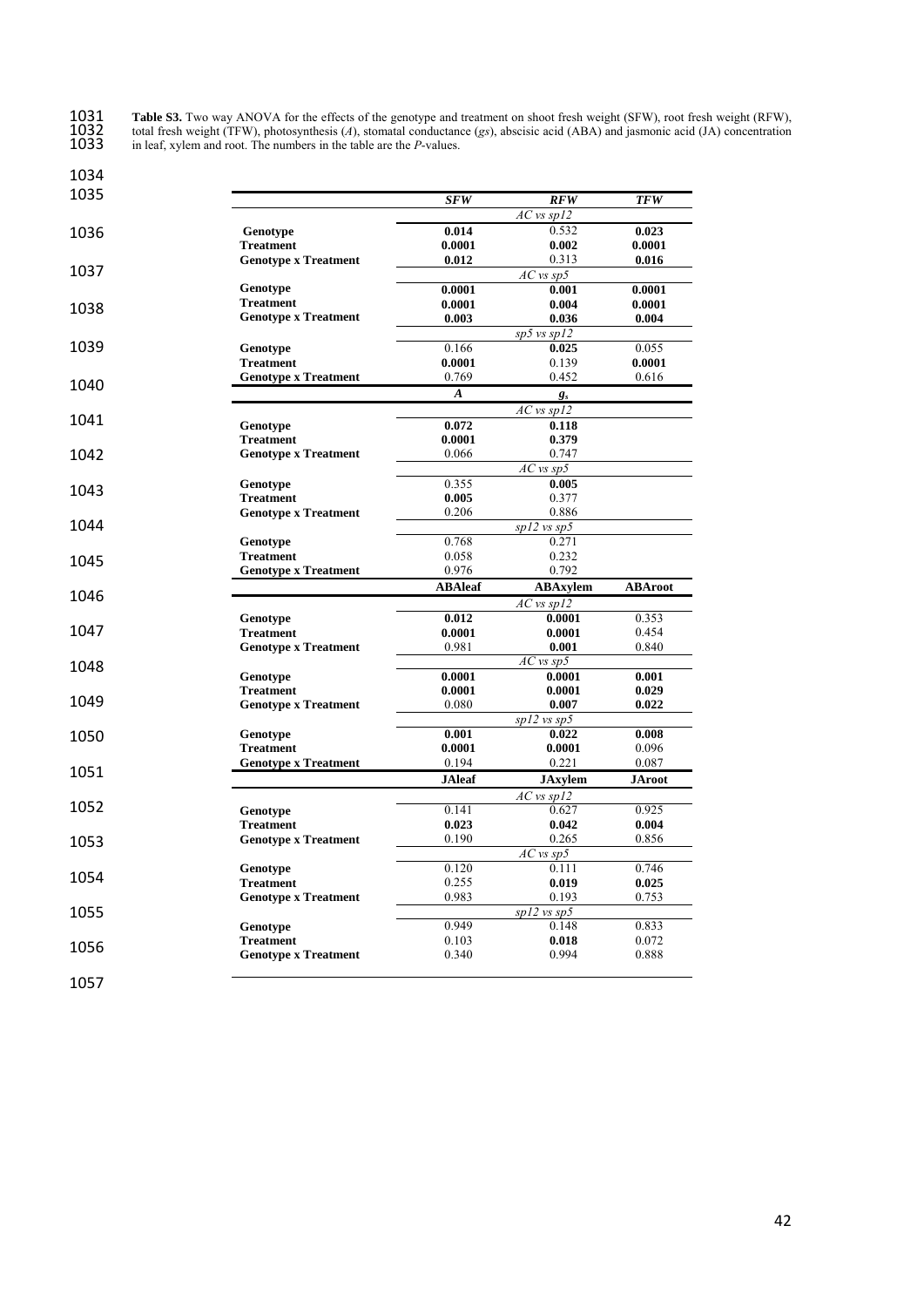**Table S3.** Two way ANOVA for the effects of the genotype and treatment on shoot fresh weight (SFW), root fresh weight (RFW), total fresh weight (TFW), photosynthesis (*A*), stomatal conductance (*gs*), abscisic acid (ABA) and jasmonic acid (JA) concentration in leaf, xylem and root. The numbers in the table are the *P*-values.

| | ***SFW*** | ***RFW*** | ***TFW*** |
|---|---|---|---|
| | | *AC vs sp12* | |
| **Genotype** | **0.014** | 0.532 | **0.023** |
| **Treatment** | **0.0001** | **0.002** | **0.0001** |
| **Genotype x Treatment** | **0.012** | 0.313 | **0.016** |
| | | *AC vs sp5* | |
| **Genotype** | **0.0001** | **0.001** | **0.0001** |
| **Treatment** | **0.0001** | **0.004** | **0.0001** |
| **Genotype x Treatment** | **0.003** | **0.036** | **0.004** |
| | | *sp5 vs sp12* | |
| **Genotype** | 0.166 | **0.025** | 0.055 |
| **Treatment** | **0.0001** | 0.139 | **0.0001** |
| **Genotype x Treatment** | 0.769 | 0.452 | 0.616 |
| | ***A*** | ***$g_s$*** | |
| | | *AC vs sp12* | |
| **Genotype** | **0.072** | **0.118** | |
| **Treatment** | **0.0001** | **0.379** | |
| **Genotype x Treatment** | 0.066 | 0.747 | |
| | | *AC vs sp5* | |
| **Genotype** | 0.355 | **0.005** | |
| **Treatment** | **0.005** | 0.377 | |
| **Genotype x Treatment** | 0.206 | 0.886 | |
| | | *sp12 vs sp5* | |
| **Genotype** | 0.768 | 0.271 | |
| **Treatment** | 0.058 | 0.232 | |
| **Genotype x Treatment** | 0.976 | 0.792 | |
| | **ABAleaf** | **ABAxylem** | **ABAroot** |
| | | *AC vs sp12* | |
| **Genotype** | **0.012** | **0.0001** | 0.353 |
| **Treatment** | **0.0001** | **0.0001** | 0.454 |
| **Genotype x Treatment** | 0.981 | **0.001** | 0.840 |
| | | *AC vs sp5* | |
| **Genotype** | **0.0001** | **0.0001** | **0.001** |
| **Treatment** | **0.0001** | **0.0001** | **0.029** |
| **Genotype x Treatment** | 0.080 | **0.007** | **0.022** |
| | | *sp12 vs sp5* | |
| **Genotype** | **0.001** | **0.022** | **0.008** |
| **Treatment** | **0.0001** | **0.0001** | 0.096 |
| **Genotype x Treatment** | 0.194 | 0.221 | 0.087 |
| | **JAleaf** | **JAxylem** | **JAroot** |
| | | *AC vs sp12* | |
| **Genotype** | 0.141 | 0.627 | 0.925 |
| **Treatment** | **0.023** | **0.042** | **0.004** |
| **Genotype x Treatment** | 0.190 | 0.265 | 0.856 |
| | | *AC vs sp5* | |
| **Genotype** | 0.120 | 0.111 | 0.746 |
| **Treatment** | 0.255 | **0.019** | **0.025** |
| **Genotype x Treatment** | 0.983 | 0.193 | 0.753 |
| | | *sp12 vs sp5* | |
| **Genotype** | 0.949 | 0.148 | 0.833 |
| **Treatment** | 0.103 | **0.018** | 0.072 |
| **Genotype x Treatment** | 0.340 | 0.994 | 0.888 |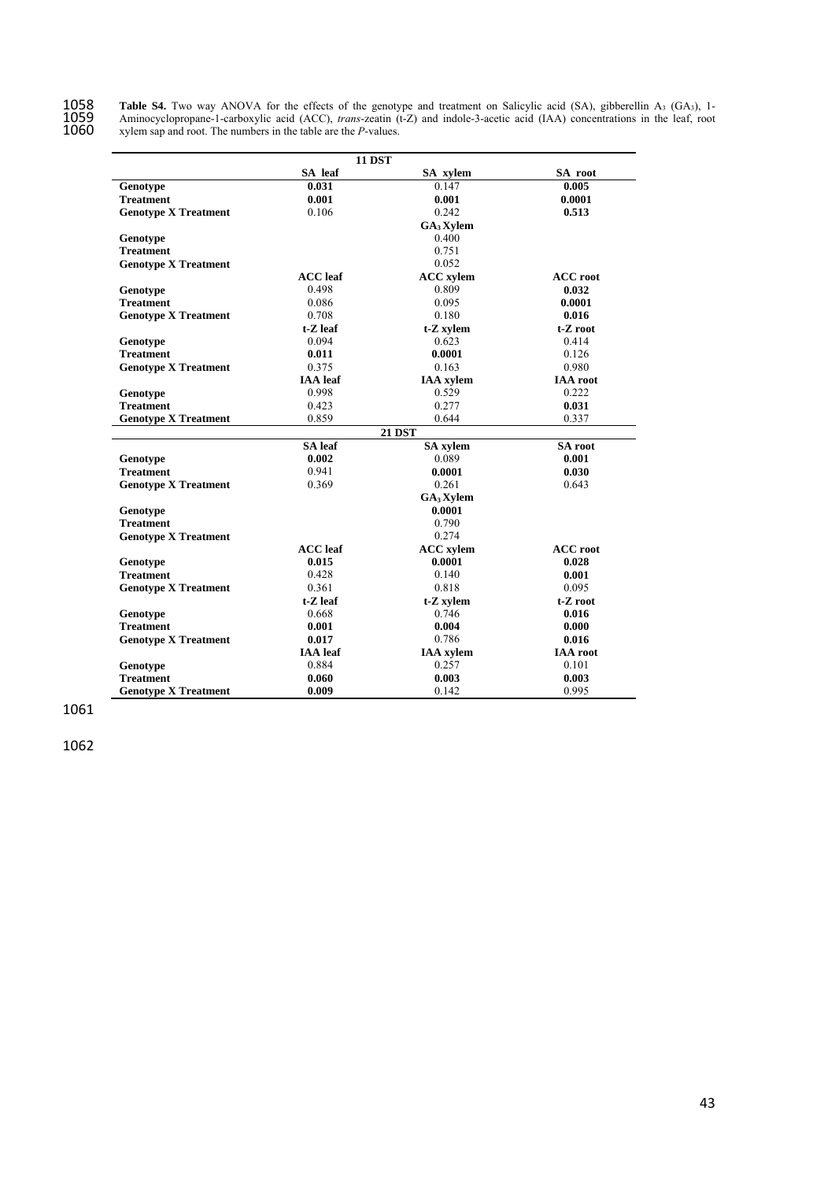**Table S4.** Two way ANOVA for the effects of the genotype and treatment on Salicylic acid (SA), gibberellin $A_3$ ($GA_3$), 1-Aminocyclopropane-1-carboxylic acid (ACC), *trans*-zeatin (t-Z) and indole-3-acetic acid (IAA) concentrations in the leaf, root xylem sap and root. The numbers in the table are the *P*-values.

| | **11 DST** | | |
|---|---|---|---|
| | **SA leaf** | **SA xylem** | **SA root** |
| **Genotype** | **0.031** | 0.147 | **0.005** |
| **Treatment** | **0.001** | **0.001** | **0.0001** |
| **Genotype X Treatment** | 0.106 | 0.242 | **0.513** |
| | | **$GA_3$ Xylem** | |
| **Genotype** | | 0.400 | |
| **Treatment** | | 0.751 | |
| **Genotype X Treatment** | | 0.052 | |
| | **ACC leaf** | **ACC xylem** | **ACC root** |
| **Genotype** | 0.498 | 0.809 | **0.032** |
| **Treatment** | 0.086 | 0.095 | **0.0001** |
| **Genotype X Treatment** | 0.708 | 0.180 | **0.016** |
| | **t-Z leaf** | **t-Z xylem** | **t-Z root** |
| **Genotype** | 0.094 | 0.623 | 0.414 |
| **Treatment** | **0.011** | **0.0001** | 0.126 |
| **Genotype X Treatment** | 0.375 | 0.163 | 0.980 |
| | **IAA leaf** | **IAA xylem** | **IAA root** |
| **Genotype** | 0.998 | 0.529 | 0.222 |
| **Treatment** | 0.423 | 0.277 | **0.031** |
| **Genotype X Treatment** | 0.859 | 0.644 | 0.337 |
| | **21 DST** | | |
| | **SA leaf** | **SA xylem** | **SA root** |
| **Genotype** | **0.002** | 0.089 | **0.001** |
| **Treatment** | 0.941 | **0.0001** | **0.030** |
| **Genotype X Treatment** | 0.369 | 0.261 | 0.643 |
| | | **$GA_3$ Xylem** | |
| **Genotype** | | **0.0001** | |
| **Treatment** | | 0.790 | |
| **Genotype X Treatment** | | 0.274 | |
| | **ACC leaf** | **ACC xylem** | **ACC root** |
| **Genotype** | **0.015** | **0.0001** | **0.028** |
| **Treatment** | 0.428 | 0.140 | **0.001** |
| **Genotype X Treatment** | 0.361 | 0.818 | 0.095 |
| | **t-Z leaf** | **t-Z xylem** | **t-Z root** |
| **Genotype** | 0.668 | 0.746 | **0.016** |
| **Treatment** | **0.001** | **0.004** | **0.000** |
| **Genotype X Treatment** | **0.017** | 0.786 | **0.016** |
| | **IAA leaf** | **IAA xylem** | **IAA root** |
| **Genotype** | 0.884 | 0.257 | 0.101 |
| **Treatment** | **0.060** | **0.003** | **0.003** |
| **Genotype X Treatment** | **0.009** | 0.142 | 0.995 |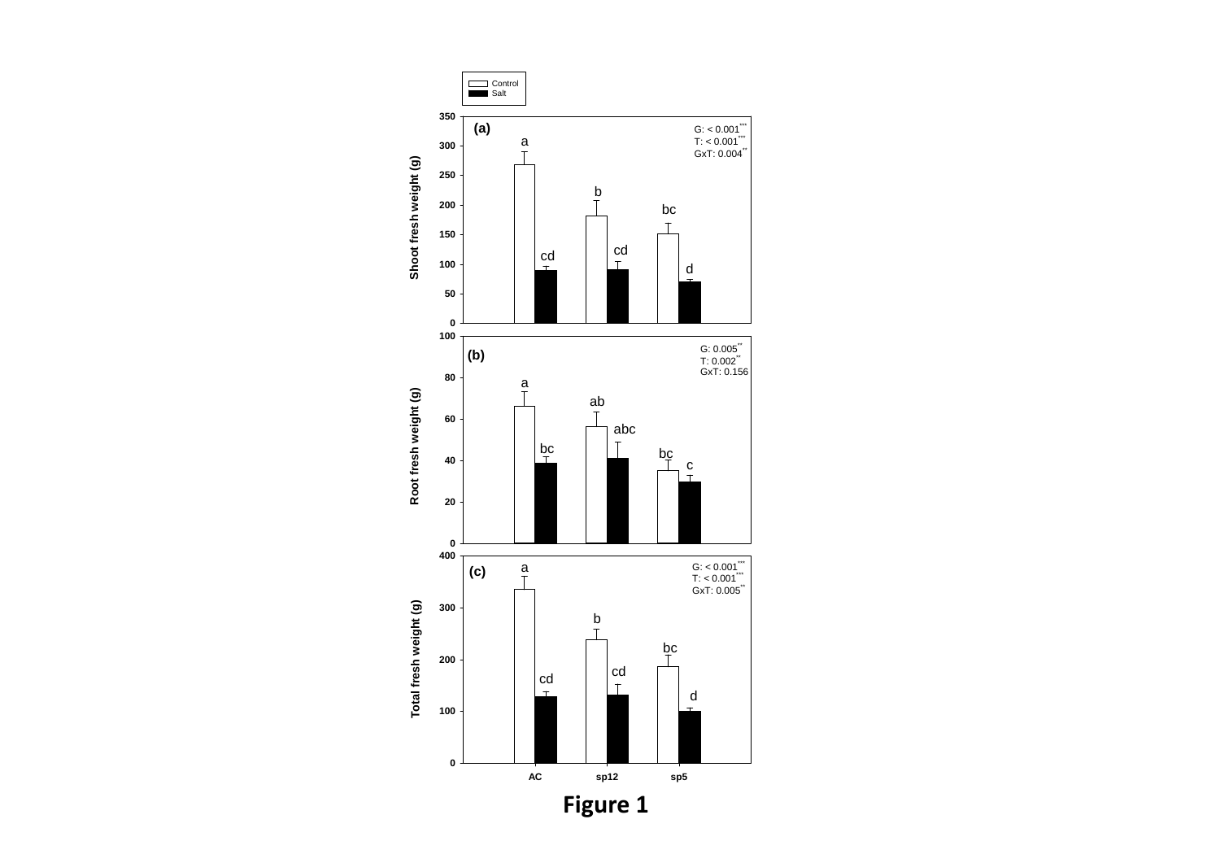**Figure 1**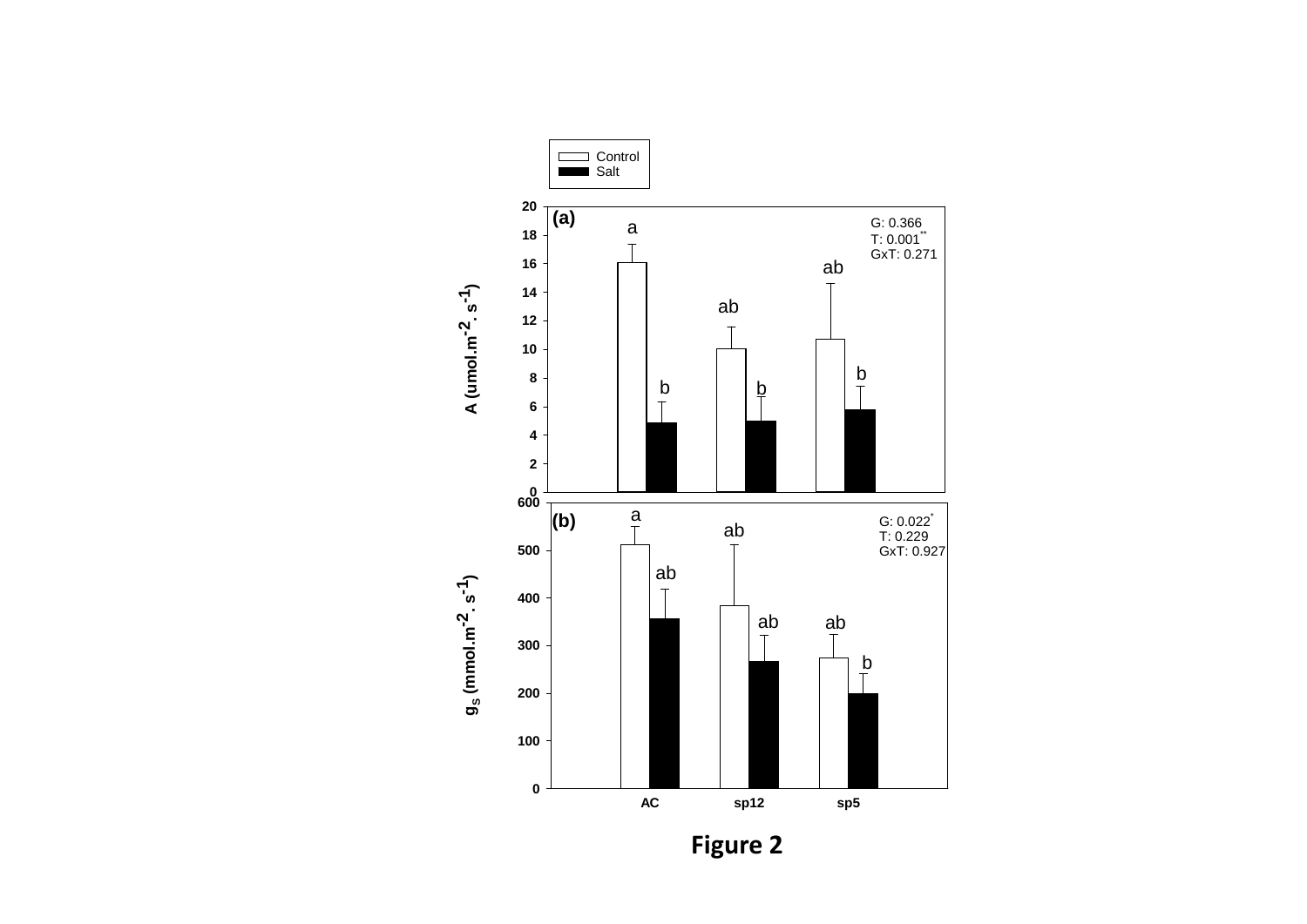**Figure 2**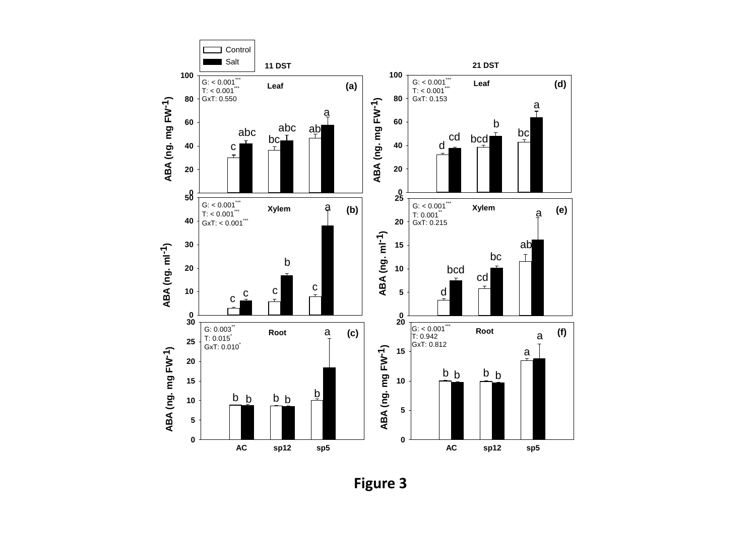**Figure 3**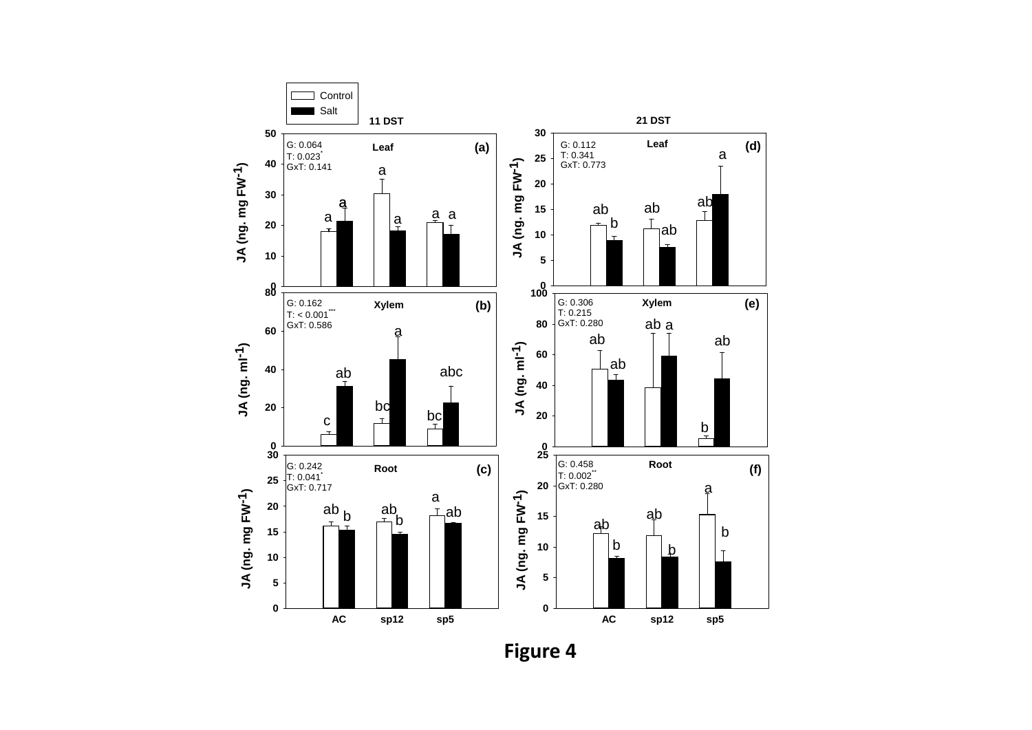**Figure 4**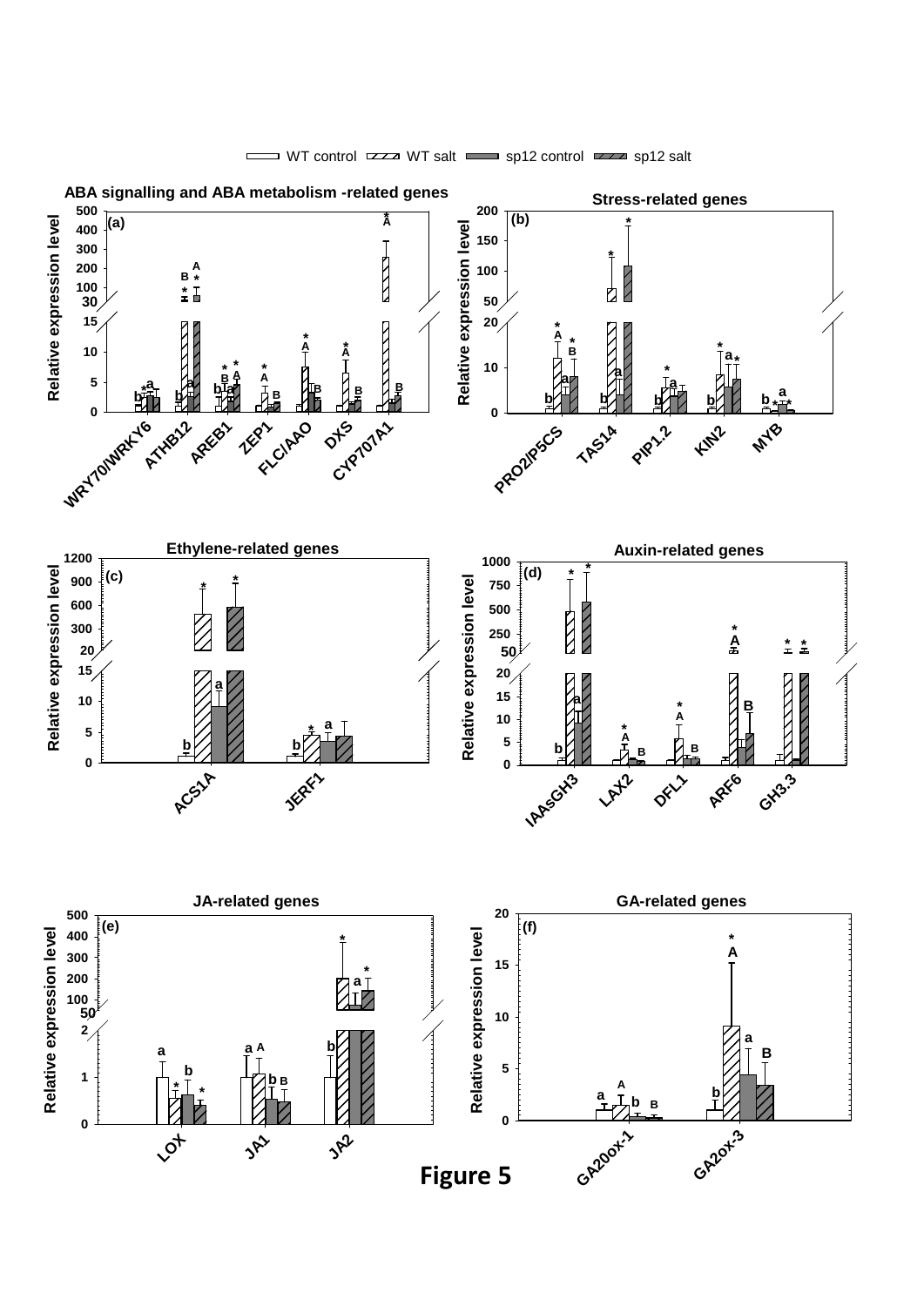Figure 5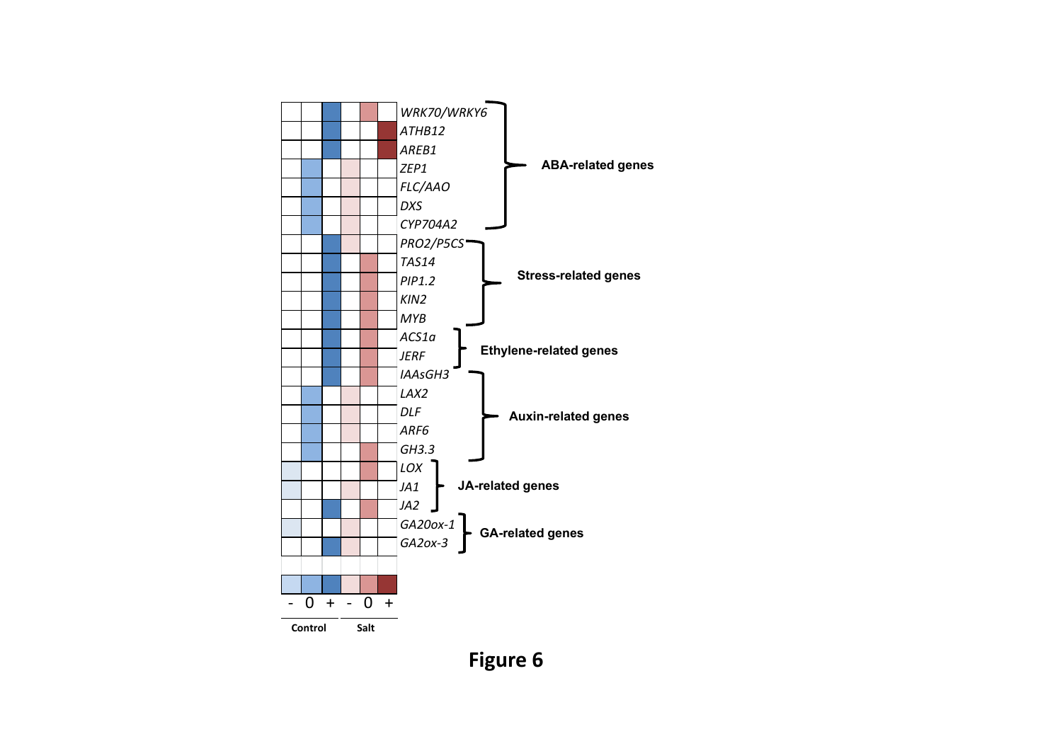**Figure 6**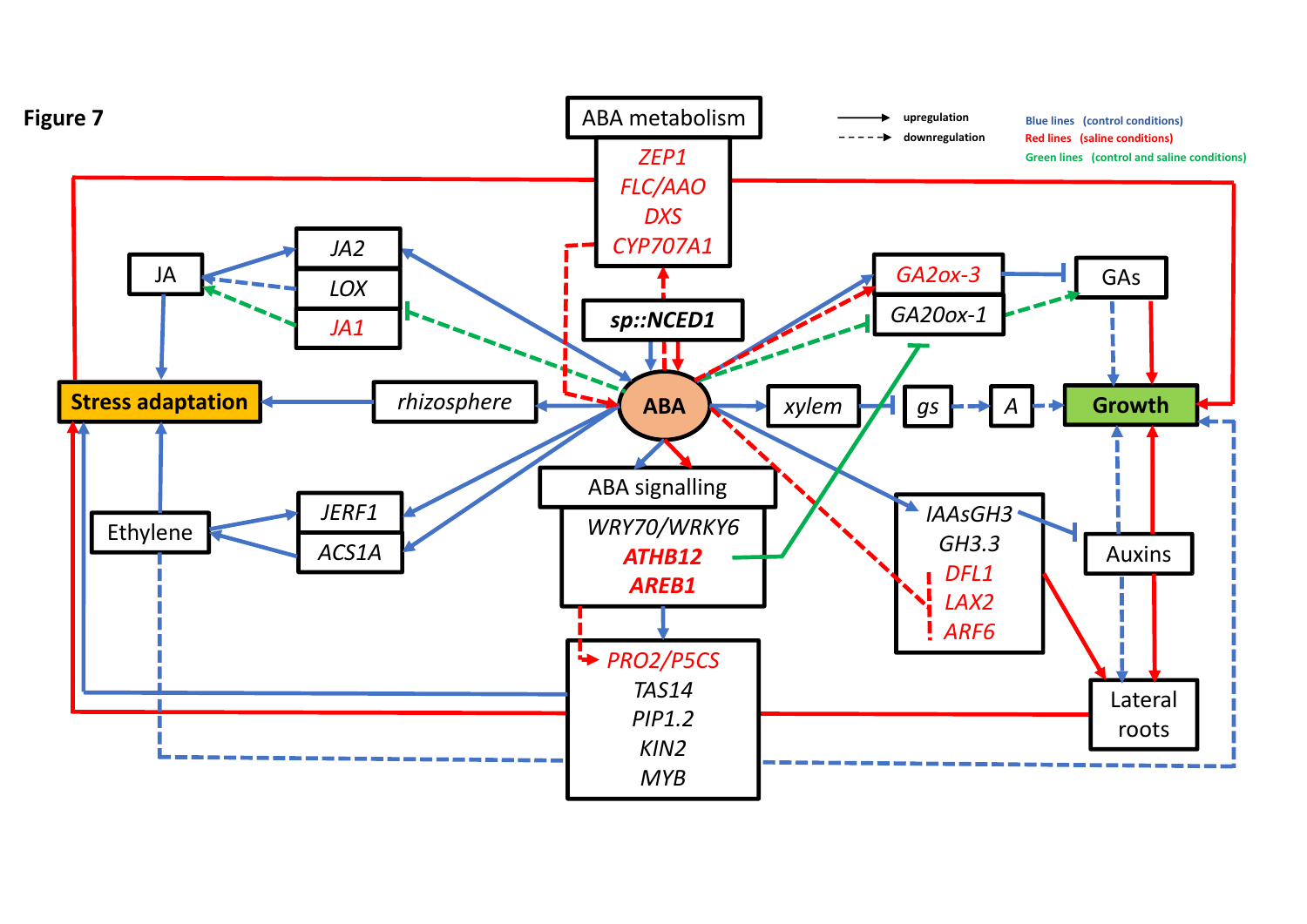**Figure 7**

ABA metabolism: *ZEP1*, *FLC/AAO*, *DXS*, *CYP707A1*

*sp::NCED1*

ABA

ABA signalling: *WRY70/WRKY6*, ***ATHB12***, ***AREB1***

*PRO2/P5CS*, *TAS14*, *PIP1.2*, *KIN2*, *MYB*

JA; *JA2*, *LOX*, *JA1*

Ethylene; *JERF1*, *ACS1A*

*rhizosphere*

Stress adaptation

*GA2ox-3*, *GA20ox-1*, GAs

*xylem*, *gs*, *A*

Growth

*IAAsGH3*, *GH3.3*, *DFL1*, *LAX2*, *ARF6*

Auxins

Lateral roots

Legend:

- Solid arrow: upregulation
- Dashed arrow: downregulation
- Blue lines (control conditions)
- Red lines (saline conditions)
- Green lines (control and saline conditions)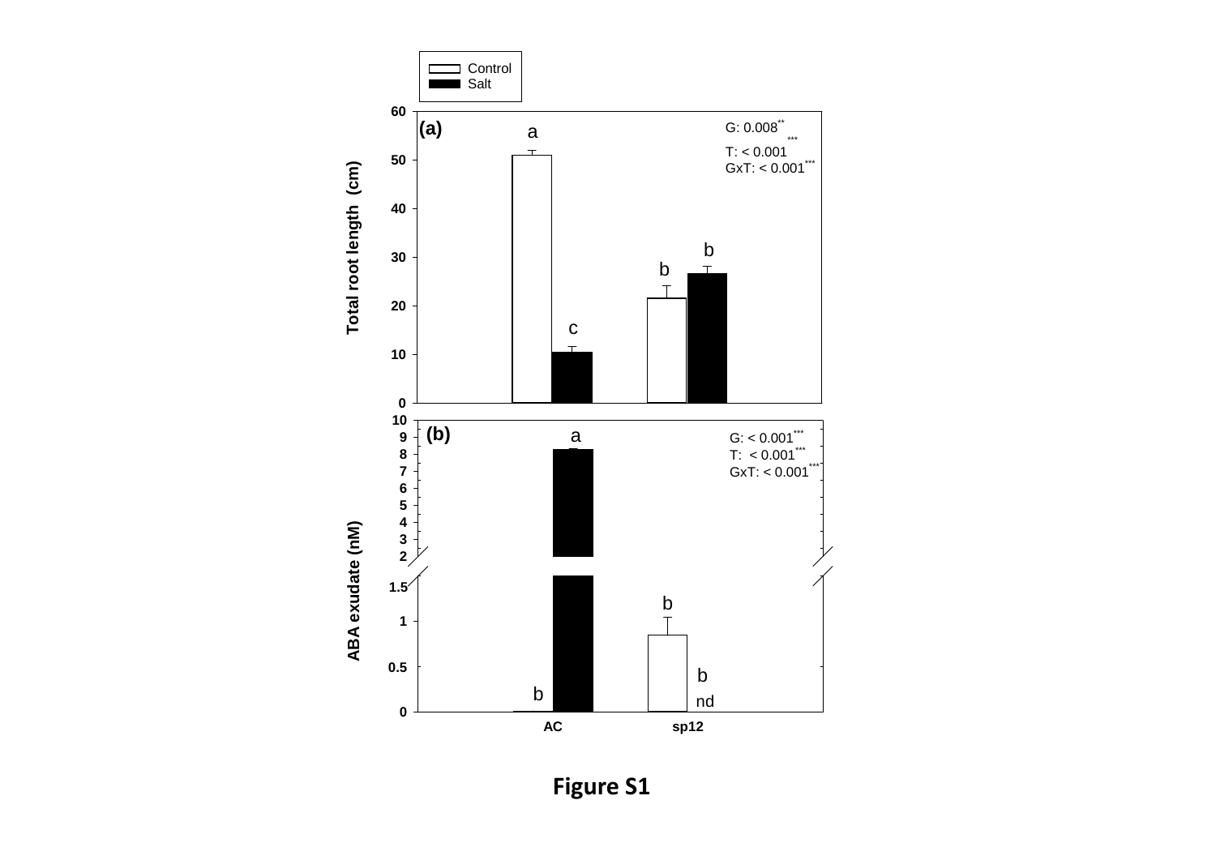Figure S1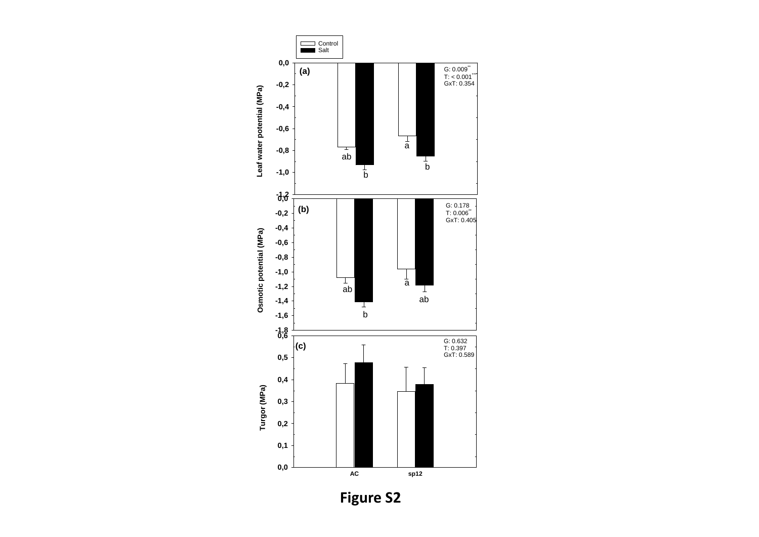Control
Salt

(a)

G: 0.009**
T: < 0.001***
GxT: 0.354

Leaf water potential (MPa)

0,0
-0,2
-0,4
-0,6
-0,8
-1,0
-1,2

ab
b
a
b

(b)

G: 0.178
T: 0.006**
GxT: 0.405

Osmotic potential (MPa)

0,0
-0,2
-0,4
-0,6
-0,8
-1,0
-1,2
-1,4
-1,6
-1,8

ab
b
a
ab

(c)

G: 0.632
T: 0.397
GxT: 0.589

Turgor (MPa)

0,6
0,5
0,4
0,3
0,2
0,1
0,0

AC
sp12

**Figure S2**